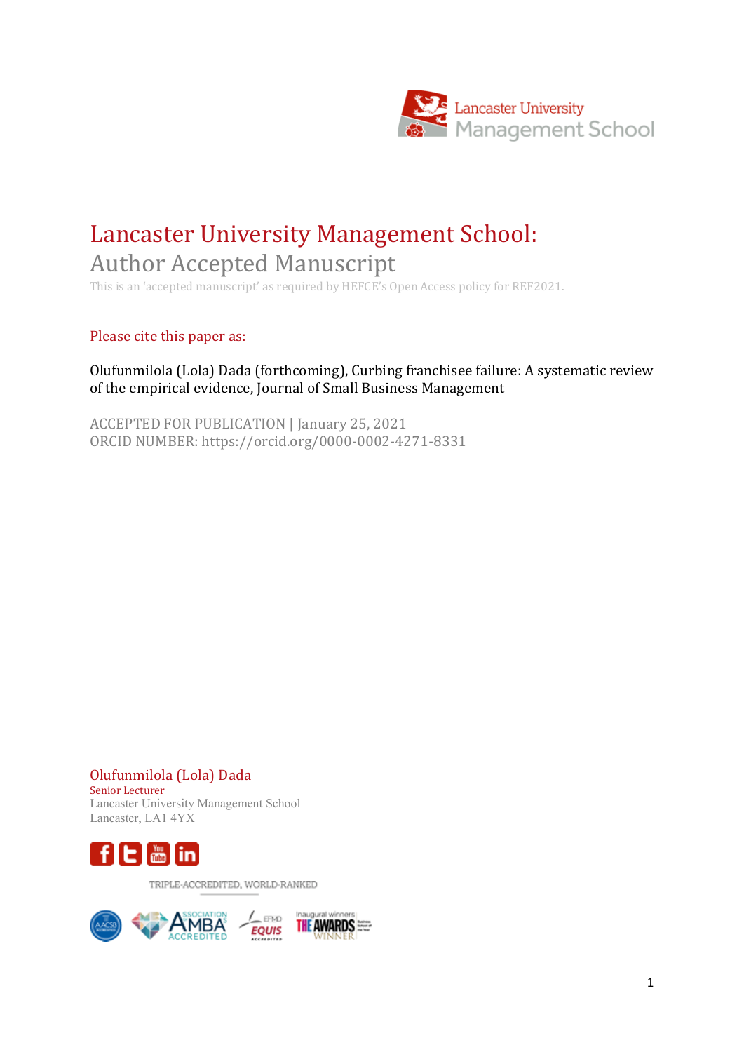Lancaster University Management School

# Lancaster University Management School:

## Author Accepted Manuscript

This is an 'accepted manuscript' as required by HEFCE's Open Access policy for REF2021.

Please cite this paper as:

Olufunmilola (Lola) Dada (forthcoming), Curbing franchisee failure: A systematic review of the empirical evidence, Journal of Small Business Management

ACCEPTED FOR PUBLICATION | January 25, 2021
ORCID NUMBER: https://orcid.org/0000-0002-4271-8331

Olufunmilola (Lola) Dada
Senior Lecturer
Lancaster University Management School
Lancaster, LA1 4YX

TRIPLE-ACCREDITED, WORLD-RANKED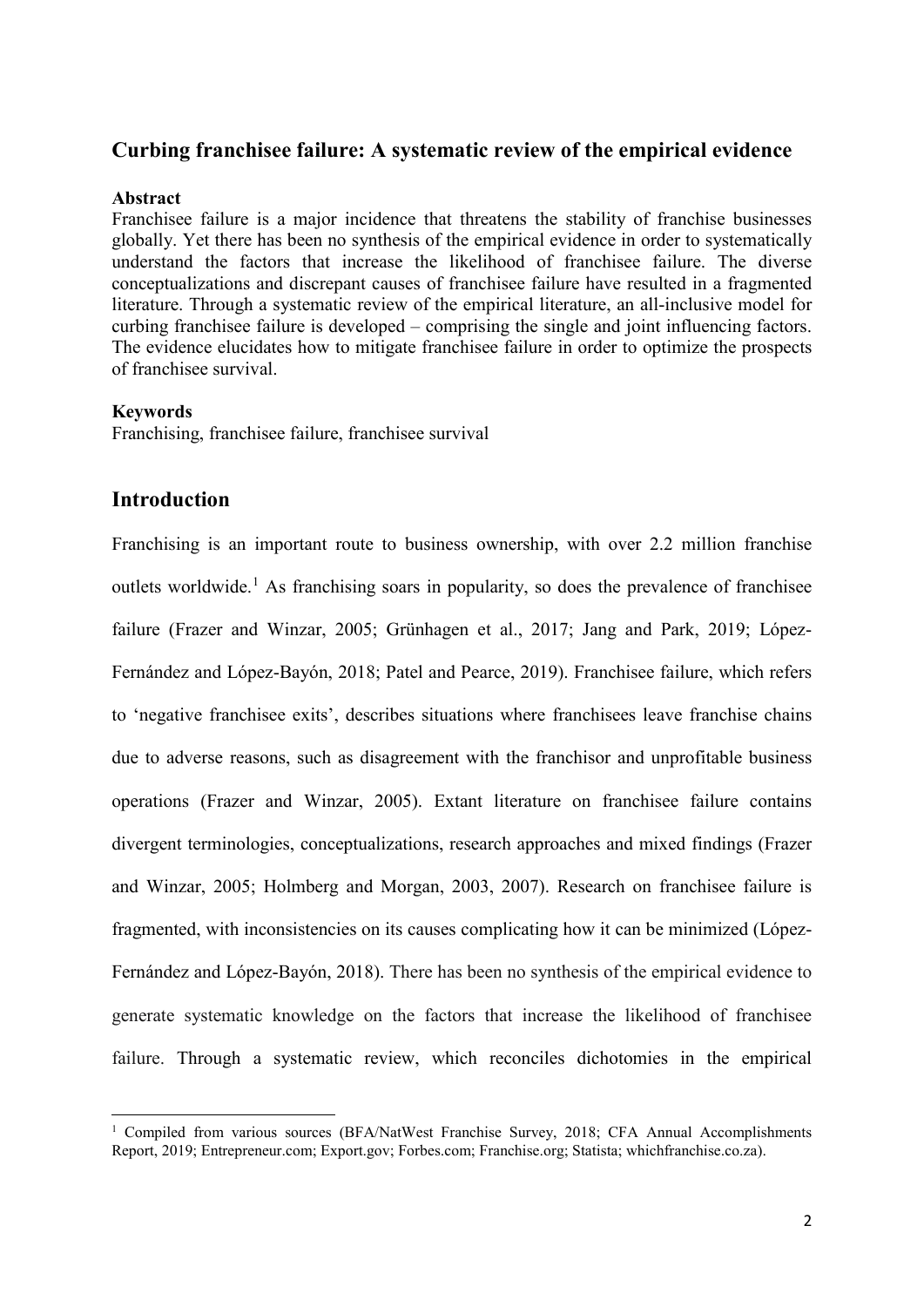## Curbing franchisee failure: A systematic review of the empirical evidence

**Abstract**

Franchisee failure is a major incidence that threatens the stability of franchise businesses globally. Yet there has been no synthesis of the empirical evidence in order to systematically understand the factors that increase the likelihood of franchisee failure. The diverse conceptualizations and discrepant causes of franchisee failure have resulted in a fragmented literature. Through a systematic review of the empirical literature, an all-inclusive model for curbing franchisee failure is developed – comprising the single and joint influencing factors. The evidence elucidates how to mitigate franchisee failure in order to optimize the prospects of franchisee survival.

**Keywords**

Franchising, franchisee failure, franchisee survival

## Introduction

Franchising is an important route to business ownership, with over 2.2 million franchise outlets worldwide.[1] As franchising soars in popularity, so does the prevalence of franchisee failure (Frazer and Winzar, 2005; Grünhagen et al., 2017; Jang and Park, 2019; López-Fernández and López-Bayón, 2018; Patel and Pearce, 2019). Franchisee failure, which refers to 'negative franchisee exits', describes situations where franchisees leave franchise chains due to adverse reasons, such as disagreement with the franchisor and unprofitable business operations (Frazer and Winzar, 2005). Extant literature on franchisee failure contains divergent terminologies, conceptualizations, research approaches and mixed findings (Frazer and Winzar, 2005; Holmberg and Morgan, 2003, 2007). Research on franchisee failure is fragmented, with inconsistencies on its causes complicating how it can be minimized (López-Fernández and López-Bayón, 2018). There has been no synthesis of the empirical evidence to generate systematic knowledge on the factors that increase the likelihood of franchisee failure. Through a systematic review, which reconciles dichotomies in the empirical

[1] Compiled from various sources (BFA/NatWest Franchise Survey, 2018; CFA Annual Accomplishments Report, 2019; Entrepreneur.com; Export.gov; Forbes.com; Franchise.org; Statista; whichfranchise.co.za).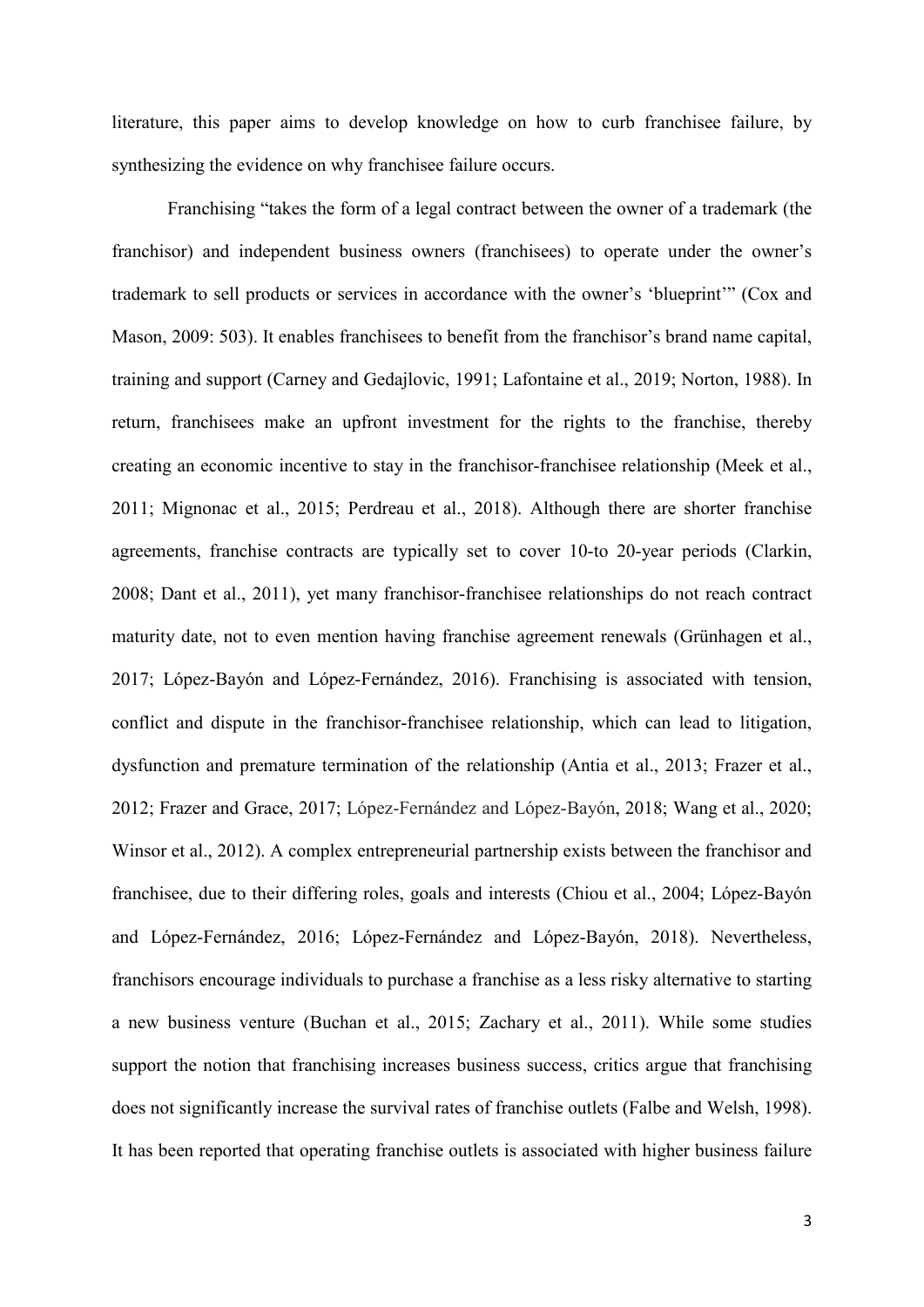literature, this paper aims to develop knowledge on how to curb franchisee failure, by synthesizing the evidence on why franchisee failure occurs.

Franchising "takes the form of a legal contract between the owner of a trademark (the franchisor) and independent business owners (franchisees) to operate under the owner's trademark to sell products or services in accordance with the owner's 'blueprint'" (Cox and Mason, 2009: 503). It enables franchisees to benefit from the franchisor's brand name capital, training and support (Carney and Gedajlovic, 1991; Lafontaine et al., 2019; Norton, 1988). In return, franchisees make an upfront investment for the rights to the franchise, thereby creating an economic incentive to stay in the franchisor-franchisee relationship (Meek et al., 2011; Mignonac et al., 2015; Perdreau et al., 2018). Although there are shorter franchise agreements, franchise contracts are typically set to cover 10-to 20-year periods (Clarkin, 2008; Dant et al., 2011), yet many franchisor-franchisee relationships do not reach contract maturity date, not to even mention having franchise agreement renewals (Grünhagen et al., 2017; López-Bayón and López-Fernández, 2016). Franchising is associated with tension, conflict and dispute in the franchisor-franchisee relationship, which can lead to litigation, dysfunction and premature termination of the relationship (Antia et al., 2013; Frazer et al., 2012; Frazer and Grace, 2017; López-Fernández and López-Bayón, 2018; Wang et al., 2020; Winsor et al., 2012). A complex entrepreneurial partnership exists between the franchisor and franchisee, due to their differing roles, goals and interests (Chiou et al., 2004; López-Bayón and López-Fernández, 2016; López-Fernández and López-Bayón, 2018). Nevertheless, franchisors encourage individuals to purchase a franchise as a less risky alternative to starting a new business venture (Buchan et al., 2015; Zachary et al., 2011). While some studies support the notion that franchising increases business success, critics argue that franchising does not significantly increase the survival rates of franchise outlets (Falbe and Welsh, 1998). It has been reported that operating franchise outlets is associated with higher business failure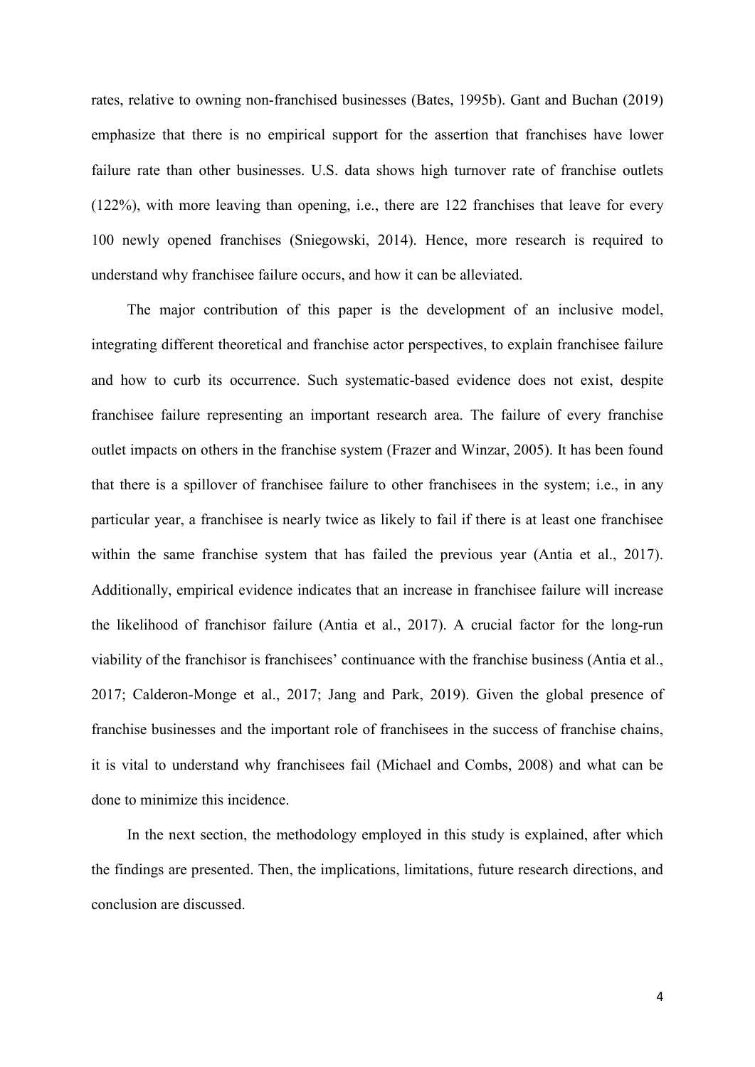rates, relative to owning non-franchised businesses (Bates, 1995b). Gant and Buchan (2019) emphasize that there is no empirical support for the assertion that franchises have lower failure rate than other businesses. U.S. data shows high turnover rate of franchise outlets (122%), with more leaving than opening, i.e., there are 122 franchises that leave for every 100 newly opened franchises (Sniegowski, 2014). Hence, more research is required to understand why franchisee failure occurs, and how it can be alleviated.

The major contribution of this paper is the development of an inclusive model, integrating different theoretical and franchise actor perspectives, to explain franchisee failure and how to curb its occurrence. Such systematic-based evidence does not exist, despite franchisee failure representing an important research area. The failure of every franchise outlet impacts on others in the franchise system (Frazer and Winzar, 2005). It has been found that there is a spillover of franchisee failure to other franchisees in the system; i.e., in any particular year, a franchisee is nearly twice as likely to fail if there is at least one franchisee within the same franchise system that has failed the previous year (Antia et al., 2017). Additionally, empirical evidence indicates that an increase in franchisee failure will increase the likelihood of franchisor failure (Antia et al., 2017). A crucial factor for the long-run viability of the franchisor is franchisees' continuance with the franchise business (Antia et al., 2017; Calderon-Monge et al., 2017; Jang and Park, 2019). Given the global presence of franchise businesses and the important role of franchisees in the success of franchise chains, it is vital to understand why franchisees fail (Michael and Combs, 2008) and what can be done to minimize this incidence.

In the next section, the methodology employed in this study is explained, after which the findings are presented. Then, the implications, limitations, future research directions, and conclusion are discussed.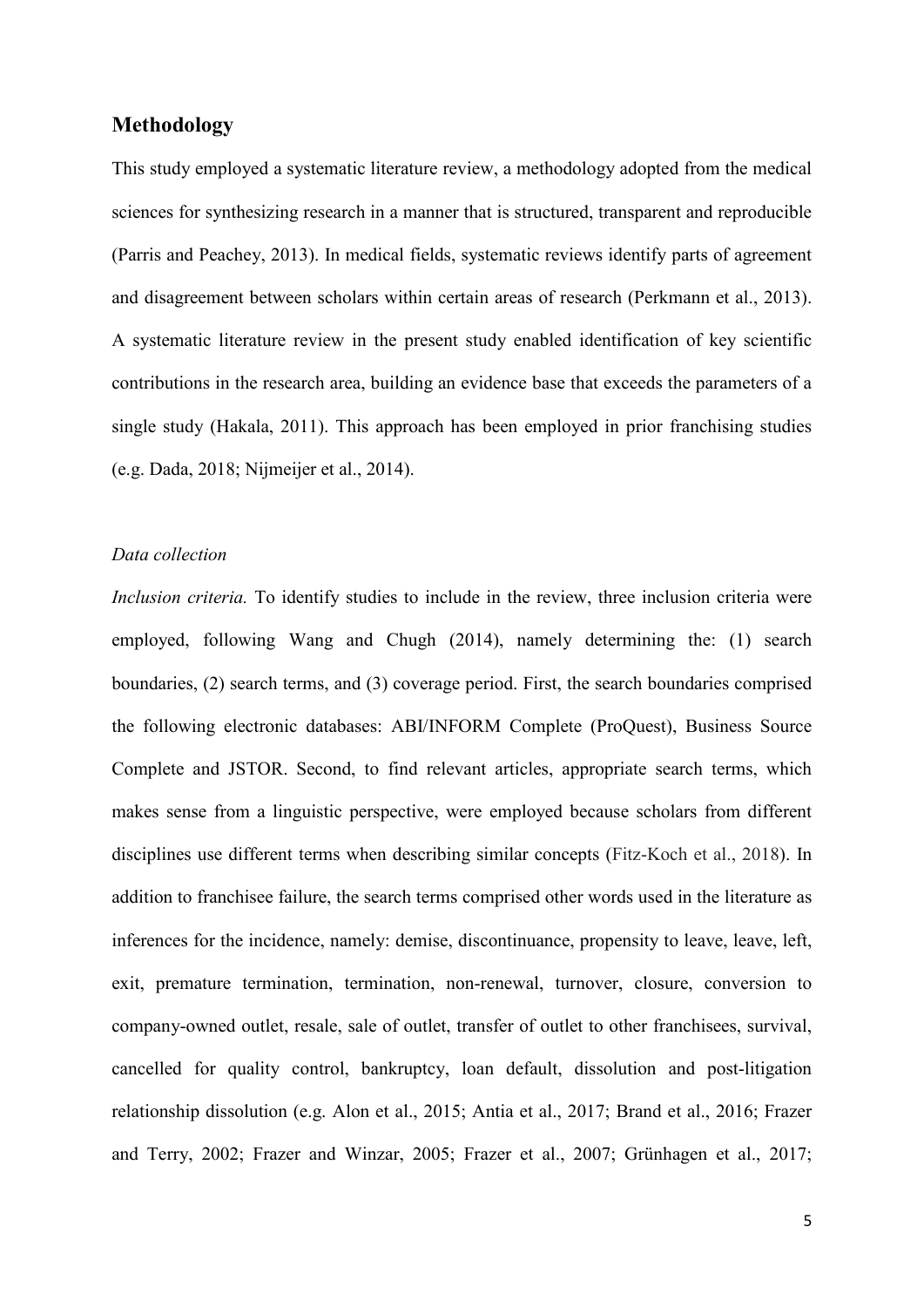## Methodology

This study employed a systematic literature review, a methodology adopted from the medical sciences for synthesizing research in a manner that is structured, transparent and reproducible (Parris and Peachey, 2013). In medical fields, systematic reviews identify parts of agreement and disagreement between scholars within certain areas of research (Perkmann et al., 2013). A systematic literature review in the present study enabled identification of key scientific contributions in the research area, building an evidence base that exceeds the parameters of a single study (Hakala, 2011). This approach has been employed in prior franchising studies (e.g. Dada, 2018; Nijmeijer et al., 2014).

### *Data collection*

*Inclusion criteria.* To identify studies to include in the review, three inclusion criteria were employed, following Wang and Chugh (2014), namely determining the: (1) search boundaries, (2) search terms, and (3) coverage period. First, the search boundaries comprised the following electronic databases: ABI/INFORM Complete (ProQuest), Business Source Complete and JSTOR. Second, to find relevant articles, appropriate search terms, which makes sense from a linguistic perspective, were employed because scholars from different disciplines use different terms when describing similar concepts (Fitz-Koch et al., 2018). In addition to franchisee failure, the search terms comprised other words used in the literature as inferences for the incidence, namely: demise, discontinuance, propensity to leave, leave, left, exit, premature termination, termination, non-renewal, turnover, closure, conversion to company-owned outlet, resale, sale of outlet, transfer of outlet to other franchisees, survival, cancelled for quality control, bankruptcy, loan default, dissolution and post-litigation relationship dissolution (e.g. Alon et al., 2015; Antia et al., 2017; Brand et al., 2016; Frazer and Terry, 2002; Frazer and Winzar, 2005; Frazer et al., 2007; Grünhagen et al., 2017;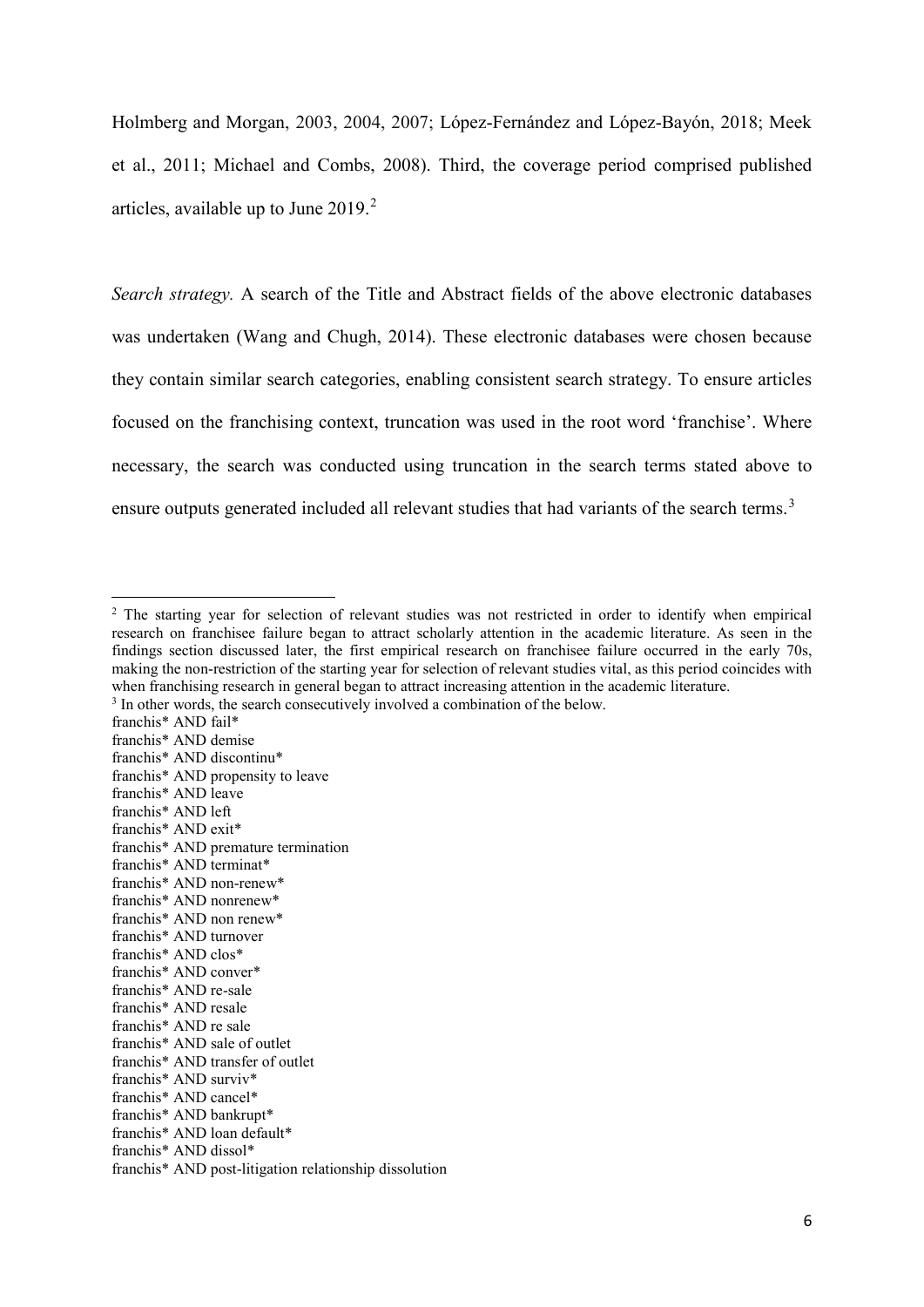Holmberg and Morgan, 2003, 2004, 2007; López-Fernández and López-Bayón, 2018; Meek et al., 2011; Michael and Combs, 2008). Third, the coverage period comprised published articles, available up to June 2019.[2]

*Search strategy.* A search of the Title and Abstract fields of the above electronic databases was undertaken (Wang and Chugh, 2014). These electronic databases were chosen because they contain similar search categories, enabling consistent search strategy. To ensure articles focused on the franchising context, truncation was used in the root word 'franchise'. Where necessary, the search was conducted using truncation in the search terms stated above to ensure outputs generated included all relevant studies that had variants of the search terms.[3]

---

[2] The starting year for selection of relevant studies was not restricted in order to identify when empirical research on franchisee failure began to attract scholarly attention in the academic literature. As seen in the findings section discussed later, the first empirical research on franchisee failure occurred in the early 70s, making the non-restriction of the starting year for selection of relevant studies vital, as this period coincides with when franchising research in general began to attract increasing attention in the academic literature.

[3] In other words, the search consecutively involved a combination of the below.

franchis* AND fail*
franchis* AND demise
franchis* AND discontinu*
franchis* AND propensity to leave
franchis* AND leave
franchis* AND left
franchis* AND exit*
franchis* AND premature termination
franchis* AND terminat*
franchis* AND non-renew*
franchis* AND nonrenew*
franchis* AND non renew*
franchis* AND turnover
franchis* AND clos*
franchis* AND conver*
franchis* AND re-sale
franchis* AND resale
franchis* AND re sale
franchis* AND sale of outlet
franchis* AND transfer of outlet
franchis* AND surviv*
franchis* AND cancel*
franchis* AND bankrupt*
franchis* AND loan default*
franchis* AND dissol*
franchis* AND post-litigation relationship dissolution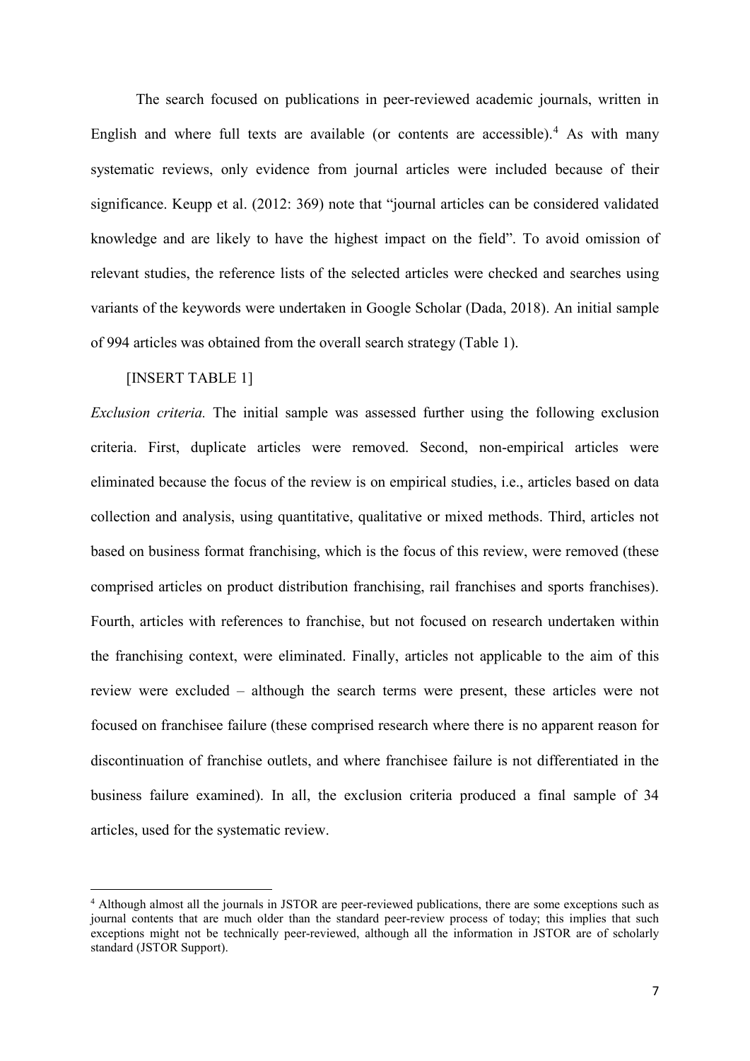The search focused on publications in peer-reviewed academic journals, written in English and where full texts are available (or contents are accessible).[4] As with many systematic reviews, only evidence from journal articles were included because of their significance. Keupp et al. (2012: 369) note that "journal articles can be considered validated knowledge and are likely to have the highest impact on the field". To avoid omission of relevant studies, the reference lists of the selected articles were checked and searches using variants of the keywords were undertaken in Google Scholar (Dada, 2018). An initial sample of 994 articles was obtained from the overall search strategy (Table 1).

[INSERT TABLE 1]

*Exclusion criteria.* The initial sample was assessed further using the following exclusion criteria. First, duplicate articles were removed. Second, non-empirical articles were eliminated because the focus of the review is on empirical studies, i.e., articles based on data collection and analysis, using quantitative, qualitative or mixed methods. Third, articles not based on business format franchising, which is the focus of this review, were removed (these comprised articles on product distribution franchising, rail franchises and sports franchises). Fourth, articles with references to franchise, but not focused on research undertaken within the franchising context, were eliminated. Finally, articles not applicable to the aim of this review were excluded – although the search terms were present, these articles were not focused on franchisee failure (these comprised research where there is no apparent reason for discontinuation of franchise outlets, and where franchisee failure is not differentiated in the business failure examined). In all, the exclusion criteria produced a final sample of 34 articles, used for the systematic review.

[4] Although almost all the journals in JSTOR are peer-reviewed publications, there are some exceptions such as journal contents that are much older than the standard peer-review process of today; this implies that such exceptions might not be technically peer-reviewed, although all the information in JSTOR are of scholarly standard (JSTOR Support).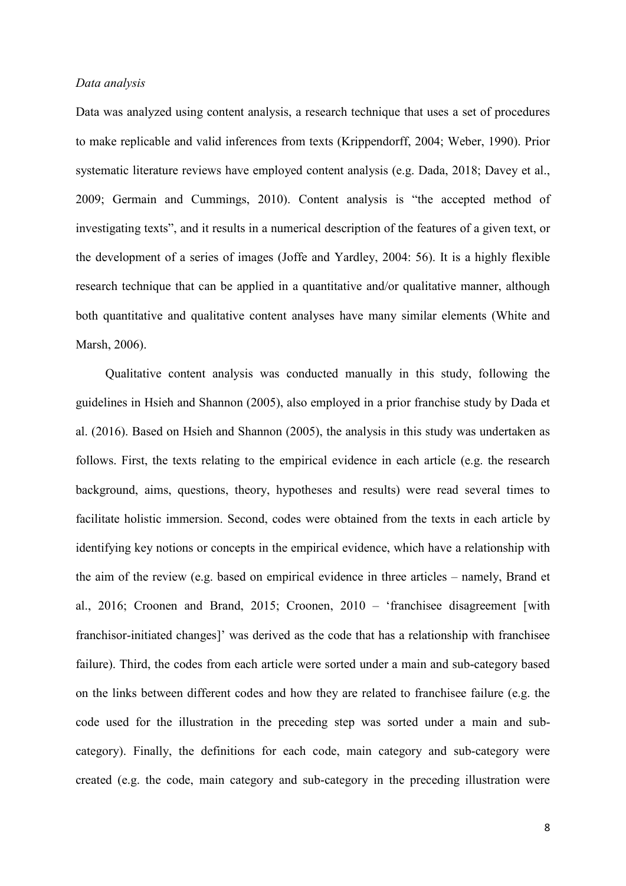*Data analysis*

Data was analyzed using content analysis, a research technique that uses a set of procedures to make replicable and valid inferences from texts (Krippendorff, 2004; Weber, 1990). Prior systematic literature reviews have employed content analysis (e.g. Dada, 2018; Davey et al., 2009; Germain and Cummings, 2010). Content analysis is "the accepted method of investigating texts", and it results in a numerical description of the features of a given text, or the development of a series of images (Joffe and Yardley, 2004: 56). It is a highly flexible research technique that can be applied in a quantitative and/or qualitative manner, although both quantitative and qualitative content analyses have many similar elements (White and Marsh, 2006).

Qualitative content analysis was conducted manually in this study, following the guidelines in Hsieh and Shannon (2005), also employed in a prior franchise study by Dada et al. (2016). Based on Hsieh and Shannon (2005), the analysis in this study was undertaken as follows. First, the texts relating to the empirical evidence in each article (e.g. the research background, aims, questions, theory, hypotheses and results) were read several times to facilitate holistic immersion. Second, codes were obtained from the texts in each article by identifying key notions or concepts in the empirical evidence, which have a relationship with the aim of the review (e.g. based on empirical evidence in three articles – namely, Brand et al., 2016; Croonen and Brand, 2015; Croonen, 2010 – 'franchisee disagreement [with franchisor-initiated changes]' was derived as the code that has a relationship with franchisee failure). Third, the codes from each article were sorted under a main and sub-category based on the links between different codes and how they are related to franchisee failure (e.g. the code used for the illustration in the preceding step was sorted under a main and sub-category). Finally, the definitions for each code, main category and sub-category were created (e.g. the code, main category and sub-category in the preceding illustration were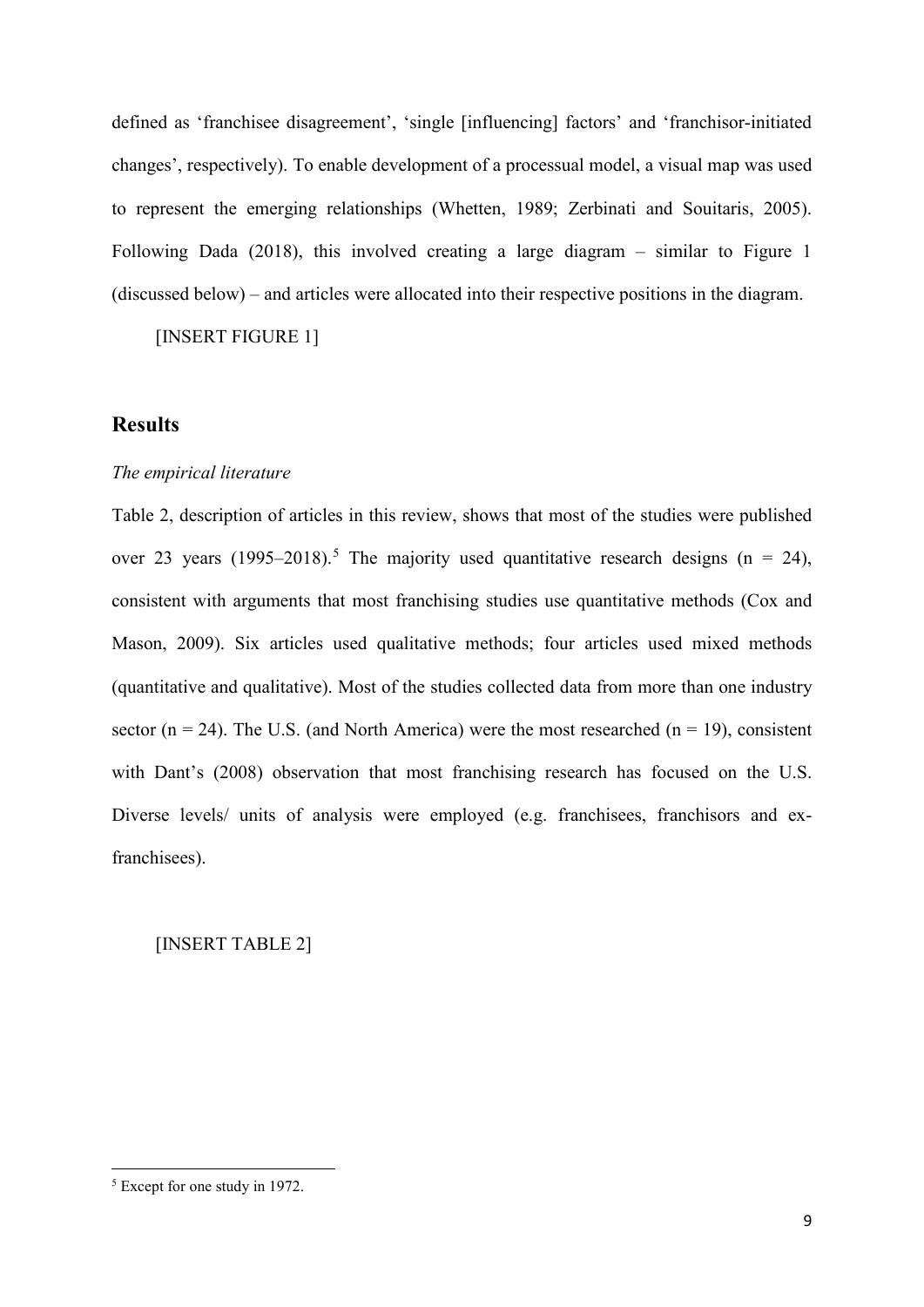defined as 'franchisee disagreement', 'single [influencing] factors' and 'franchisor-initiated changes', respectively). To enable development of a processual model, a visual map was used to represent the emerging relationships (Whetten, 1989; Zerbinati and Souitaris, 2005). Following Dada (2018), this involved creating a large diagram – similar to Figure 1 (discussed below) – and articles were allocated into their respective positions in the diagram.

[INSERT FIGURE 1]

## Results

*The empirical literature*

Table 2, description of articles in this review, shows that most of the studies were published over 23 years (1995–2018).[5] The majority used quantitative research designs (n = 24), consistent with arguments that most franchising studies use quantitative methods (Cox and Mason, 2009). Six articles used qualitative methods; four articles used mixed methods (quantitative and qualitative). Most of the studies collected data from more than one industry sector (n = 24). The U.S. (and North America) were the most researched (n = 19), consistent with Dant's (2008) observation that most franchising research has focused on the U.S. Diverse levels/ units of analysis were employed (e.g. franchisees, franchisors and ex-franchisees).

[INSERT TABLE 2]

---

[5] Except for one study in 1972.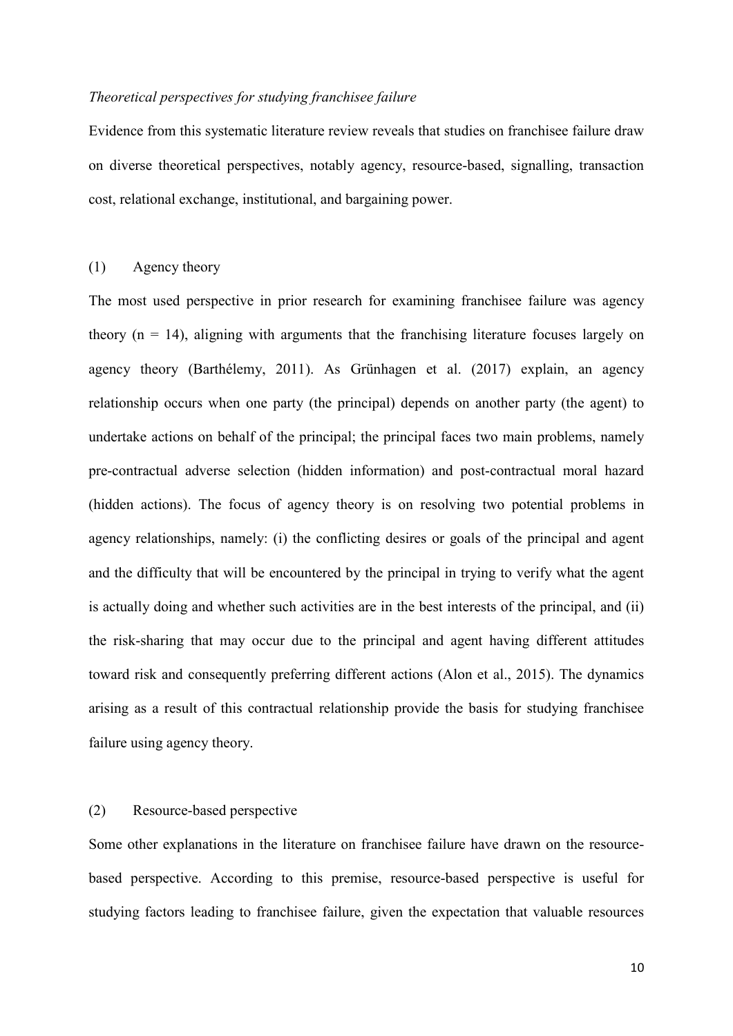*Theoretical perspectives for studying franchisee failure*

Evidence from this systematic literature review reveals that studies on franchisee failure draw on diverse theoretical perspectives, notably agency, resource-based, signalling, transaction cost, relational exchange, institutional, and bargaining power.

(1) Agency theory

The most used perspective in prior research for examining franchisee failure was agency theory ($n = 14$), aligning with arguments that the franchising literature focuses largely on agency theory (Barthélemy, 2011). As Grünhagen et al. (2017) explain, an agency relationship occurs when one party (the principal) depends on another party (the agent) to undertake actions on behalf of the principal; the principal faces two main problems, namely pre-contractual adverse selection (hidden information) and post-contractual moral hazard (hidden actions). The focus of agency theory is on resolving two potential problems in agency relationships, namely: (i) the conflicting desires or goals of the principal and agent and the difficulty that will be encountered by the principal in trying to verify what the agent is actually doing and whether such activities are in the best interests of the principal, and (ii) the risk-sharing that may occur due to the principal and agent having different attitudes toward risk and consequently preferring different actions (Alon et al., 2015). The dynamics arising as a result of this contractual relationship provide the basis for studying franchisee failure using agency theory.

(2) Resource-based perspective

Some other explanations in the literature on franchisee failure have drawn on the resource-based perspective. According to this premise, resource-based perspective is useful for studying factors leading to franchisee failure, given the expectation that valuable resources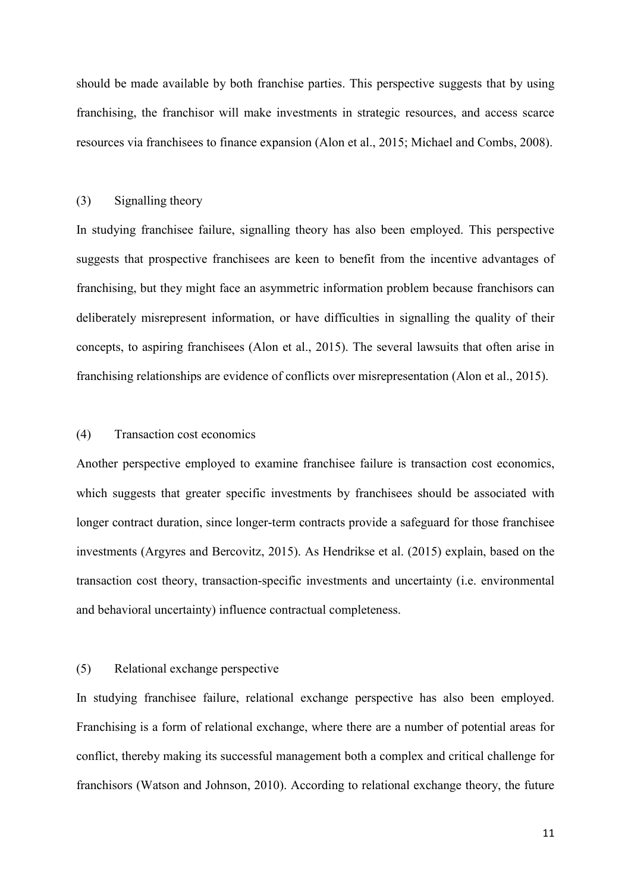should be made available by both franchise parties. This perspective suggests that by using franchising, the franchisor will make investments in strategic resources, and access scarce resources via franchisees to finance expansion (Alon et al., 2015; Michael and Combs, 2008).

(3) Signalling theory

In studying franchisee failure, signalling theory has also been employed. This perspective suggests that prospective franchisees are keen to benefit from the incentive advantages of franchising, but they might face an asymmetric information problem because franchisors can deliberately misrepresent information, or have difficulties in signalling the quality of their concepts, to aspiring franchisees (Alon et al., 2015). The several lawsuits that often arise in franchising relationships are evidence of conflicts over misrepresentation (Alon et al., 2015).

(4) Transaction cost economics

Another perspective employed to examine franchisee failure is transaction cost economics, which suggests that greater specific investments by franchisees should be associated with longer contract duration, since longer-term contracts provide a safeguard for those franchisee investments (Argyres and Bercovitz, 2015). As Hendrikse et al. (2015) explain, based on the transaction cost theory, transaction-specific investments and uncertainty (i.e. environmental and behavioral uncertainty) influence contractual completeness.

(5) Relational exchange perspective

In studying franchisee failure, relational exchange perspective has also been employed. Franchising is a form of relational exchange, where there are a number of potential areas for conflict, thereby making its successful management both a complex and critical challenge for franchisors (Watson and Johnson, 2010). According to relational exchange theory, the future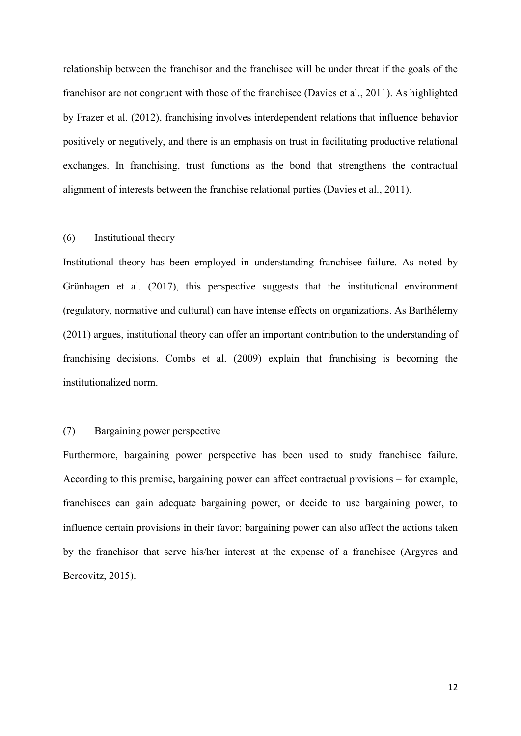relationship between the franchisor and the franchisee will be under threat if the goals of the franchisor are not congruent with those of the franchisee (Davies et al., 2011). As highlighted by Frazer et al. (2012), franchising involves interdependent relations that influence behavior positively or negatively, and there is an emphasis on trust in facilitating productive relational exchanges. In franchising, trust functions as the bond that strengthens the contractual alignment of interests between the franchise relational parties (Davies et al., 2011).

(6) Institutional theory

Institutional theory has been employed in understanding franchisee failure. As noted by Grünhagen et al. (2017), this perspective suggests that the institutional environment (regulatory, normative and cultural) can have intense effects on organizations. As Barthélemy (2011) argues, institutional theory can offer an important contribution to the understanding of franchising decisions. Combs et al. (2009) explain that franchising is becoming the institutionalized norm.

(7) Bargaining power perspective

Furthermore, bargaining power perspective has been used to study franchisee failure. According to this premise, bargaining power can affect contractual provisions – for example, franchisees can gain adequate bargaining power, or decide to use bargaining power, to influence certain provisions in their favor; bargaining power can also affect the actions taken by the franchisor that serve his/her interest at the expense of a franchisee (Argyres and Bercovitz, 2015).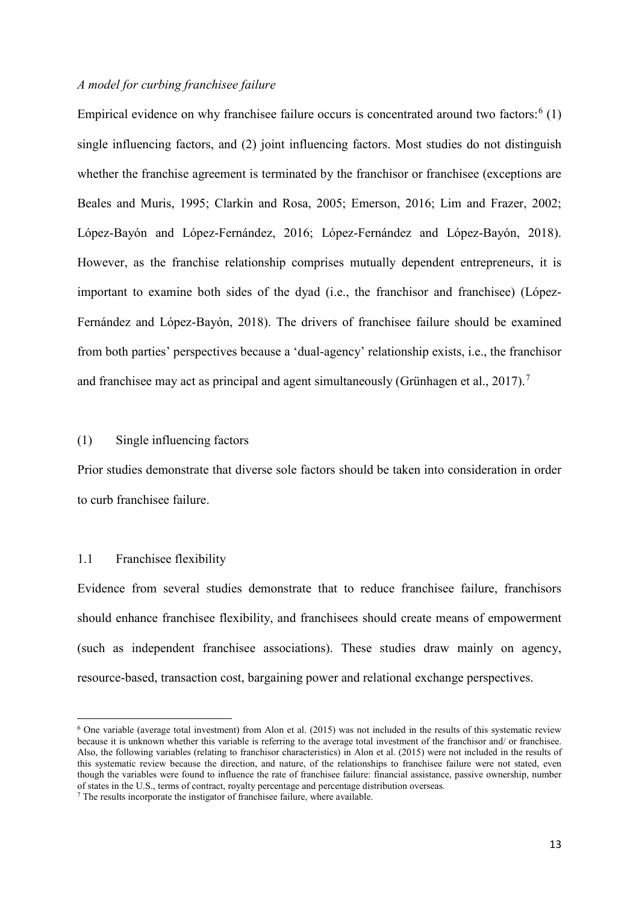*A model for curbing franchisee failure*

Empirical evidence on why franchisee failure occurs is concentrated around two factors:[6] (1) single influencing factors, and (2) joint influencing factors. Most studies do not distinguish whether the franchise agreement is terminated by the franchisor or franchisee (exceptions are Beales and Muris, 1995; Clarkin and Rosa, 2005; Emerson, 2016; Lim and Frazer, 2002; López-Bayón and López-Fernández, 2016; López-Fernández and López-Bayón, 2018). However, as the franchise relationship comprises mutually dependent entrepreneurs, it is important to examine both sides of the dyad (i.e., the franchisor and franchisee) (López-Fernández and López-Bayón, 2018). The drivers of franchisee failure should be examined from both parties' perspectives because a 'dual-agency' relationship exists, i.e., the franchisor and franchisee may act as principal and agent simultaneously (Grünhagen et al., 2017).[7]

(1) Single influencing factors

Prior studies demonstrate that diverse sole factors should be taken into consideration in order to curb franchisee failure.

1.1 Franchisee flexibility

Evidence from several studies demonstrate that to reduce franchisee failure, franchisors should enhance franchisee flexibility, and franchisees should create means of empowerment (such as independent franchisee associations). These studies draw mainly on agency, resource-based, transaction cost, bargaining power and relational exchange perspectives.

[6] One variable (average total investment) from Alon et al. (2015) was not included in the results of this systematic review because it is unknown whether this variable is referring to the average total investment of the franchisor and/ or franchisee. Also, the following variables (relating to franchisor characteristics) in Alon et al. (2015) were not included in the results of this systematic review because the direction, and nature, of the relationships to franchisee failure were not stated, even though the variables were found to influence the rate of franchisee failure: financial assistance, passive ownership, number of states in the U.S., terms of contract, royalty percentage and percentage distribution overseas.

[7] The results incorporate the instigator of franchisee failure, where available.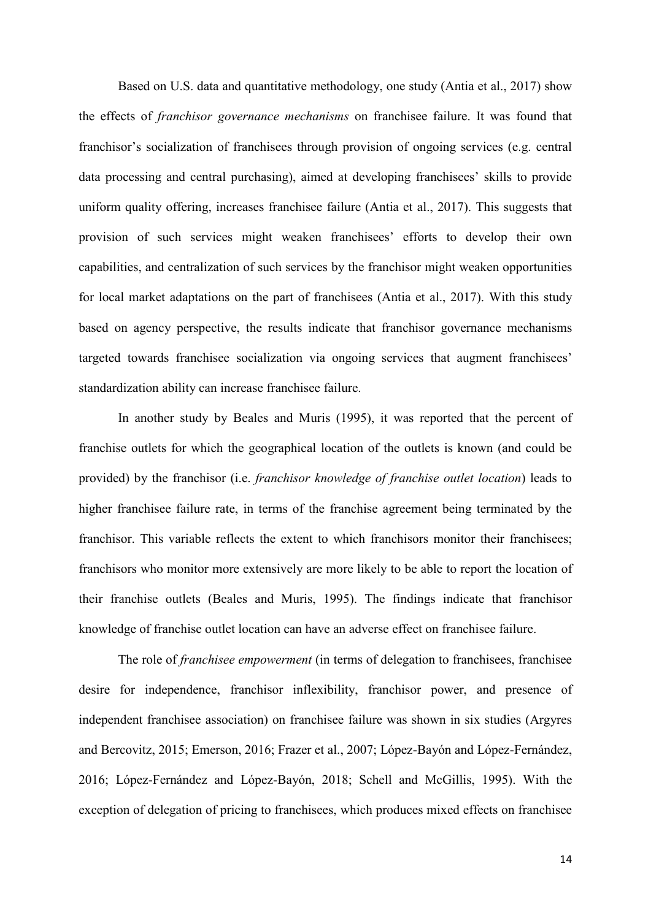Based on U.S. data and quantitative methodology, one study (Antia et al., 2017) show the effects of *franchisor governance mechanisms* on franchisee failure. It was found that franchisor's socialization of franchisees through provision of ongoing services (e.g. central data processing and central purchasing), aimed at developing franchisees' skills to provide uniform quality offering, increases franchisee failure (Antia et al., 2017). This suggests that provision of such services might weaken franchisees' efforts to develop their own capabilities, and centralization of such services by the franchisor might weaken opportunities for local market adaptations on the part of franchisees (Antia et al., 2017). With this study based on agency perspective, the results indicate that franchisor governance mechanisms targeted towards franchisee socialization via ongoing services that augment franchisees' standardization ability can increase franchisee failure.

In another study by Beales and Muris (1995), it was reported that the percent of franchise outlets for which the geographical location of the outlets is known (and could be provided) by the franchisor (i.e. *franchisor knowledge of franchise outlet location*) leads to higher franchisee failure rate, in terms of the franchise agreement being terminated by the franchisor. This variable reflects the extent to which franchisors monitor their franchisees; franchisors who monitor more extensively are more likely to be able to report the location of their franchise outlets (Beales and Muris, 1995). The findings indicate that franchisor knowledge of franchise outlet location can have an adverse effect on franchisee failure.

The role of *franchisee empowerment* (in terms of delegation to franchisees, franchisee desire for independence, franchisor inflexibility, franchisor power, and presence of independent franchisee association) on franchisee failure was shown in six studies (Argyres and Bercovitz, 2015; Emerson, 2016; Frazer et al., 2007; López-Bayón and López-Fernández, 2016; López-Fernández and López-Bayón, 2018; Schell and McGillis, 1995). With the exception of delegation of pricing to franchisees, which produces mixed effects on franchisee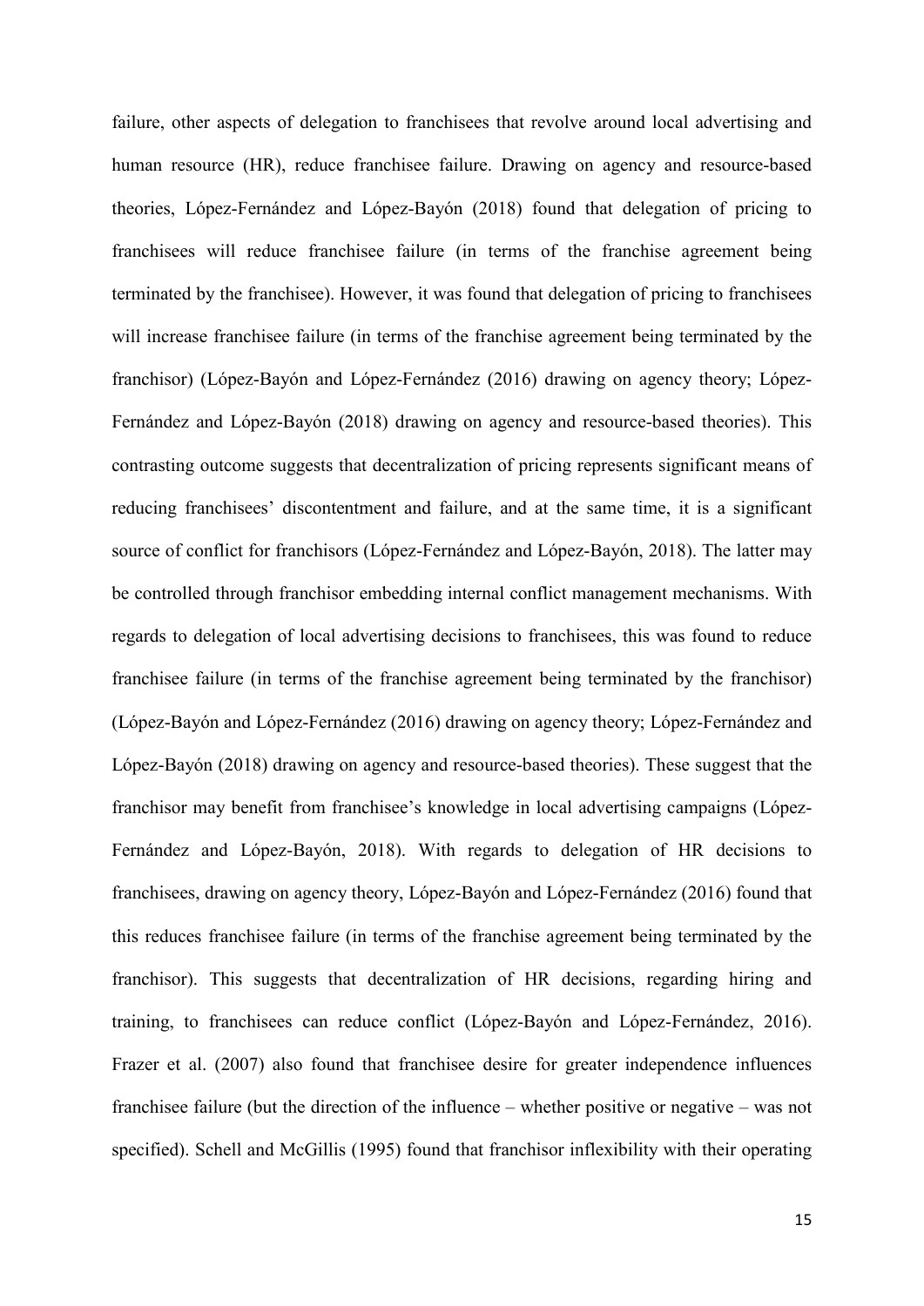failure, other aspects of delegation to franchisees that revolve around local advertising and human resource (HR), reduce franchisee failure. Drawing on agency and resource-based theories, López-Fernández and López-Bayón (2018) found that delegation of pricing to franchisees will reduce franchisee failure (in terms of the franchise agreement being terminated by the franchisee). However, it was found that delegation of pricing to franchisees will increase franchisee failure (in terms of the franchise agreement being terminated by the franchisor) (López-Bayón and López-Fernández (2016) drawing on agency theory; López-Fernández and López-Bayón (2018) drawing on agency and resource-based theories). This contrasting outcome suggests that decentralization of pricing represents significant means of reducing franchisees' discontentment and failure, and at the same time, it is a significant source of conflict for franchisors (López-Fernández and López-Bayón, 2018). The latter may be controlled through franchisor embedding internal conflict management mechanisms. With regards to delegation of local advertising decisions to franchisees, this was found to reduce franchisee failure (in terms of the franchise agreement being terminated by the franchisor) (López-Bayón and López-Fernández (2016) drawing on agency theory; López-Fernández and López-Bayón (2018) drawing on agency and resource-based theories). These suggest that the franchisor may benefit from franchisee's knowledge in local advertising campaigns (López-Fernández and López-Bayón, 2018). With regards to delegation of HR decisions to franchisees, drawing on agency theory, López-Bayón and López-Fernández (2016) found that this reduces franchisee failure (in terms of the franchise agreement being terminated by the franchisor). This suggests that decentralization of HR decisions, regarding hiring and training, to franchisees can reduce conflict (López-Bayón and López-Fernández, 2016). Frazer et al. (2007) also found that franchisee desire for greater independence influences franchisee failure (but the direction of the influence – whether positive or negative – was not specified). Schell and McGillis (1995) found that franchisor inflexibility with their operating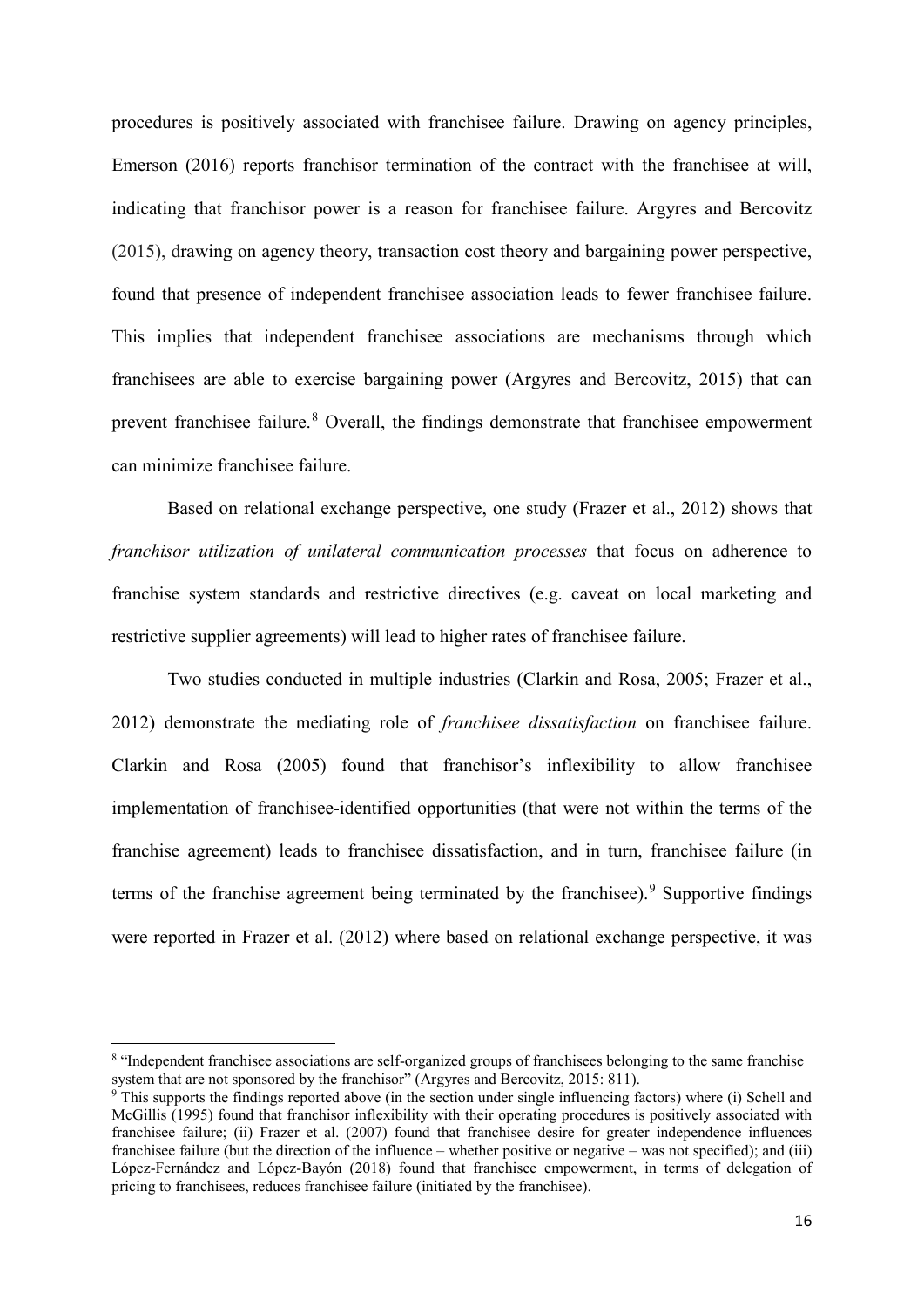procedures is positively associated with franchisee failure. Drawing on agency principles, Emerson (2016) reports franchisor termination of the contract with the franchisee at will, indicating that franchisor power is a reason for franchisee failure. Argyres and Bercovitz (2015), drawing on agency theory, transaction cost theory and bargaining power perspective, found that presence of independent franchisee association leads to fewer franchisee failure. This implies that independent franchisee associations are mechanisms through which franchisees are able to exercise bargaining power (Argyres and Bercovitz, 2015) that can prevent franchisee failure.[8] Overall, the findings demonstrate that franchisee empowerment can minimize franchisee failure.

Based on relational exchange perspective, one study (Frazer et al., 2012) shows that *franchisor utilization of unilateral communication processes* that focus on adherence to franchise system standards and restrictive directives (e.g. caveat on local marketing and restrictive supplier agreements) will lead to higher rates of franchisee failure.

Two studies conducted in multiple industries (Clarkin and Rosa, 2005; Frazer et al., 2012) demonstrate the mediating role of *franchisee dissatisfaction* on franchisee failure. Clarkin and Rosa (2005) found that franchisor's inflexibility to allow franchisee implementation of franchisee-identified opportunities (that were not within the terms of the franchise agreement) leads to franchisee dissatisfaction, and in turn, franchisee failure (in terms of the franchise agreement being terminated by the franchisee).[9] Supportive findings were reported in Frazer et al. (2012) where based on relational exchange perspective, it was

---

[8] "Independent franchisee associations are self-organized groups of franchisees belonging to the same franchise system that are not sponsored by the franchisor" (Argyres and Bercovitz, 2015: 811).

[9] This supports the findings reported above (in the section under single influencing factors) where (i) Schell and McGillis (1995) found that franchisor inflexibility with their operating procedures is positively associated with franchisee failure; (ii) Frazer et al. (2007) found that franchisee desire for greater independence influences franchisee failure (but the direction of the influence – whether positive or negative – was not specified); and (iii) López-Fernández and López-Bayón (2018) found that franchisee empowerment, in terms of delegation of pricing to franchisees, reduces franchisee failure (initiated by the franchisee).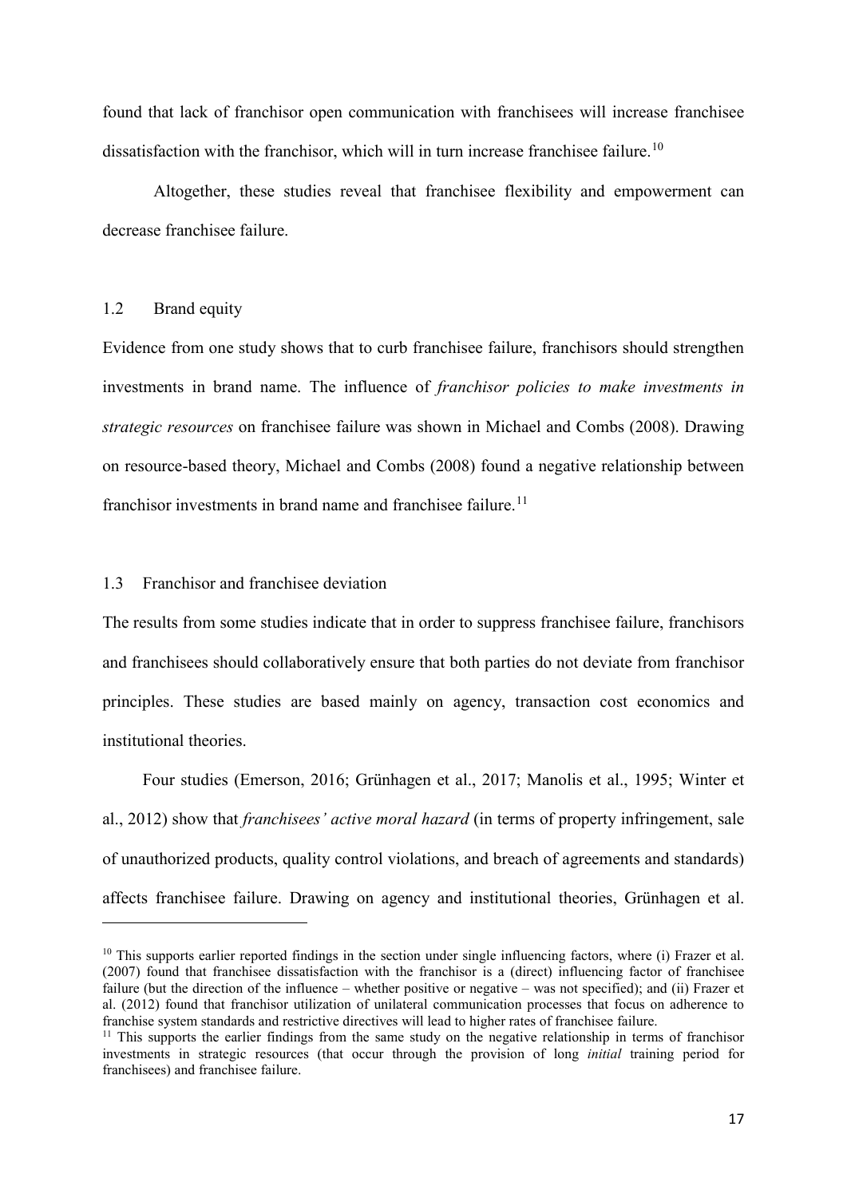found that lack of franchisor open communication with franchisees will increase franchisee dissatisfaction with the franchisor, which will in turn increase franchisee failure.[10]

Altogether, these studies reveal that franchisee flexibility and empowerment can decrease franchisee failure.

### 1.2 Brand equity

Evidence from one study shows that to curb franchisee failure, franchisors should strengthen investments in brand name. The influence of *franchisor policies to make investments in strategic resources* on franchisee failure was shown in Michael and Combs (2008). Drawing on resource-based theory, Michael and Combs (2008) found a negative relationship between franchisor investments in brand name and franchisee failure.[11]

### 1.3 Franchisor and franchisee deviation

The results from some studies indicate that in order to suppress franchisee failure, franchisors and franchisees should collaboratively ensure that both parties do not deviate from franchisor principles. These studies are based mainly on agency, transaction cost economics and institutional theories.

Four studies (Emerson, 2016; Grünhagen et al., 2017; Manolis et al., 1995; Winter et al., 2012) show that *franchisees' active moral hazard* (in terms of property infringement, sale of unauthorized products, quality control violations, and breach of agreements and standards) affects franchisee failure. Drawing on agency and institutional theories, Grünhagen et al.

---

[10] This supports earlier reported findings in the section under single influencing factors, where (i) Frazer et al. (2007) found that franchisee dissatisfaction with the franchisor is a (direct) influencing factor of franchisee failure (but the direction of the influence – whether positive or negative – was not specified); and (ii) Frazer et al. (2012) found that franchisor utilization of unilateral communication processes that focus on adherence to franchise system standards and restrictive directives will lead to higher rates of franchisee failure.

[11] This supports the earlier findings from the same study on the negative relationship in terms of franchisor investments in strategic resources (that occur through the provision of long *initial* training period for franchisees) and franchisee failure.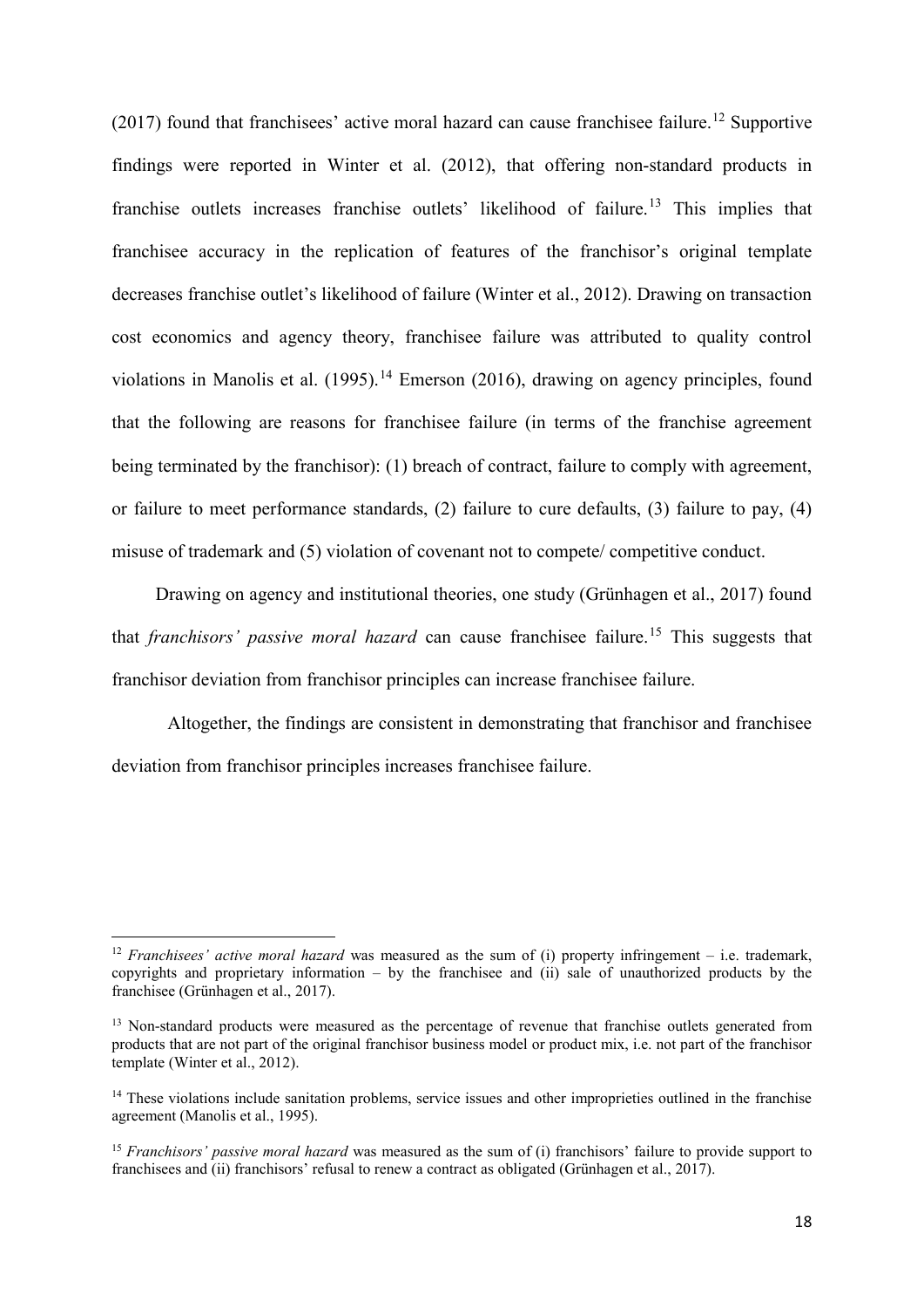(2017) found that franchisees' active moral hazard can cause franchisee failure.[12] Supportive findings were reported in Winter et al. (2012), that offering non-standard products in franchise outlets increases franchise outlets' likelihood of failure.[13] This implies that franchisee accuracy in the replication of features of the franchisor's original template decreases franchise outlet's likelihood of failure (Winter et al., 2012). Drawing on transaction cost economics and agency theory, franchisee failure was attributed to quality control violations in Manolis et al. (1995).[14] Emerson (2016), drawing on agency principles, found that the following are reasons for franchisee failure (in terms of the franchise agreement being terminated by the franchisor): (1) breach of contract, failure to comply with agreement, or failure to meet performance standards, (2) failure to cure defaults, (3) failure to pay, (4) misuse of trademark and (5) violation of covenant not to compete/ competitive conduct.

Drawing on agency and institutional theories, one study (Grünhagen et al., 2017) found that *franchisors' passive moral hazard* can cause franchisee failure.[15] This suggests that franchisor deviation from franchisor principles can increase franchisee failure.

Altogether, the findings are consistent in demonstrating that franchisor and franchisee deviation from franchisor principles increases franchisee failure.

[12] *Franchisees' active moral hazard* was measured as the sum of (i) property infringement – i.e. trademark, copyrights and proprietary information – by the franchisee and (ii) sale of unauthorized products by the franchisee (Grünhagen et al., 2017).

[13] Non-standard products were measured as the percentage of revenue that franchise outlets generated from products that are not part of the original franchisor business model or product mix, i.e. not part of the franchisor template (Winter et al., 2012).

[14] These violations include sanitation problems, service issues and other improprieties outlined in the franchise agreement (Manolis et al., 1995).

[15] *Franchisors' passive moral hazard* was measured as the sum of (i) franchisors' failure to provide support to franchisees and (ii) franchisors' refusal to renew a contract as obligated (Grünhagen et al., 2017).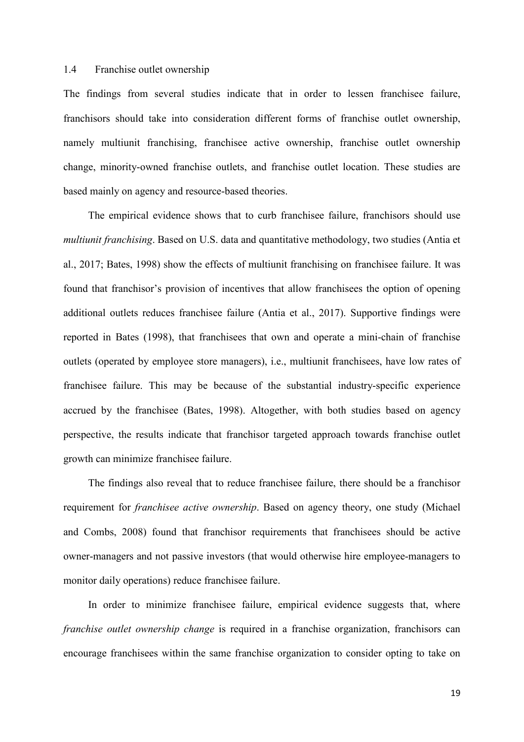### 1.4 Franchise outlet ownership

The findings from several studies indicate that in order to lessen franchisee failure, franchisors should take into consideration different forms of franchise outlet ownership, namely multiunit franchising, franchisee active ownership, franchise outlet ownership change, minority-owned franchise outlets, and franchise outlet location. These studies are based mainly on agency and resource-based theories.

The empirical evidence shows that to curb franchisee failure, franchisors should use *multiunit franchising*. Based on U.S. data and quantitative methodology, two studies (Antia et al., 2017; Bates, 1998) show the effects of multiunit franchising on franchisee failure. It was found that franchisor's provision of incentives that allow franchisees the option of opening additional outlets reduces franchisee failure (Antia et al., 2017). Supportive findings were reported in Bates (1998), that franchisees that own and operate a mini-chain of franchise outlets (operated by employee store managers), i.e., multiunit franchisees, have low rates of franchisee failure. This may be because of the substantial industry-specific experience accrued by the franchisee (Bates, 1998). Altogether, with both studies based on agency perspective, the results indicate that franchisor targeted approach towards franchise outlet growth can minimize franchisee failure.

The findings also reveal that to reduce franchisee failure, there should be a franchisor requirement for *franchisee active ownership*. Based on agency theory, one study (Michael and Combs, 2008) found that franchisor requirements that franchisees should be active owner-managers and not passive investors (that would otherwise hire employee-managers to monitor daily operations) reduce franchisee failure.

In order to minimize franchisee failure, empirical evidence suggests that, where *franchise outlet ownership change* is required in a franchise organization, franchisors can encourage franchisees within the same franchise organization to consider opting to take on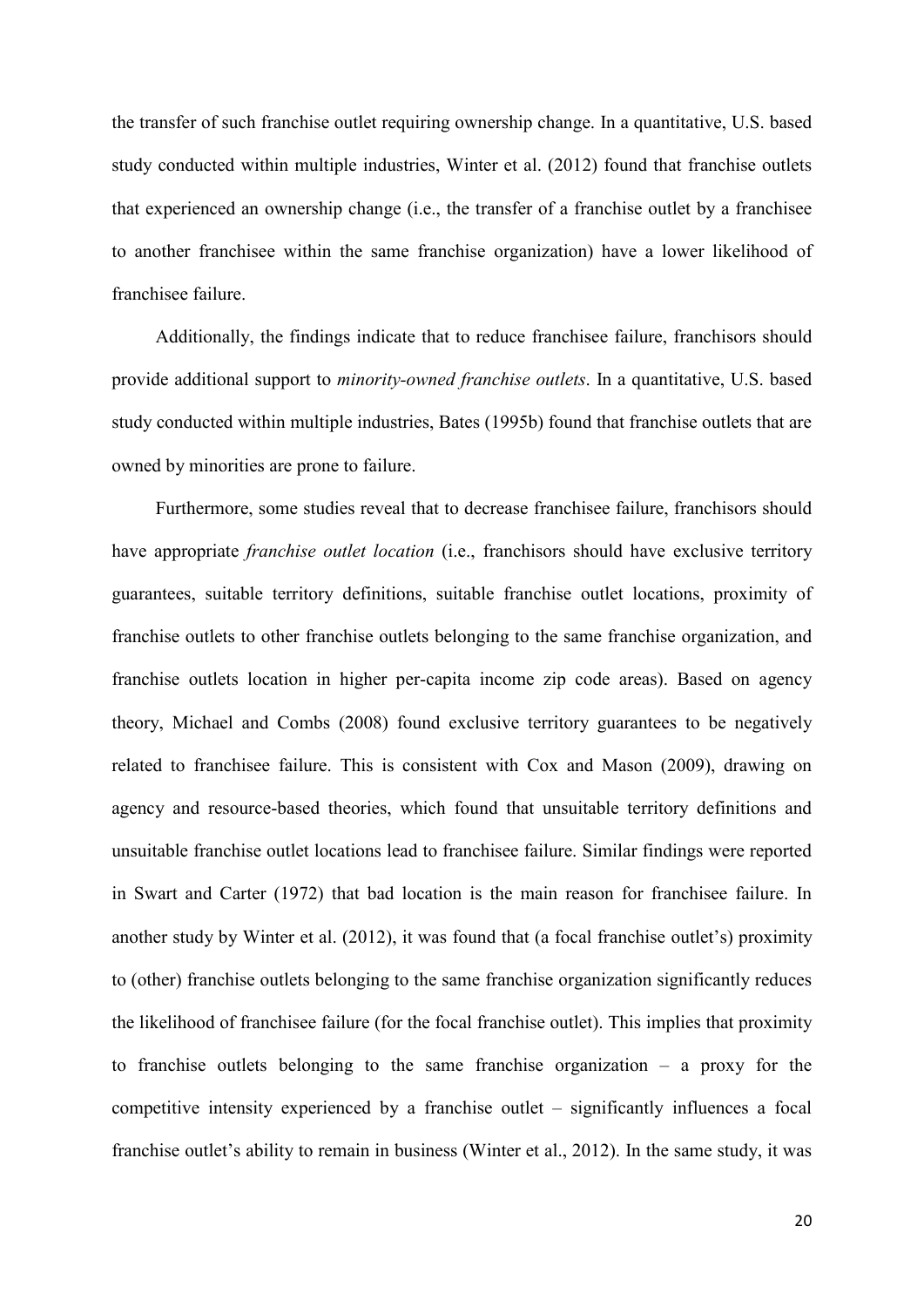the transfer of such franchise outlet requiring ownership change. In a quantitative, U.S. based study conducted within multiple industries, Winter et al. (2012) found that franchise outlets that experienced an ownership change (i.e., the transfer of a franchise outlet by a franchisee to another franchisee within the same franchise organization) have a lower likelihood of franchisee failure.

Additionally, the findings indicate that to reduce franchisee failure, franchisors should provide additional support to *minority-owned franchise outlets*. In a quantitative, U.S. based study conducted within multiple industries, Bates (1995b) found that franchise outlets that are owned by minorities are prone to failure.

Furthermore, some studies reveal that to decrease franchisee failure, franchisors should have appropriate *franchise outlet location* (i.e., franchisors should have exclusive territory guarantees, suitable territory definitions, suitable franchise outlet locations, proximity of franchise outlets to other franchise outlets belonging to the same franchise organization, and franchise outlets location in higher per-capita income zip code areas). Based on agency theory, Michael and Combs (2008) found exclusive territory guarantees to be negatively related to franchisee failure. This is consistent with Cox and Mason (2009), drawing on agency and resource-based theories, which found that unsuitable territory definitions and unsuitable franchise outlet locations lead to franchisee failure. Similar findings were reported in Swart and Carter (1972) that bad location is the main reason for franchisee failure. In another study by Winter et al. (2012), it was found that (a focal franchise outlet's) proximity to (other) franchise outlets belonging to the same franchise organization significantly reduces the likelihood of franchisee failure (for the focal franchise outlet). This implies that proximity to franchise outlets belonging to the same franchise organization – a proxy for the competitive intensity experienced by a franchise outlet – significantly influences a focal franchise outlet's ability to remain in business (Winter et al., 2012). In the same study, it was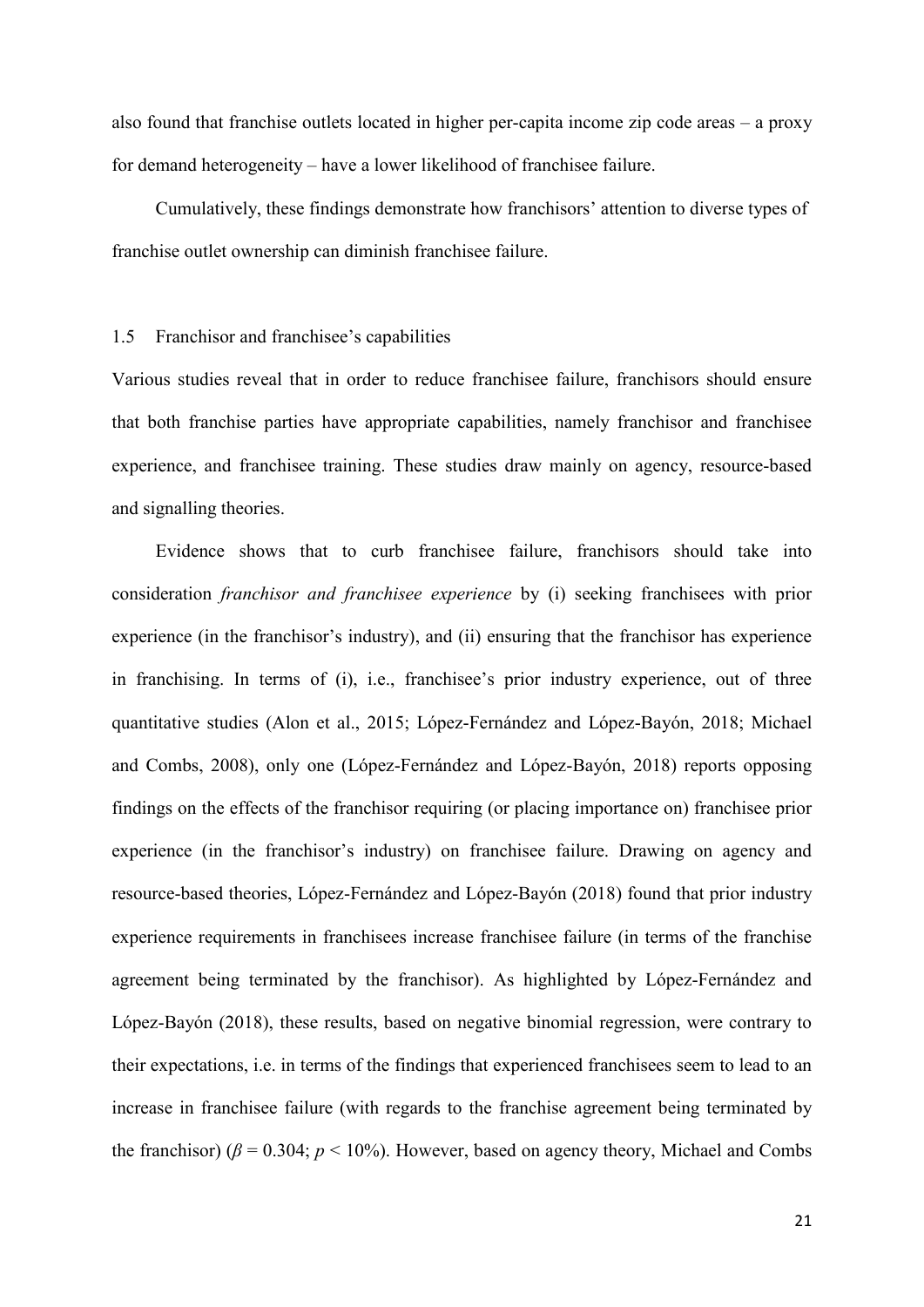also found that franchise outlets located in higher per-capita income zip code areas – a proxy for demand heterogeneity – have a lower likelihood of franchisee failure.

Cumulatively, these findings demonstrate how franchisors' attention to diverse types of franchise outlet ownership can diminish franchisee failure.

### 1.5 Franchisor and franchisee's capabilities

Various studies reveal that in order to reduce franchisee failure, franchisors should ensure that both franchise parties have appropriate capabilities, namely franchisor and franchisee experience, and franchisee training. These studies draw mainly on agency, resource-based and signalling theories.

Evidence shows that to curb franchisee failure, franchisors should take into consideration *franchisor and franchisee experience* by (i) seeking franchisees with prior experience (in the franchisor's industry), and (ii) ensuring that the franchisor has experience in franchising. In terms of (i), i.e., franchisee's prior industry experience, out of three quantitative studies (Alon et al., 2015; López-Fernández and López-Bayón, 2018; Michael and Combs, 2008), only one (López-Fernández and López-Bayón, 2018) reports opposing findings on the effects of the franchisor requiring (or placing importance on) franchisee prior experience (in the franchisor's industry) on franchisee failure. Drawing on agency and resource-based theories, López-Fernández and López-Bayón (2018) found that prior industry experience requirements in franchisees increase franchisee failure (in terms of the franchise agreement being terminated by the franchisor). As highlighted by López-Fernández and López-Bayón (2018), these results, based on negative binomial regression, were contrary to their expectations, i.e. in terms of the findings that experienced franchisees seem to lead to an increase in franchisee failure (with regards to the franchise agreement being terminated by the franchisor) ($\beta = 0.304$; $p < 10\%$). However, based on agency theory, Michael and Combs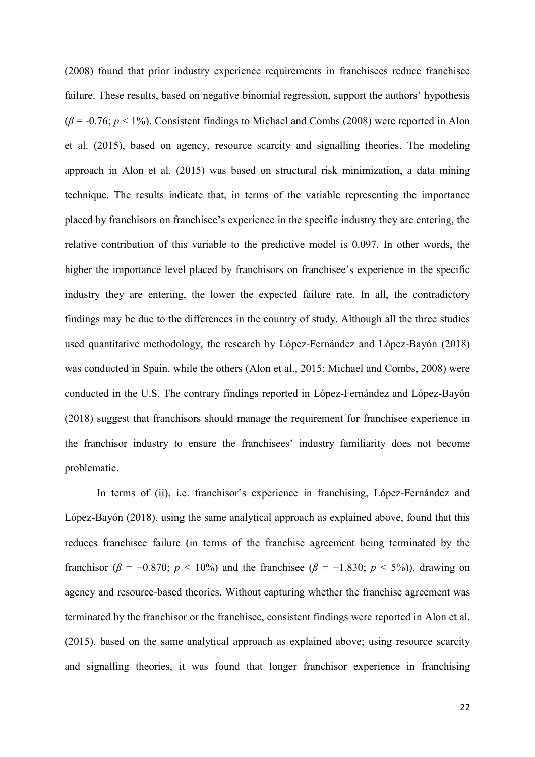(2008) found that prior industry experience requirements in franchisees reduce franchisee failure. These results, based on negative binomial regression, support the authors' hypothesis ($\beta$ = -0.76; $p$ < 1%). Consistent findings to Michael and Combs (2008) were reported in Alon et al. (2015), based on agency, resource scarcity and signalling theories. The modeling approach in Alon et al. (2015) was based on structural risk minimization, a data mining technique. The results indicate that, in terms of the variable representing the importance placed by franchisors on franchisee's experience in the specific industry they are entering, the relative contribution of this variable to the predictive model is 0.097. In other words, the higher the importance level placed by franchisors on franchisee's experience in the specific industry they are entering, the lower the expected failure rate. In all, the contradictory findings may be due to the differences in the country of study. Although all the three studies used quantitative methodology, the research by López-Fernández and López-Bayón (2018) was conducted in Spain, while the others (Alon et al., 2015; Michael and Combs, 2008) were conducted in the U.S. The contrary findings reported in López-Fernández and López-Bayón (2018) suggest that franchisors should manage the requirement for franchisee experience in the franchisor industry to ensure the franchisees' industry familiarity does not become problematic.

In terms of (ii), i.e. franchisor's experience in franchising, López-Fernández and López-Bayón (2018), using the same analytical approach as explained above, found that this reduces franchisee failure (in terms of the franchise agreement being terminated by the franchisor ($\beta$ = −0.870; $p$ < 10%) and the franchisee ($\beta$ = −1.830; $p$ < 5%)), drawing on agency and resource-based theories. Without capturing whether the franchise agreement was terminated by the franchisor or the franchisee, consistent findings were reported in Alon et al. (2015), based on the same analytical approach as explained above; using resource scarcity and signalling theories, it was found that longer franchisor experience in franchising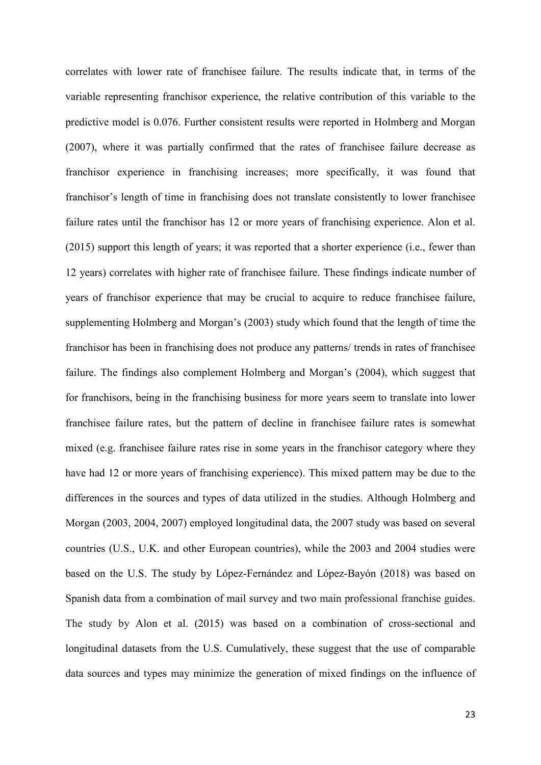correlates with lower rate of franchisee failure. The results indicate that, in terms of the variable representing franchisor experience, the relative contribution of this variable to the predictive model is 0.076. Further consistent results were reported in Holmberg and Morgan (2007), where it was partially confirmed that the rates of franchisee failure decrease as franchisor experience in franchising increases; more specifically, it was found that franchisor's length of time in franchising does not translate consistently to lower franchisee failure rates until the franchisor has 12 or more years of franchising experience. Alon et al. (2015) support this length of years; it was reported that a shorter experience (i.e., fewer than 12 years) correlates with higher rate of franchisee failure. These findings indicate number of years of franchisor experience that may be crucial to acquire to reduce franchisee failure, supplementing Holmberg and Morgan's (2003) study which found that the length of time the franchisor has been in franchising does not produce any patterns/ trends in rates of franchisee failure. The findings also complement Holmberg and Morgan's (2004), which suggest that for franchisors, being in the franchising business for more years seem to translate into lower franchisee failure rates, but the pattern of decline in franchisee failure rates is somewhat mixed (e.g. franchisee failure rates rise in some years in the franchisor category where they have had 12 or more years of franchising experience). This mixed pattern may be due to the differences in the sources and types of data utilized in the studies. Although Holmberg and Morgan (2003, 2004, 2007) employed longitudinal data, the 2007 study was based on several countries (U.S., U.K. and other European countries), while the 2003 and 2004 studies were based on the U.S. The study by López-Fernández and López-Bayón (2018) was based on Spanish data from a combination of mail survey and two main professional franchise guides. The study by Alon et al. (2015) was based on a combination of cross-sectional and longitudinal datasets from the U.S. Cumulatively, these suggest that the use of comparable data sources and types may minimize the generation of mixed findings on the influence of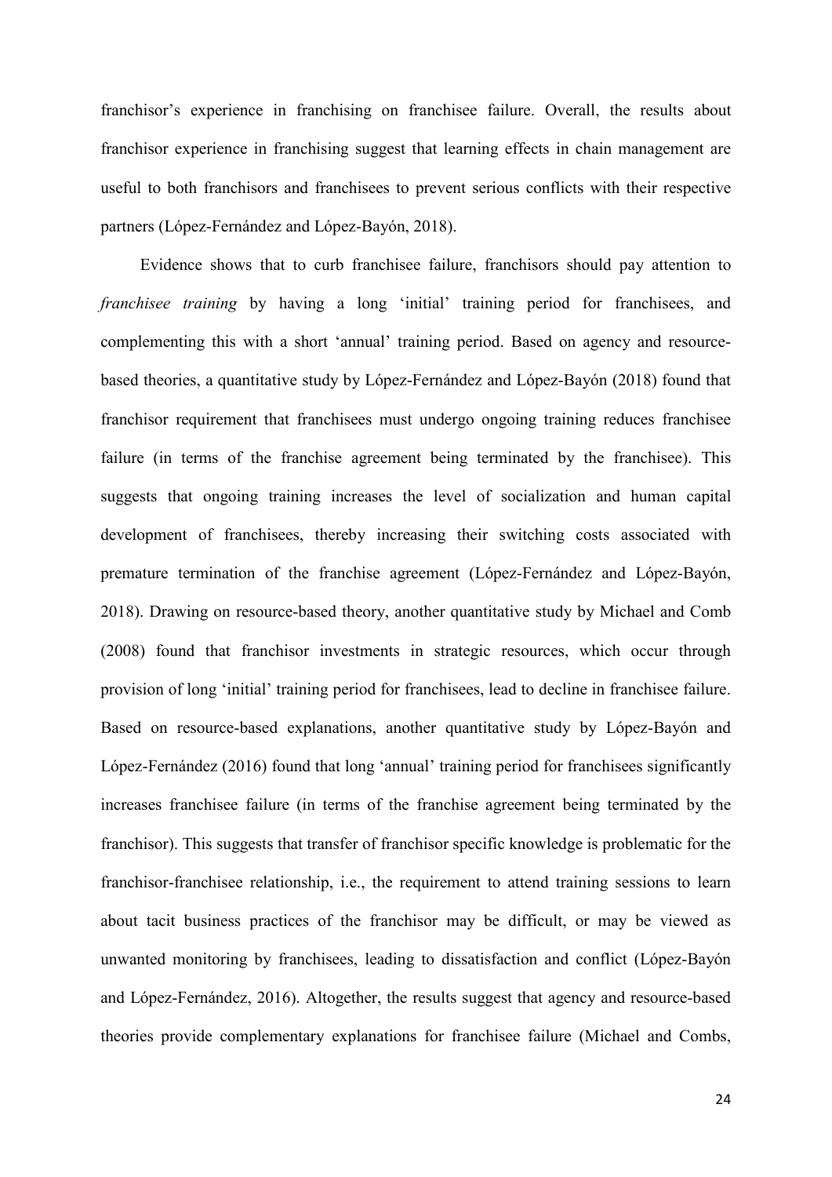franchisor's experience in franchising on franchisee failure. Overall, the results about franchisor experience in franchising suggest that learning effects in chain management are useful to both franchisors and franchisees to prevent serious conflicts with their respective partners (López-Fernández and López-Bayón, 2018).

Evidence shows that to curb franchisee failure, franchisors should pay attention to *franchisee training* by having a long 'initial' training period for franchisees, and complementing this with a short 'annual' training period. Based on agency and resource-based theories, a quantitative study by López-Fernández and López-Bayón (2018) found that franchisor requirement that franchisees must undergo ongoing training reduces franchisee failure (in terms of the franchise agreement being terminated by the franchisee). This suggests that ongoing training increases the level of socialization and human capital development of franchisees, thereby increasing their switching costs associated with premature termination of the franchise agreement (López-Fernández and López-Bayón, 2018). Drawing on resource-based theory, another quantitative study by Michael and Comb (2008) found that franchisor investments in strategic resources, which occur through provision of long 'initial' training period for franchisees, lead to decline in franchisee failure. Based on resource-based explanations, another quantitative study by López-Bayón and López-Fernández (2016) found that long 'annual' training period for franchisees significantly increases franchisee failure (in terms of the franchise agreement being terminated by the franchisor). This suggests that transfer of franchisor specific knowledge is problematic for the franchisor-franchisee relationship, i.e., the requirement to attend training sessions to learn about tacit business practices of the franchisor may be difficult, or may be viewed as unwanted monitoring by franchisees, leading to dissatisfaction and conflict (López-Bayón and López-Fernández, 2016). Altogether, the results suggest that agency and resource-based theories provide complementary explanations for franchisee failure (Michael and Combs,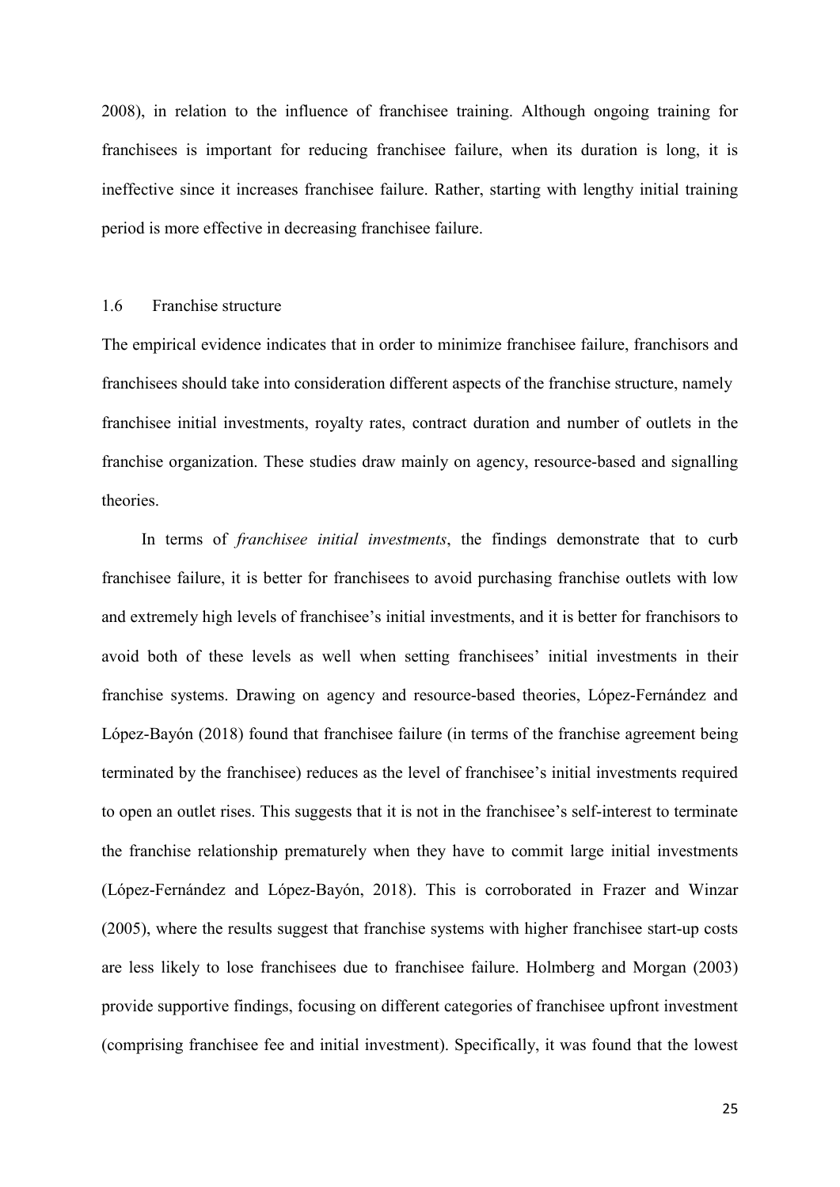2008), in relation to the influence of franchisee training. Although ongoing training for franchisees is important for reducing franchisee failure, when its duration is long, it is ineffective since it increases franchisee failure. Rather, starting with lengthy initial training period is more effective in decreasing franchisee failure.

### 1.6 Franchise structure

The empirical evidence indicates that in order to minimize franchisee failure, franchisors and franchisees should take into consideration different aspects of the franchise structure, namely franchisee initial investments, royalty rates, contract duration and number of outlets in the franchise organization. These studies draw mainly on agency, resource-based and signalling theories.

In terms of *franchisee initial investments*, the findings demonstrate that to curb franchisee failure, it is better for franchisees to avoid purchasing franchise outlets with low and extremely high levels of franchisee's initial investments, and it is better for franchisors to avoid both of these levels as well when setting franchisees' initial investments in their franchise systems. Drawing on agency and resource-based theories, López-Fernández and López-Bayón (2018) found that franchisee failure (in terms of the franchise agreement being terminated by the franchisee) reduces as the level of franchisee's initial investments required to open an outlet rises. This suggests that it is not in the franchisee's self-interest to terminate the franchise relationship prematurely when they have to commit large initial investments (López-Fernández and López-Bayón, 2018). This is corroborated in Frazer and Winzar (2005), where the results suggest that franchise systems with higher franchisee start-up costs are less likely to lose franchisees due to franchisee failure. Holmberg and Morgan (2003) provide supportive findings, focusing on different categories of franchisee upfront investment (comprising franchisee fee and initial investment). Specifically, it was found that the lowest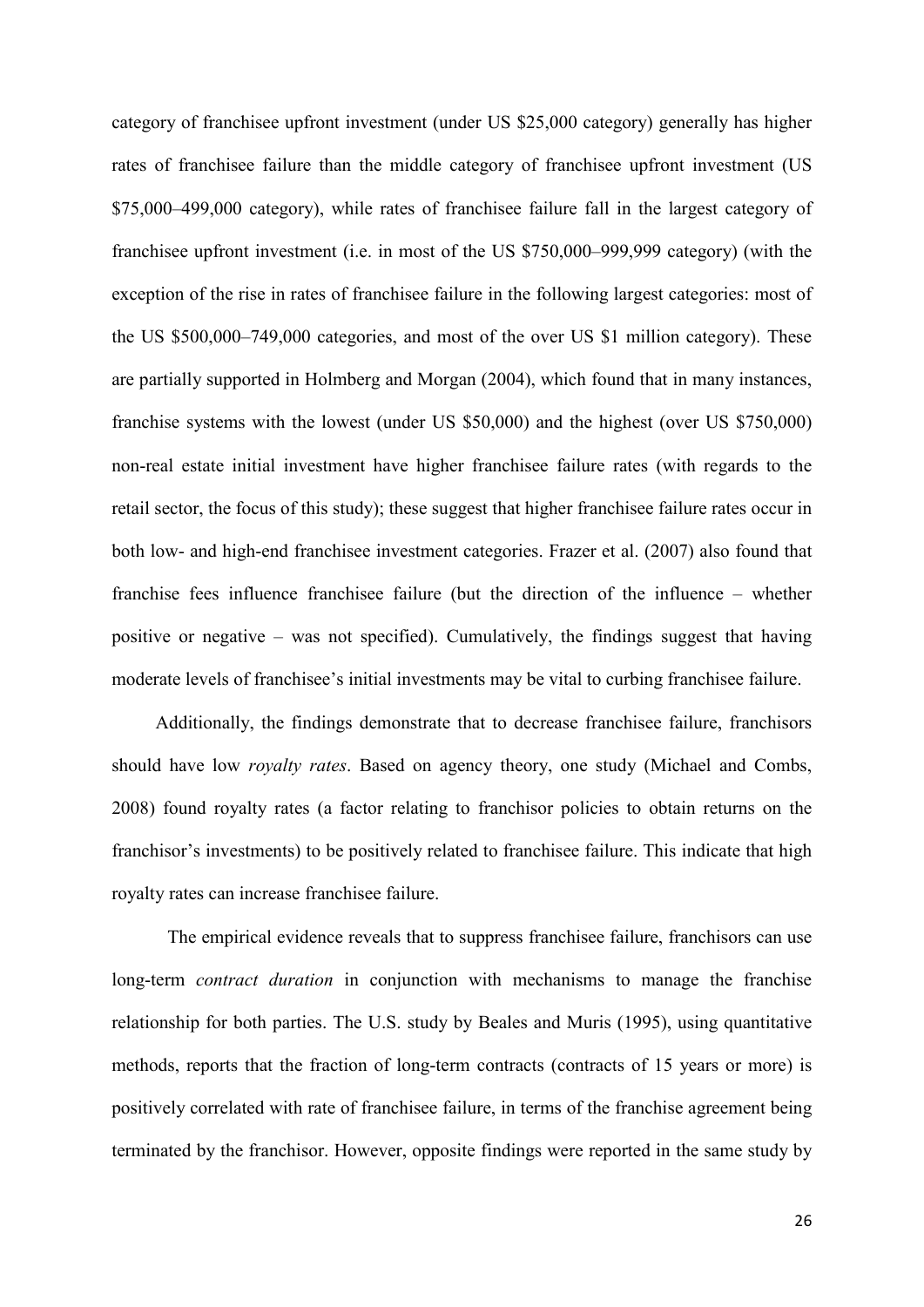category of franchisee upfront investment (under US $25,000 category) generally has higher rates of franchisee failure than the middle category of franchisee upfront investment (US $75,000–499,000 category), while rates of franchisee failure fall in the largest category of franchisee upfront investment (i.e. in most of the US $750,000–999,999 category) (with the exception of the rise in rates of franchisee failure in the following largest categories: most of the US $500,000–749,000 categories, and most of the over US $1 million category). These are partially supported in Holmberg and Morgan (2004), which found that in many instances, franchise systems with the lowest (under US $50,000) and the highest (over US $750,000) non-real estate initial investment have higher franchisee failure rates (with regards to the retail sector, the focus of this study); these suggest that higher franchisee failure rates occur in both low- and high-end franchisee investment categories. Frazer et al. (2007) also found that franchise fees influence franchisee failure (but the direction of the influence – whether positive or negative – was not specified). Cumulatively, the findings suggest that having moderate levels of franchisee's initial investments may be vital to curbing franchisee failure.

Additionally, the findings demonstrate that to decrease franchisee failure, franchisors should have low *royalty rates*. Based on agency theory, one study (Michael and Combs, 2008) found royalty rates (a factor relating to franchisor policies to obtain returns on the franchisor's investments) to be positively related to franchisee failure. This indicate that high royalty rates can increase franchisee failure.

The empirical evidence reveals that to suppress franchisee failure, franchisors can use long-term *contract duration* in conjunction with mechanisms to manage the franchise relationship for both parties. The U.S. study by Beales and Muris (1995), using quantitative methods, reports that the fraction of long-term contracts (contracts of 15 years or more) is positively correlated with rate of franchisee failure, in terms of the franchise agreement being terminated by the franchisor. However, opposite findings were reported in the same study by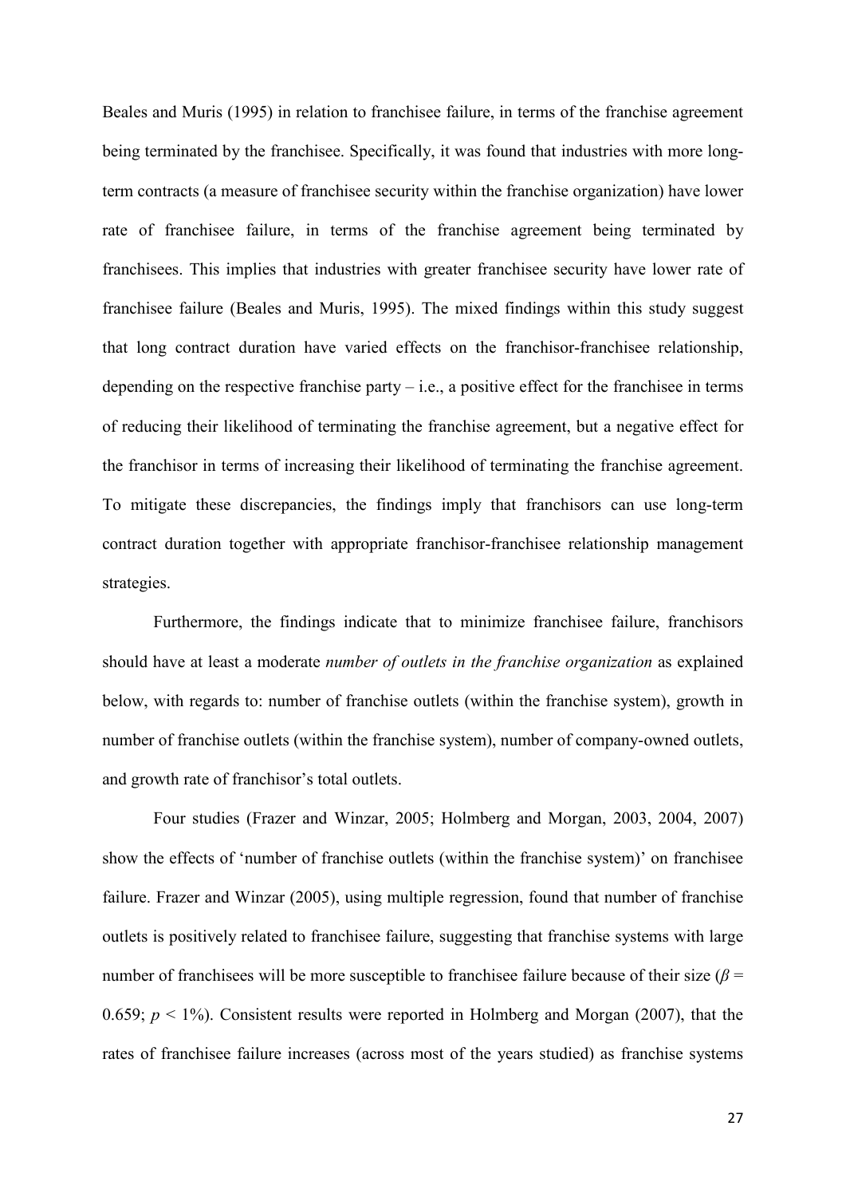Beales and Muris (1995) in relation to franchisee failure, in terms of the franchise agreement being terminated by the franchisee. Specifically, it was found that industries with more long-term contracts (a measure of franchisee security within the franchise organization) have lower rate of franchisee failure, in terms of the franchise agreement being terminated by franchisees. This implies that industries with greater franchisee security have lower rate of franchisee failure (Beales and Muris, 1995). The mixed findings within this study suggest that long contract duration have varied effects on the franchisor-franchisee relationship, depending on the respective franchise party – i.e., a positive effect for the franchisee in terms of reducing their likelihood of terminating the franchise agreement, but a negative effect for the franchisor in terms of increasing their likelihood of terminating the franchise agreement. To mitigate these discrepancies, the findings imply that franchisors can use long-term contract duration together with appropriate franchisor-franchisee relationship management strategies.

Furthermore, the findings indicate that to minimize franchisee failure, franchisors should have at least a moderate *number of outlets in the franchise organization* as explained below, with regards to: number of franchise outlets (within the franchise system), growth in number of franchise outlets (within the franchise system), number of company-owned outlets, and growth rate of franchisor's total outlets.

Four studies (Frazer and Winzar, 2005; Holmberg and Morgan, 2003, 2004, 2007) show the effects of 'number of franchise outlets (within the franchise system)' on franchisee failure. Frazer and Winzar (2005), using multiple regression, found that number of franchise outlets is positively related to franchisee failure, suggesting that franchise systems with large number of franchisees will be more susceptible to franchisee failure because of their size ($\beta$ = 0.659; $p < 1\%$). Consistent results were reported in Holmberg and Morgan (2007), that the rates of franchisee failure increases (across most of the years studied) as franchise systems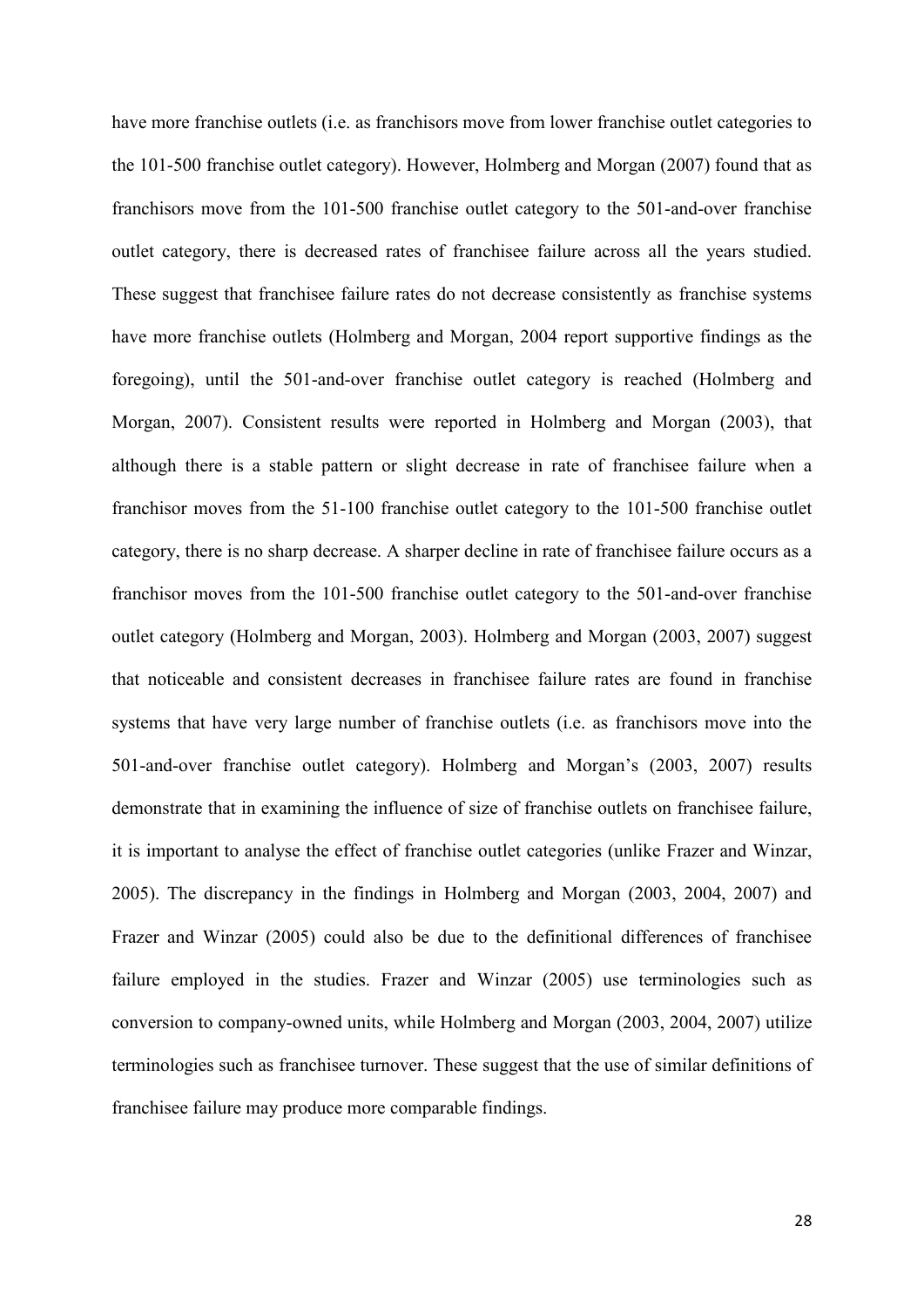have more franchise outlets (i.e. as franchisors move from lower franchise outlet categories to the 101-500 franchise outlet category). However, Holmberg and Morgan (2007) found that as franchisors move from the 101-500 franchise outlet category to the 501-and-over franchise outlet category, there is decreased rates of franchisee failure across all the years studied. These suggest that franchisee failure rates do not decrease consistently as franchise systems have more franchise outlets (Holmberg and Morgan, 2004 report supportive findings as the foregoing), until the 501-and-over franchise outlet category is reached (Holmberg and Morgan, 2007). Consistent results were reported in Holmberg and Morgan (2003), that although there is a stable pattern or slight decrease in rate of franchisee failure when a franchisor moves from the 51-100 franchise outlet category to the 101-500 franchise outlet category, there is no sharp decrease. A sharper decline in rate of franchisee failure occurs as a franchisor moves from the 101-500 franchise outlet category to the 501-and-over franchise outlet category (Holmberg and Morgan, 2003). Holmberg and Morgan (2003, 2007) suggest that noticeable and consistent decreases in franchisee failure rates are found in franchise systems that have very large number of franchise outlets (i.e. as franchisors move into the 501-and-over franchise outlet category). Holmberg and Morgan's (2003, 2007) results demonstrate that in examining the influence of size of franchise outlets on franchisee failure, it is important to analyse the effect of franchise outlet categories (unlike Frazer and Winzar, 2005). The discrepancy in the findings in Holmberg and Morgan (2003, 2004, 2007) and Frazer and Winzar (2005) could also be due to the definitional differences of franchisee failure employed in the studies. Frazer and Winzar (2005) use terminologies such as conversion to company-owned units, while Holmberg and Morgan (2003, 2004, 2007) utilize terminologies such as franchisee turnover. These suggest that the use of similar definitions of franchisee failure may produce more comparable findings.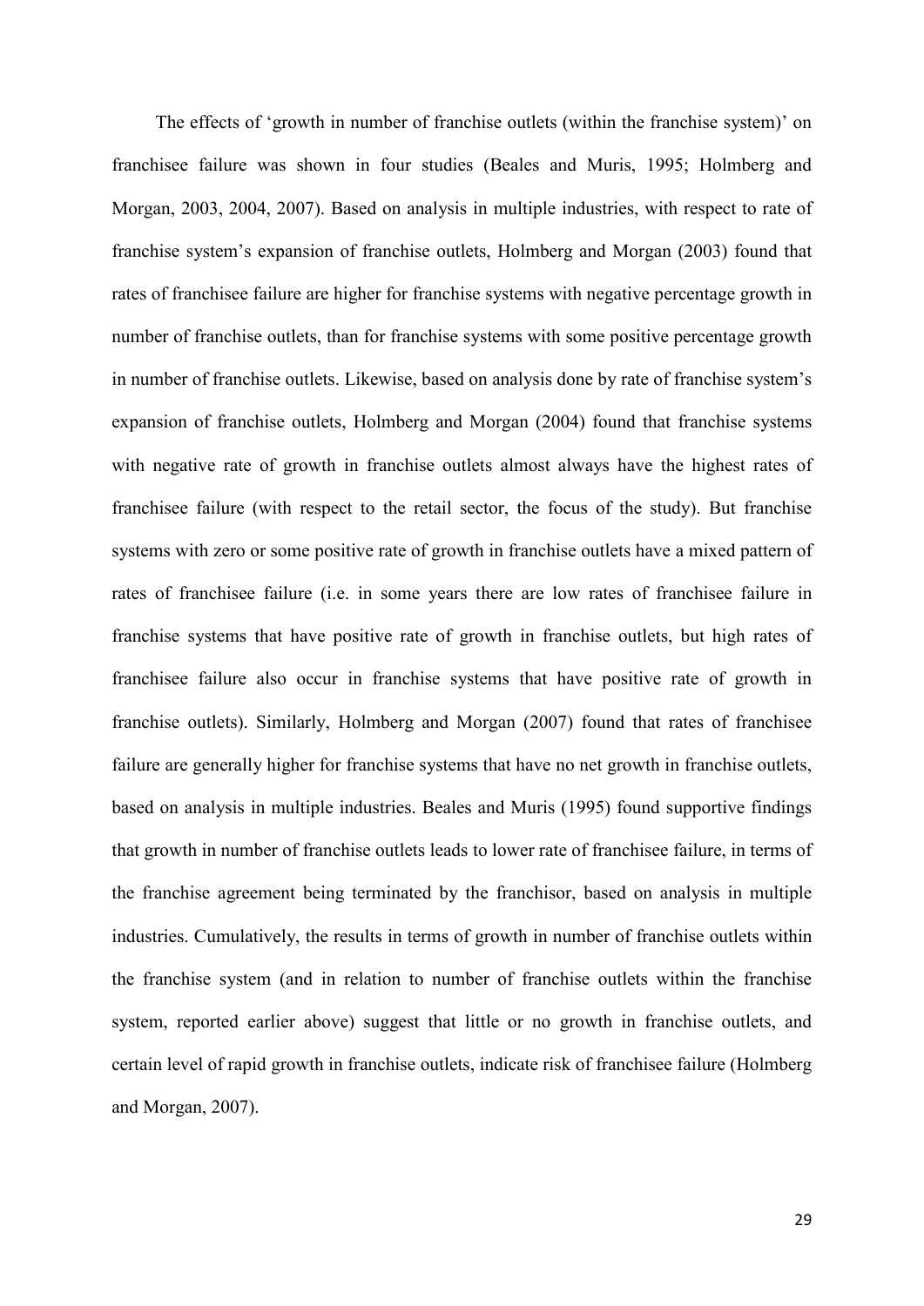The effects of 'growth in number of franchise outlets (within the franchise system)' on franchisee failure was shown in four studies (Beales and Muris, 1995; Holmberg and Morgan, 2003, 2004, 2007). Based on analysis in multiple industries, with respect to rate of franchise system's expansion of franchise outlets, Holmberg and Morgan (2003) found that rates of franchisee failure are higher for franchise systems with negative percentage growth in number of franchise outlets, than for franchise systems with some positive percentage growth in number of franchise outlets. Likewise, based on analysis done by rate of franchise system's expansion of franchise outlets, Holmberg and Morgan (2004) found that franchise systems with negative rate of growth in franchise outlets almost always have the highest rates of franchisee failure (with respect to the retail sector, the focus of the study). But franchise systems with zero or some positive rate of growth in franchise outlets have a mixed pattern of rates of franchisee failure (i.e. in some years there are low rates of franchisee failure in franchise systems that have positive rate of growth in franchise outlets, but high rates of franchisee failure also occur in franchise systems that have positive rate of growth in franchise outlets). Similarly, Holmberg and Morgan (2007) found that rates of franchisee failure are generally higher for franchise systems that have no net growth in franchise outlets, based on analysis in multiple industries. Beales and Muris (1995) found supportive findings that growth in number of franchise outlets leads to lower rate of franchisee failure, in terms of the franchise agreement being terminated by the franchisor, based on analysis in multiple industries. Cumulatively, the results in terms of growth in number of franchise outlets within the franchise system (and in relation to number of franchise outlets within the franchise system, reported earlier above) suggest that little or no growth in franchise outlets, and certain level of rapid growth in franchise outlets, indicate risk of franchisee failure (Holmberg and Morgan, 2007).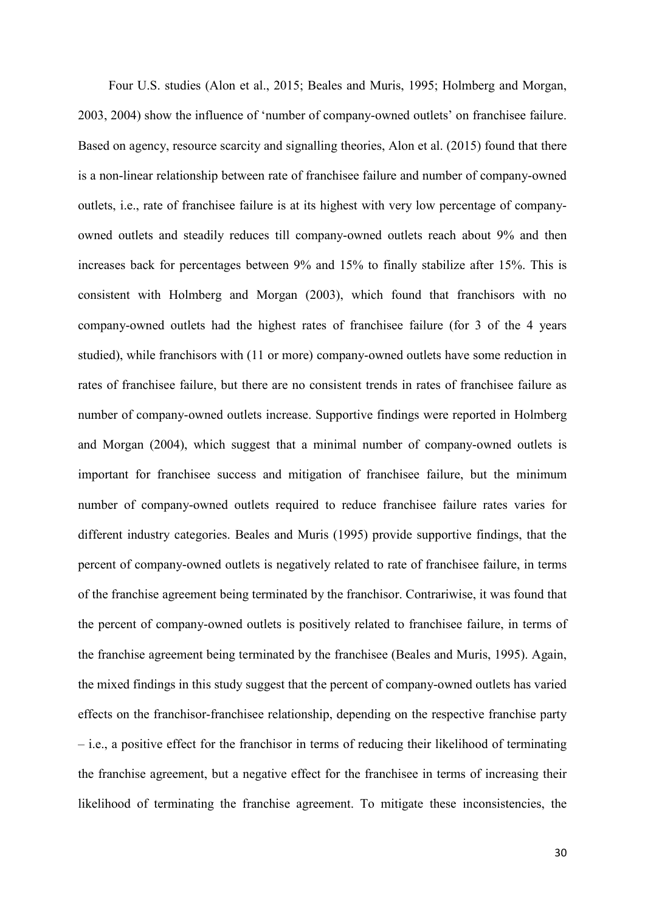Four U.S. studies (Alon et al., 2015; Beales and Muris, 1995; Holmberg and Morgan, 2003, 2004) show the influence of 'number of company-owned outlets' on franchisee failure. Based on agency, resource scarcity and signalling theories, Alon et al. (2015) found that there is a non-linear relationship between rate of franchisee failure and number of company-owned outlets, i.e., rate of franchisee failure is at its highest with very low percentage of company-owned outlets and steadily reduces till company-owned outlets reach about 9% and then increases back for percentages between 9% and 15% to finally stabilize after 15%. This is consistent with Holmberg and Morgan (2003), which found that franchisors with no company-owned outlets had the highest rates of franchisee failure (for 3 of the 4 years studied), while franchisors with (11 or more) company-owned outlets have some reduction in rates of franchisee failure, but there are no consistent trends in rates of franchisee failure as number of company-owned outlets increase. Supportive findings were reported in Holmberg and Morgan (2004), which suggest that a minimal number of company-owned outlets is important for franchisee success and mitigation of franchisee failure, but the minimum number of company-owned outlets required to reduce franchisee failure rates varies for different industry categories. Beales and Muris (1995) provide supportive findings, that the percent of company-owned outlets is negatively related to rate of franchisee failure, in terms of the franchise agreement being terminated by the franchisor. Contrariwise, it was found that the percent of company-owned outlets is positively related to franchisee failure, in terms of the franchise agreement being terminated by the franchisee (Beales and Muris, 1995). Again, the mixed findings in this study suggest that the percent of company-owned outlets has varied effects on the franchisor-franchisee relationship, depending on the respective franchise party – i.e., a positive effect for the franchisor in terms of reducing their likelihood of terminating the franchise agreement, but a negative effect for the franchisee in terms of increasing their likelihood of terminating the franchise agreement. To mitigate these inconsistencies, the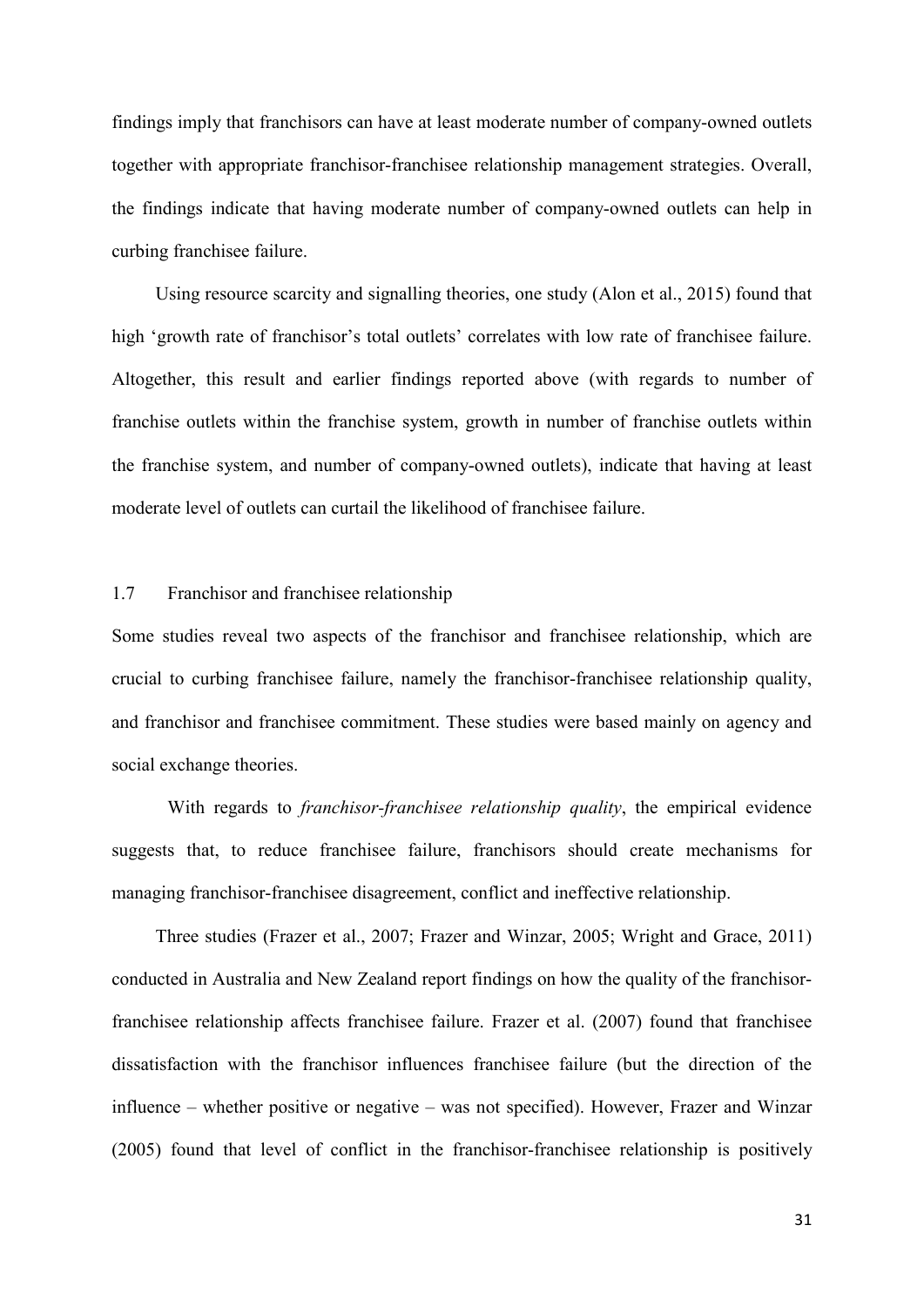findings imply that franchisors can have at least moderate number of company-owned outlets together with appropriate franchisor-franchisee relationship management strategies. Overall, the findings indicate that having moderate number of company-owned outlets can help in curbing franchisee failure.

Using resource scarcity and signalling theories, one study (Alon et al., 2015) found that high 'growth rate of franchisor's total outlets' correlates with low rate of franchisee failure. Altogether, this result and earlier findings reported above (with regards to number of franchise outlets within the franchise system, growth in number of franchise outlets within the franchise system, and number of company-owned outlets), indicate that having at least moderate level of outlets can curtail the likelihood of franchisee failure.

## 1.7 Franchisor and franchisee relationship

Some studies reveal two aspects of the franchisor and franchisee relationship, which are crucial to curbing franchisee failure, namely the franchisor-franchisee relationship quality, and franchisor and franchisee commitment. These studies were based mainly on agency and social exchange theories.

With regards to *franchisor-franchisee relationship quality*, the empirical evidence suggests that, to reduce franchisee failure, franchisors should create mechanisms for managing franchisor-franchisee disagreement, conflict and ineffective relationship.

Three studies (Frazer et al., 2007; Frazer and Winzar, 2005; Wright and Grace, 2011) conducted in Australia and New Zealand report findings on how the quality of the franchisor-franchisee relationship affects franchisee failure. Frazer et al. (2007) found that franchisee dissatisfaction with the franchisor influences franchisee failure (but the direction of the influence – whether positive or negative – was not specified). However, Frazer and Winzar (2005) found that level of conflict in the franchisor-franchisee relationship is positively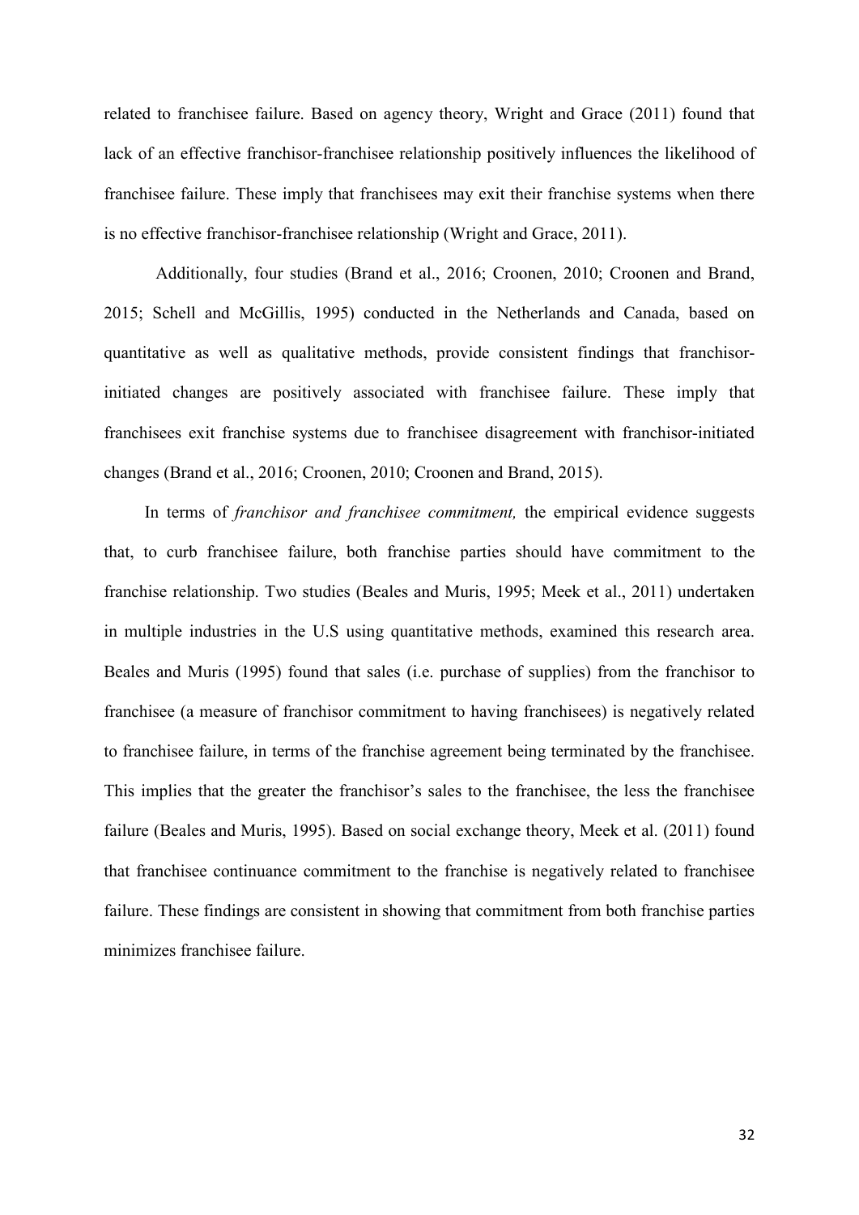related to franchisee failure. Based on agency theory, Wright and Grace (2011) found that lack of an effective franchisor-franchisee relationship positively influences the likelihood of franchisee failure. These imply that franchisees may exit their franchise systems when there is no effective franchisor-franchisee relationship (Wright and Grace, 2011).

Additionally, four studies (Brand et al., 2016; Croonen, 2010; Croonen and Brand, 2015; Schell and McGillis, 1995) conducted in the Netherlands and Canada, based on quantitative as well as qualitative methods, provide consistent findings that franchisor-initiated changes are positively associated with franchisee failure. These imply that franchisees exit franchise systems due to franchisee disagreement with franchisor-initiated changes (Brand et al., 2016; Croonen, 2010; Croonen and Brand, 2015).

In terms of *franchisor and franchisee commitment,* the empirical evidence suggests that, to curb franchisee failure, both franchise parties should have commitment to the franchise relationship. Two studies (Beales and Muris, 1995; Meek et al., 2011) undertaken in multiple industries in the U.S using quantitative methods, examined this research area. Beales and Muris (1995) found that sales (i.e. purchase of supplies) from the franchisor to franchisee (a measure of franchisor commitment to having franchisees) is negatively related to franchisee failure, in terms of the franchise agreement being terminated by the franchisee. This implies that the greater the franchisor's sales to the franchisee, the less the franchisee failure (Beales and Muris, 1995). Based on social exchange theory, Meek et al. (2011) found that franchisee continuance commitment to the franchise is negatively related to franchisee failure. These findings are consistent in showing that commitment from both franchise parties minimizes franchisee failure.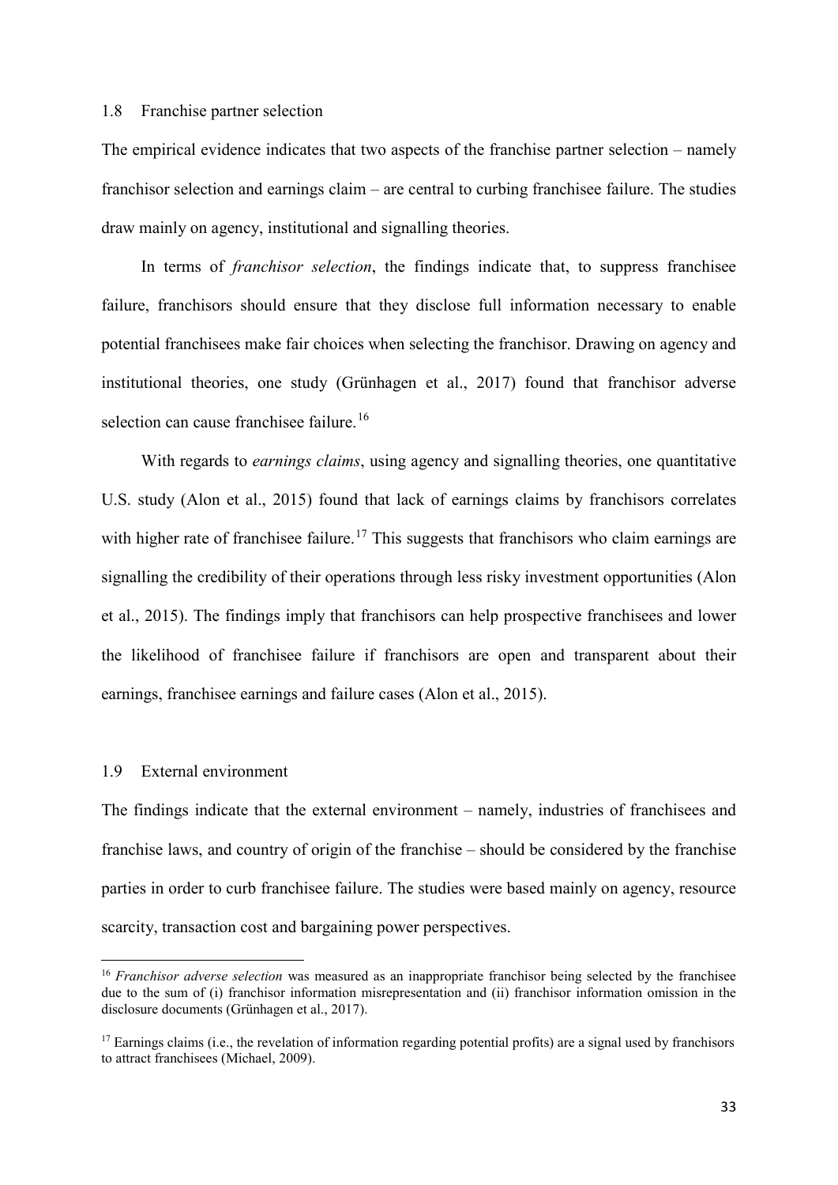## 1.8 Franchise partner selection

The empirical evidence indicates that two aspects of the franchise partner selection – namely franchisor selection and earnings claim – are central to curbing franchisee failure. The studies draw mainly on agency, institutional and signalling theories.

In terms of *franchisor selection*, the findings indicate that, to suppress franchisee failure, franchisors should ensure that they disclose full information necessary to enable potential franchisees make fair choices when selecting the franchisor. Drawing on agency and institutional theories, one study (Grünhagen et al., 2017) found that franchisor adverse selection can cause franchisee failure.[16]

With regards to *earnings claims*, using agency and signalling theories, one quantitative U.S. study (Alon et al., 2015) found that lack of earnings claims by franchisors correlates with higher rate of franchisee failure.[17] This suggests that franchisors who claim earnings are signalling the credibility of their operations through less risky investment opportunities (Alon et al., 2015). The findings imply that franchisors can help prospective franchisees and lower the likelihood of franchisee failure if franchisors are open and transparent about their earnings, franchisee earnings and failure cases (Alon et al., 2015).

## 1.9 External environment

The findings indicate that the external environment – namely, industries of franchisees and franchise laws, and country of origin of the franchise – should be considered by the franchise parties in order to curb franchisee failure. The studies were based mainly on agency, resource scarcity, transaction cost and bargaining power perspectives.

---

[16] *Franchisor adverse selection* was measured as an inappropriate franchisor being selected by the franchisee due to the sum of (i) franchisor information misrepresentation and (ii) franchisor information omission in the disclosure documents (Grünhagen et al., 2017).

[17] Earnings claims (i.e., the revelation of information regarding potential profits) are a signal used by franchisors to attract franchisees (Michael, 2009).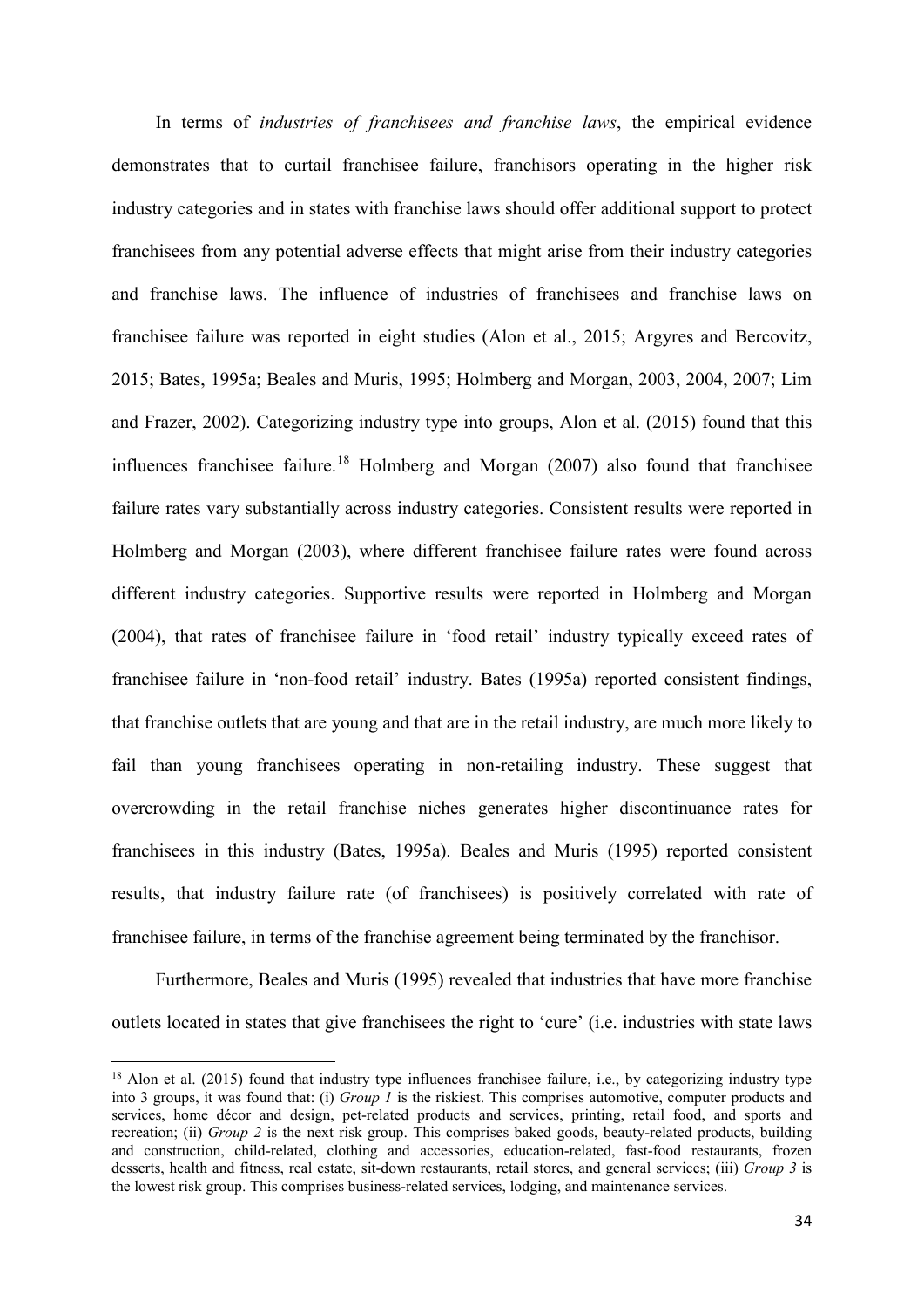In terms of *industries of franchisees and franchise laws*, the empirical evidence demonstrates that to curtail franchisee failure, franchisors operating in the higher risk industry categories and in states with franchise laws should offer additional support to protect franchisees from any potential adverse effects that might arise from their industry categories and franchise laws. The influence of industries of franchisees and franchise laws on franchisee failure was reported in eight studies (Alon et al., 2015; Argyres and Bercovitz, 2015; Bates, 1995a; Beales and Muris, 1995; Holmberg and Morgan, 2003, 2004, 2007; Lim and Frazer, 2002). Categorizing industry type into groups, Alon et al. (2015) found that this influences franchisee failure.[18] Holmberg and Morgan (2007) also found that franchisee failure rates vary substantially across industry categories. Consistent results were reported in Holmberg and Morgan (2003), where different franchisee failure rates were found across different industry categories. Supportive results were reported in Holmberg and Morgan (2004), that rates of franchisee failure in 'food retail' industry typically exceed rates of franchisee failure in 'non-food retail' industry. Bates (1995a) reported consistent findings, that franchise outlets that are young and that are in the retail industry, are much more likely to fail than young franchisees operating in non-retailing industry. These suggest that overcrowding in the retail franchise niches generates higher discontinuance rates for franchisees in this industry (Bates, 1995a). Beales and Muris (1995) reported consistent results, that industry failure rate (of franchisees) is positively correlated with rate of franchisee failure, in terms of the franchise agreement being terminated by the franchisor.

Furthermore, Beales and Muris (1995) revealed that industries that have more franchise outlets located in states that give franchisees the right to 'cure' (i.e. industries with state laws

[18] Alon et al. (2015) found that industry type influences franchisee failure, i.e., by categorizing industry type into 3 groups, it was found that: (i) *Group 1* is the riskiest. This comprises automotive, computer products and services, home décor and design, pet-related products and services, printing, retail food, and sports and recreation; (ii) *Group 2* is the next risk group. This comprises baked goods, beauty-related products, building and construction, child-related, clothing and accessories, education-related, fast-food restaurants, frozen desserts, health and fitness, real estate, sit-down restaurants, retail stores, and general services; (iii) *Group 3* is the lowest risk group. This comprises business-related services, lodging, and maintenance services.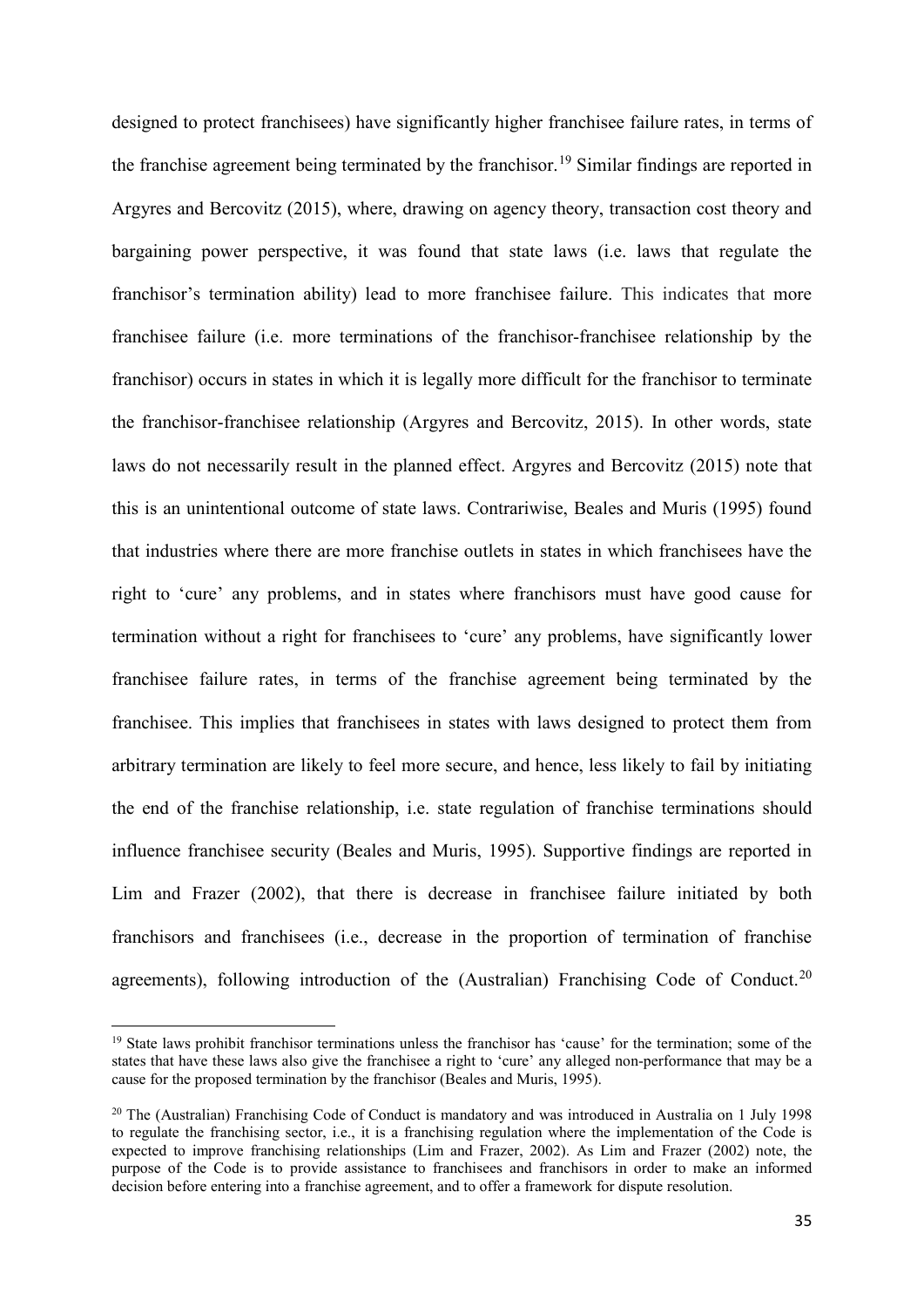designed to protect franchisees) have significantly higher franchisee failure rates, in terms of the franchise agreement being terminated by the franchisor.[19] Similar findings are reported in Argyres and Bercovitz (2015), where, drawing on agency theory, transaction cost theory and bargaining power perspective, it was found that state laws (i.e. laws that regulate the franchisor's termination ability) lead to more franchisee failure. This indicates that more franchisee failure (i.e. more terminations of the franchisor-franchisee relationship by the franchisor) occurs in states in which it is legally more difficult for the franchisor to terminate the franchisor-franchisee relationship (Argyres and Bercovitz, 2015). In other words, state laws do not necessarily result in the planned effect. Argyres and Bercovitz (2015) note that this is an unintentional outcome of state laws. Contrariwise, Beales and Muris (1995) found that industries where there are more franchise outlets in states in which franchisees have the right to 'cure' any problems, and in states where franchisors must have good cause for termination without a right for franchisees to 'cure' any problems, have significantly lower franchisee failure rates, in terms of the franchise agreement being terminated by the franchisee. This implies that franchisees in states with laws designed to protect them from arbitrary termination are likely to feel more secure, and hence, less likely to fail by initiating the end of the franchise relationship, i.e. state regulation of franchise terminations should influence franchisee security (Beales and Muris, 1995). Supportive findings are reported in Lim and Frazer (2002), that there is decrease in franchisee failure initiated by both franchisors and franchisees (i.e., decrease in the proportion of termination of franchise agreements), following introduction of the (Australian) Franchising Code of Conduct.[20]

[19] State laws prohibit franchisor terminations unless the franchisor has 'cause' for the termination; some of the states that have these laws also give the franchisee a right to 'cure' any alleged non-performance that may be a cause for the proposed termination by the franchisor (Beales and Muris, 1995).

[20] The (Australian) Franchising Code of Conduct is mandatory and was introduced in Australia on 1 July 1998 to regulate the franchising sector, i.e., it is a franchising regulation where the implementation of the Code is expected to improve franchising relationships (Lim and Frazer, 2002). As Lim and Frazer (2002) note, the purpose of the Code is to provide assistance to franchisees and franchisors in order to make an informed decision before entering into a franchise agreement, and to offer a framework for dispute resolution.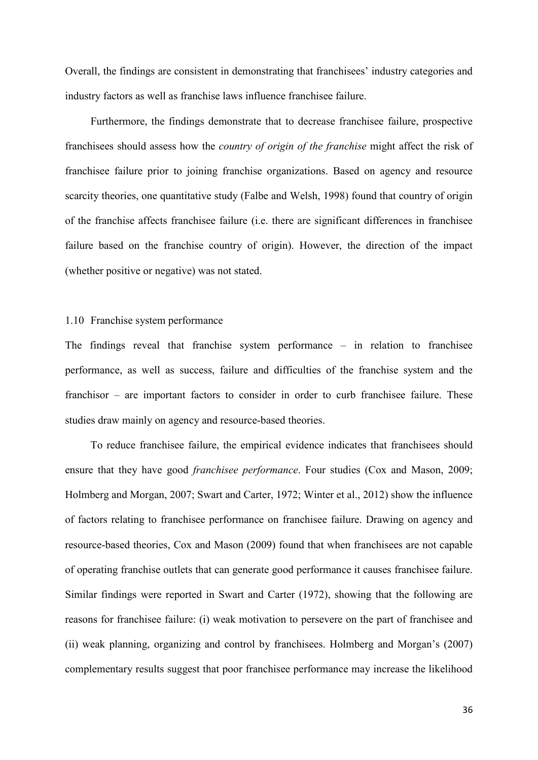Overall, the findings are consistent in demonstrating that franchisees' industry categories and industry factors as well as franchise laws influence franchisee failure.

Furthermore, the findings demonstrate that to decrease franchisee failure, prospective franchisees should assess how the *country of origin of the franchise* might affect the risk of franchisee failure prior to joining franchise organizations. Based on agency and resource scarcity theories, one quantitative study (Falbe and Welsh, 1998) found that country of origin of the franchise affects franchisee failure (i.e. there are significant differences in franchisee failure based on the franchise country of origin). However, the direction of the impact (whether positive or negative) was not stated.

### 1.10 Franchise system performance

The findings reveal that franchise system performance – in relation to franchisee performance, as well as success, failure and difficulties of the franchise system and the franchisor – are important factors to consider in order to curb franchisee failure. These studies draw mainly on agency and resource-based theories.

To reduce franchisee failure, the empirical evidence indicates that franchisees should ensure that they have good *franchisee performance*. Four studies (Cox and Mason, 2009; Holmberg and Morgan, 2007; Swart and Carter, 1972; Winter et al., 2012) show the influence of factors relating to franchisee performance on franchisee failure. Drawing on agency and resource-based theories, Cox and Mason (2009) found that when franchisees are not capable of operating franchise outlets that can generate good performance it causes franchisee failure. Similar findings were reported in Swart and Carter (1972), showing that the following are reasons for franchisee failure: (i) weak motivation to persevere on the part of franchisee and (ii) weak planning, organizing and control by franchisees. Holmberg and Morgan's (2007) complementary results suggest that poor franchisee performance may increase the likelihood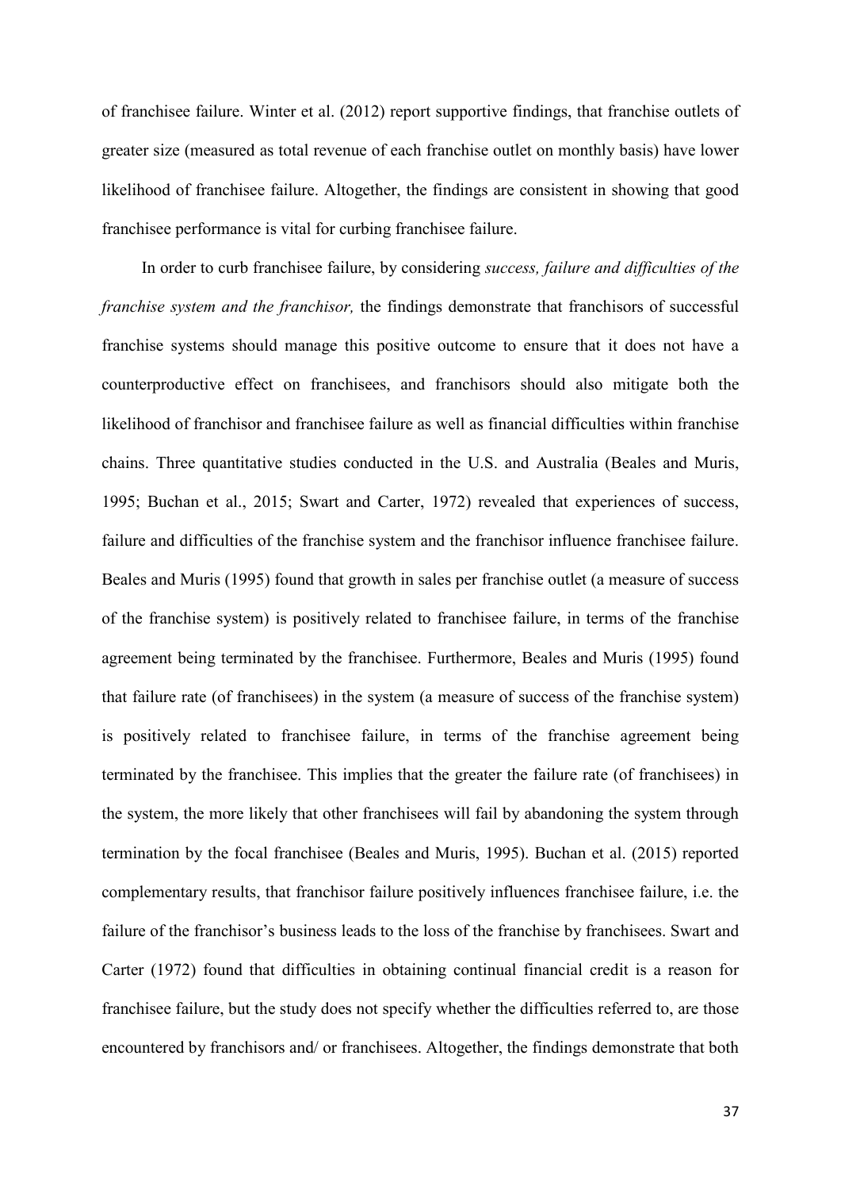of franchisee failure. Winter et al. (2012) report supportive findings, that franchise outlets of greater size (measured as total revenue of each franchise outlet on monthly basis) have lower likelihood of franchisee failure. Altogether, the findings are consistent in showing that good franchisee performance is vital for curbing franchisee failure.

In order to curb franchisee failure, by considering *success, failure and difficulties of the franchise system and the franchisor,* the findings demonstrate that franchisors of successful franchise systems should manage this positive outcome to ensure that it does not have a counterproductive effect on franchisees, and franchisors should also mitigate both the likelihood of franchisor and franchisee failure as well as financial difficulties within franchise chains. Three quantitative studies conducted in the U.S. and Australia (Beales and Muris, 1995; Buchan et al., 2015; Swart and Carter, 1972) revealed that experiences of success, failure and difficulties of the franchise system and the franchisor influence franchisee failure. Beales and Muris (1995) found that growth in sales per franchise outlet (a measure of success of the franchise system) is positively related to franchisee failure, in terms of the franchise agreement being terminated by the franchisee. Furthermore, Beales and Muris (1995) found that failure rate (of franchisees) in the system (a measure of success of the franchise system) is positively related to franchisee failure, in terms of the franchise agreement being terminated by the franchisee. This implies that the greater the failure rate (of franchisees) in the system, the more likely that other franchisees will fail by abandoning the system through termination by the focal franchisee (Beales and Muris, 1995). Buchan et al. (2015) reported complementary results, that franchisor failure positively influences franchisee failure, i.e. the failure of the franchisor's business leads to the loss of the franchise by franchisees. Swart and Carter (1972) found that difficulties in obtaining continual financial credit is a reason for franchisee failure, but the study does not specify whether the difficulties referred to, are those encountered by franchisors and/ or franchisees. Altogether, the findings demonstrate that both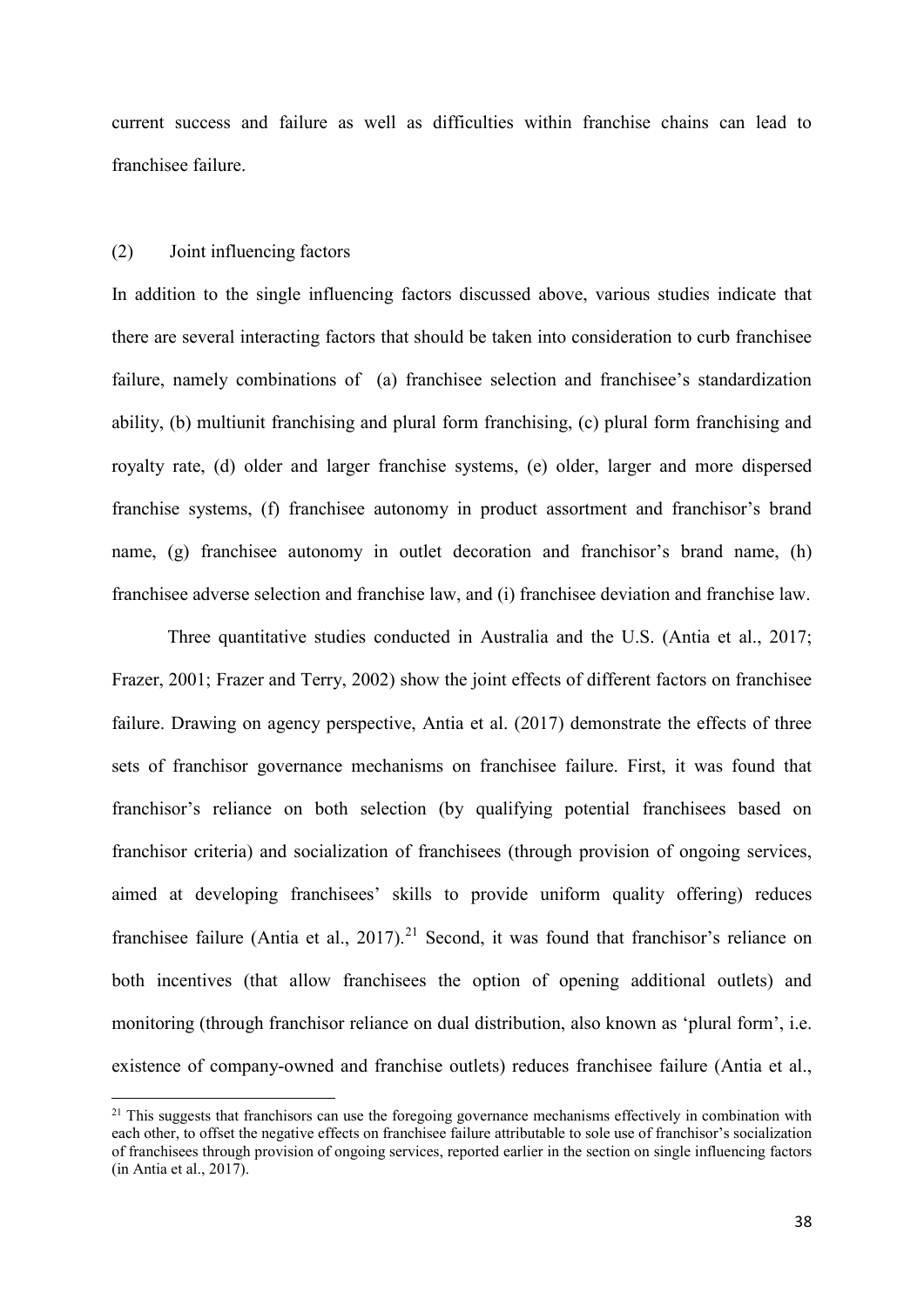current success and failure as well as difficulties within franchise chains can lead to franchisee failure.

(2) Joint influencing factors

In addition to the single influencing factors discussed above, various studies indicate that there are several interacting factors that should be taken into consideration to curb franchisee failure, namely combinations of (a) franchisee selection and franchisee's standardization ability, (b) multiunit franchising and plural form franchising, (c) plural form franchising and royalty rate, (d) older and larger franchise systems, (e) older, larger and more dispersed franchise systems, (f) franchisee autonomy in product assortment and franchisor's brand name, (g) franchisee autonomy in outlet decoration and franchisor's brand name, (h) franchisee adverse selection and franchise law, and (i) franchisee deviation and franchise law.

Three quantitative studies conducted in Australia and the U.S. (Antia et al., 2017; Frazer, 2001; Frazer and Terry, 2002) show the joint effects of different factors on franchisee failure. Drawing on agency perspective, Antia et al. (2017) demonstrate the effects of three sets of franchisor governance mechanisms on franchisee failure. First, it was found that franchisor's reliance on both selection (by qualifying potential franchisees based on franchisor criteria) and socialization of franchisees (through provision of ongoing services, aimed at developing franchisees' skills to provide uniform quality offering) reduces franchisee failure (Antia et al., 2017).[21] Second, it was found that franchisor's reliance on both incentives (that allow franchisees the option of opening additional outlets) and monitoring (through franchisor reliance on dual distribution, also known as 'plural form', i.e. existence of company-owned and franchise outlets) reduces franchisee failure (Antia et al.,

[21] This suggests that franchisors can use the foregoing governance mechanisms effectively in combination with each other, to offset the negative effects on franchisee failure attributable to sole use of franchisor's socialization of franchisees through provision of ongoing services, reported earlier in the section on single influencing factors (in Antia et al., 2017).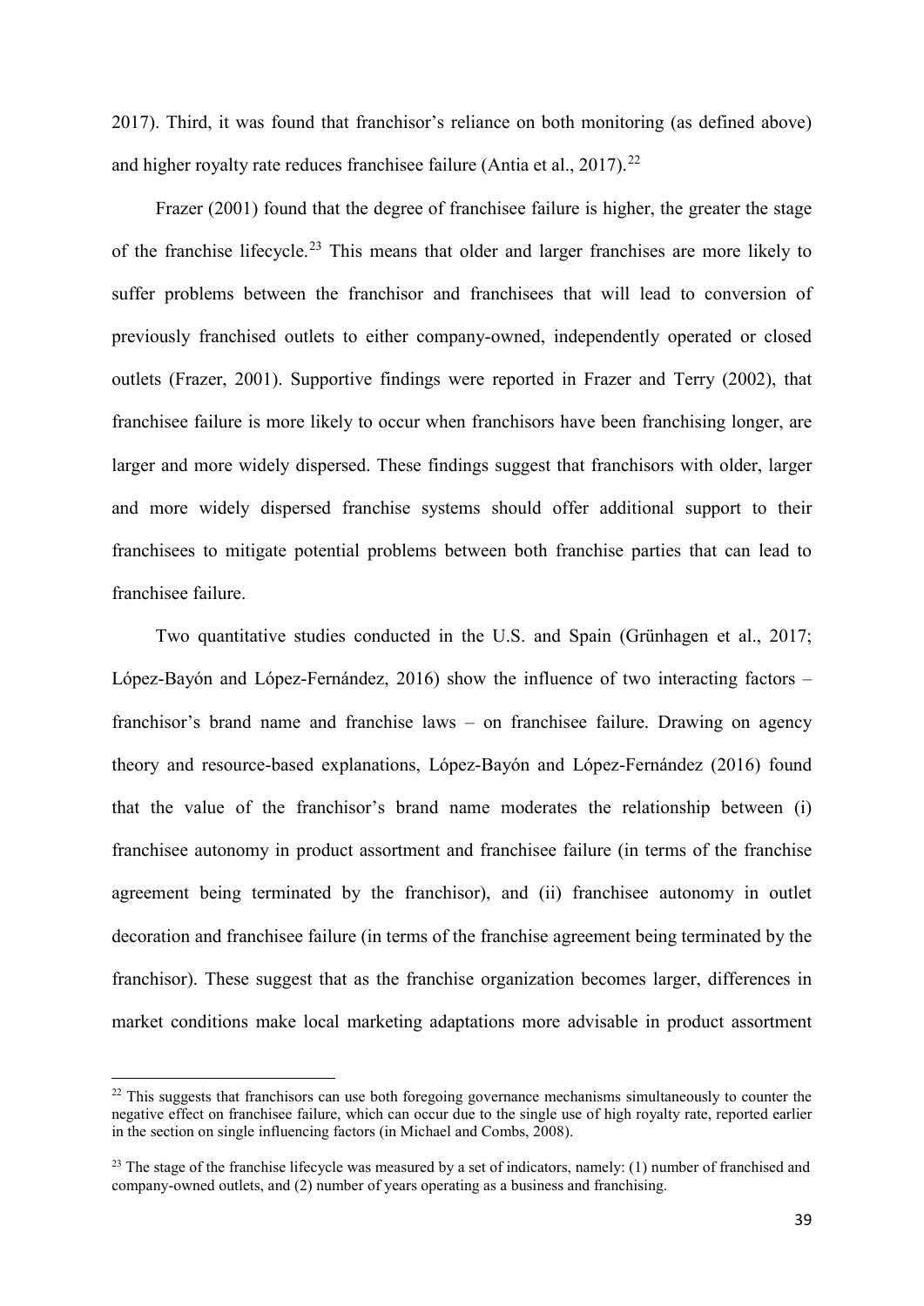2017). Third, it was found that franchisor's reliance on both monitoring (as defined above) and higher royalty rate reduces franchisee failure (Antia et al., 2017).[22]

Frazer (2001) found that the degree of franchisee failure is higher, the greater the stage of the franchise lifecycle.[23] This means that older and larger franchises are more likely to suffer problems between the franchisor and franchisees that will lead to conversion of previously franchised outlets to either company-owned, independently operated or closed outlets (Frazer, 2001). Supportive findings were reported in Frazer and Terry (2002), that franchisee failure is more likely to occur when franchisors have been franchising longer, are larger and more widely dispersed. These findings suggest that franchisors with older, larger and more widely dispersed franchise systems should offer additional support to their franchisees to mitigate potential problems between both franchise parties that can lead to franchisee failure.

Two quantitative studies conducted in the U.S. and Spain (Grünhagen et al., 2017; López-Bayón and López-Fernández, 2016) show the influence of two interacting factors – franchisor's brand name and franchise laws – on franchisee failure. Drawing on agency theory and resource-based explanations, López-Bayón and López-Fernández (2016) found that the value of the franchisor's brand name moderates the relationship between (i) franchisee autonomy in product assortment and franchisee failure (in terms of the franchise agreement being terminated by the franchisor), and (ii) franchisee autonomy in outlet decoration and franchisee failure (in terms of the franchise agreement being terminated by the franchisor). These suggest that as the franchise organization becomes larger, differences in market conditions make local marketing adaptations more advisable in product assortment

---

[22] This suggests that franchisors can use both foregoing governance mechanisms simultaneously to counter the negative effect on franchisee failure, which can occur due to the single use of high royalty rate, reported earlier in the section on single influencing factors (in Michael and Combs, 2008).

[23] The stage of the franchise lifecycle was measured by a set of indicators, namely: (1) number of franchised and company-owned outlets, and (2) number of years operating as a business and franchising.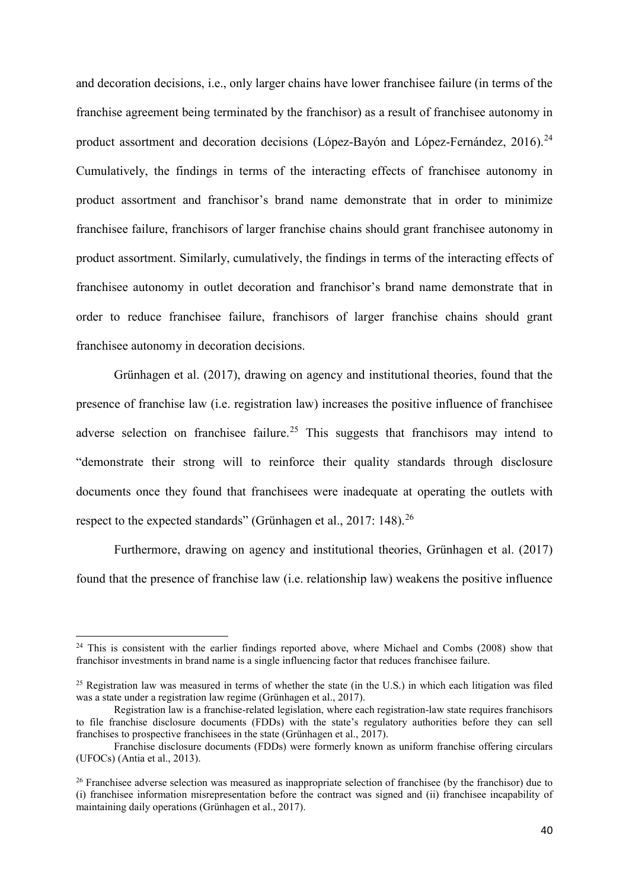and decoration decisions, i.e., only larger chains have lower franchisee failure (in terms of the franchise agreement being terminated by the franchisor) as a result of franchisee autonomy in product assortment and decoration decisions (López-Bayón and López-Fernández, 2016).[24] Cumulatively, the findings in terms of the interacting effects of franchisee autonomy in product assortment and franchisor's brand name demonstrate that in order to minimize franchisee failure, franchisors of larger franchise chains should grant franchisee autonomy in product assortment. Similarly, cumulatively, the findings in terms of the interacting effects of franchisee autonomy in outlet decoration and franchisor's brand name demonstrate that in order to reduce franchisee failure, franchisors of larger franchise chains should grant franchisee autonomy in decoration decisions.

Grünhagen et al. (2017), drawing on agency and institutional theories, found that the presence of franchise law (i.e. registration law) increases the positive influence of franchisee adverse selection on franchisee failure.[25] This suggests that franchisors may intend to "demonstrate their strong will to reinforce their quality standards through disclosure documents once they found that franchisees were inadequate at operating the outlets with respect to the expected standards" (Grünhagen et al., 2017: 148).[26]

Furthermore, drawing on agency and institutional theories, Grünhagen et al. (2017) found that the presence of franchise law (i.e. relationship law) weakens the positive influence

---

[24] This is consistent with the earlier findings reported above, where Michael and Combs (2008) show that franchisor investments in brand name is a single influencing factor that reduces franchisee failure.

[25] Registration law was measured in terms of whether the state (in the U.S.) in which each litigation was filed was a state under a registration law regime (Grünhagen et al., 2017).

Registration law is a franchise-related legislation, where each registration-law state requires franchisors to file franchise disclosure documents (FDDs) with the state's regulatory authorities before they can sell franchises to prospective franchisees in the state (Grünhagen et al., 2017).

Franchise disclosure documents (FDDs) were formerly known as uniform franchise offering circulars (UFOCs) (Antia et al., 2013).

[26] Franchisee adverse selection was measured as inappropriate selection of franchisee (by the franchisor) due to (i) franchisee information misrepresentation before the contract was signed and (ii) franchisee incapability of maintaining daily operations (Grünhagen et al., 2017).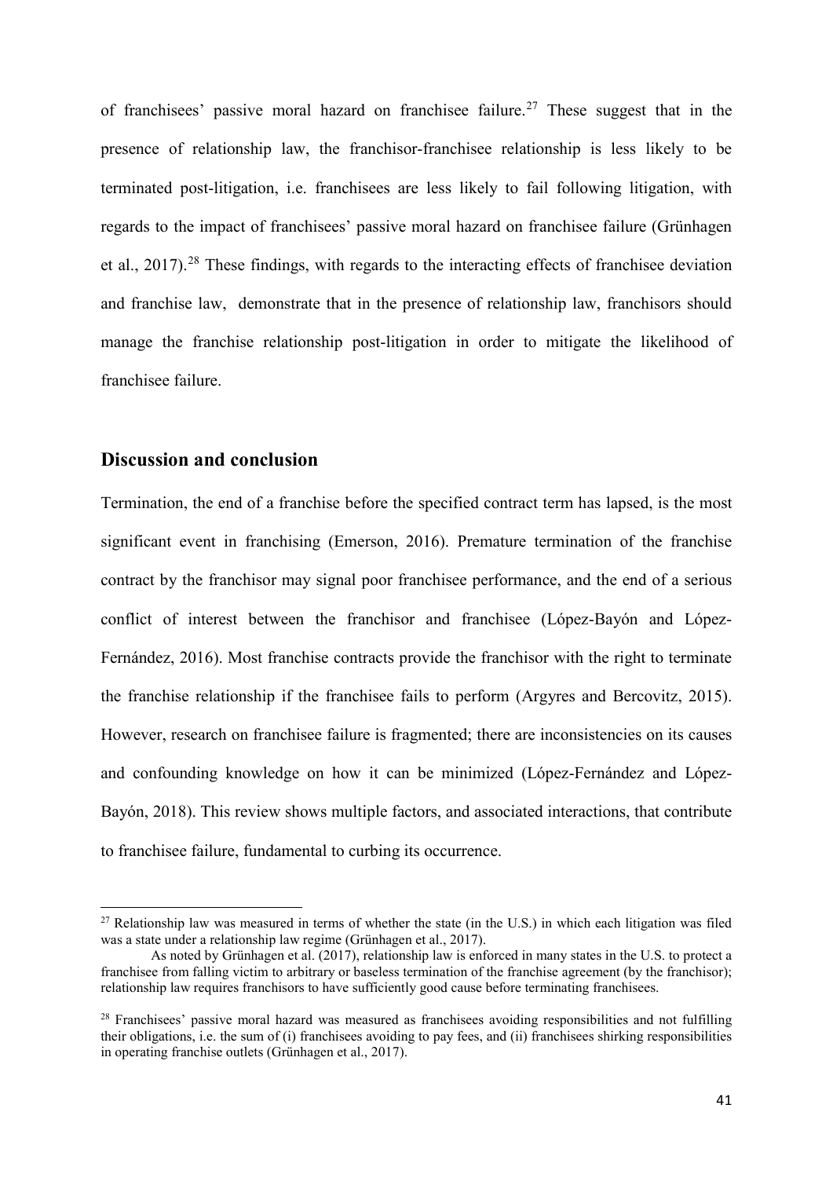of franchisees' passive moral hazard on franchisee failure.[27] These suggest that in the presence of relationship law, the franchisor-franchisee relationship is less likely to be terminated post-litigation, i.e. franchisees are less likely to fail following litigation, with regards to the impact of franchisees' passive moral hazard on franchisee failure (Grünhagen et al., 2017).[28] These findings, with regards to the interacting effects of franchisee deviation and franchise law, demonstrate that in the presence of relationship law, franchisors should manage the franchise relationship post-litigation in order to mitigate the likelihood of franchisee failure.

## Discussion and conclusion

Termination, the end of a franchise before the specified contract term has lapsed, is the most significant event in franchising (Emerson, 2016). Premature termination of the franchise contract by the franchisor may signal poor franchisee performance, and the end of a serious conflict of interest between the franchisor and franchisee (López-Bayón and López-Fernández, 2016). Most franchise contracts provide the franchisor with the right to terminate the franchise relationship if the franchisee fails to perform (Argyres and Bercovitz, 2015). However, research on franchisee failure is fragmented; there are inconsistencies on its causes and confounding knowledge on how it can be minimized (López-Fernández and López-Bayón, 2018). This review shows multiple factors, and associated interactions, that contribute to franchisee failure, fundamental to curbing its occurrence.

---

[27] Relationship law was measured in terms of whether the state (in the U.S.) in which each litigation was filed was a state under a relationship law regime (Grünhagen et al., 2017).

As noted by Grünhagen et al. (2017), relationship law is enforced in many states in the U.S. to protect a franchisee from falling victim to arbitrary or baseless termination of the franchise agreement (by the franchisor); relationship law requires franchisors to have sufficiently good cause before terminating franchisees.

[28] Franchisees' passive moral hazard was measured as franchisees avoiding responsibilities and not fulfilling their obligations, i.e. the sum of (i) franchisees avoiding to pay fees, and (ii) franchisees shirking responsibilities in operating franchise outlets (Grünhagen et al., 2017).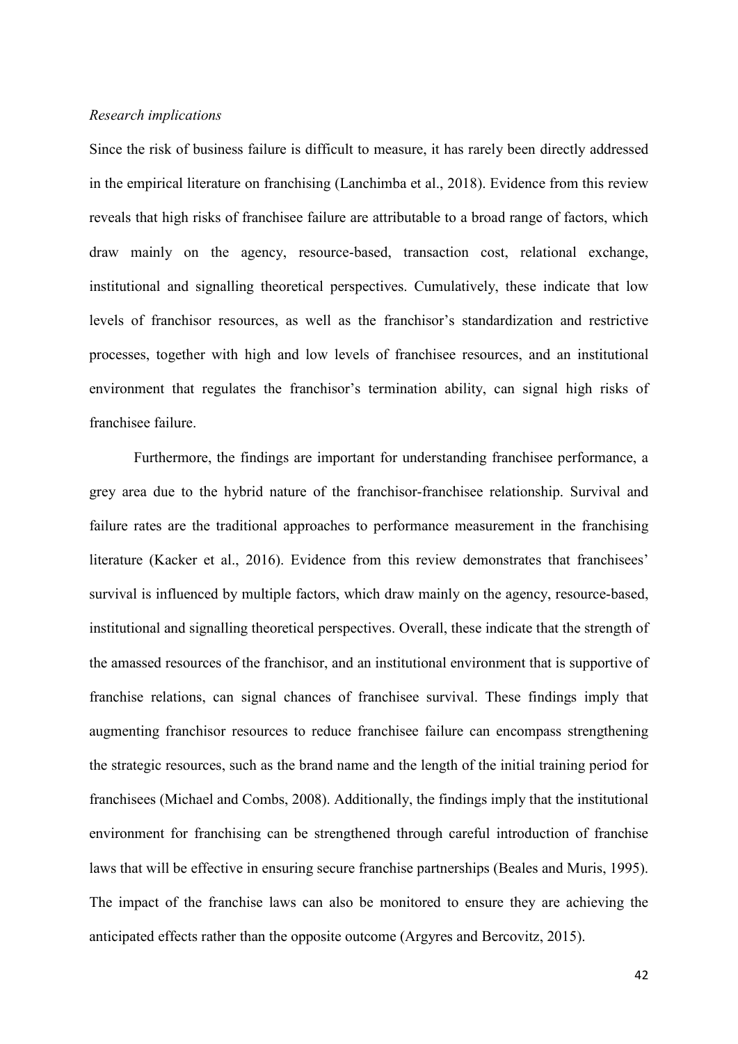*Research implications*

Since the risk of business failure is difficult to measure, it has rarely been directly addressed in the empirical literature on franchising (Lanchimba et al., 2018). Evidence from this review reveals that high risks of franchisee failure are attributable to a broad range of factors, which draw mainly on the agency, resource-based, transaction cost, relational exchange, institutional and signalling theoretical perspectives. Cumulatively, these indicate that low levels of franchisor resources, as well as the franchisor's standardization and restrictive processes, together with high and low levels of franchisee resources, and an institutional environment that regulates the franchisor's termination ability, can signal high risks of franchisee failure.

Furthermore, the findings are important for understanding franchisee performance, a grey area due to the hybrid nature of the franchisor-franchisee relationship. Survival and failure rates are the traditional approaches to performance measurement in the franchising literature (Kacker et al., 2016). Evidence from this review demonstrates that franchisees' survival is influenced by multiple factors, which draw mainly on the agency, resource-based, institutional and signalling theoretical perspectives. Overall, these indicate that the strength of the amassed resources of the franchisor, and an institutional environment that is supportive of franchise relations, can signal chances of franchisee survival. These findings imply that augmenting franchisor resources to reduce franchisee failure can encompass strengthening the strategic resources, such as the brand name and the length of the initial training period for franchisees (Michael and Combs, 2008). Additionally, the findings imply that the institutional environment for franchising can be strengthened through careful introduction of franchise laws that will be effective in ensuring secure franchise partnerships (Beales and Muris, 1995). The impact of the franchise laws can also be monitored to ensure they are achieving the anticipated effects rather than the opposite outcome (Argyres and Bercovitz, 2015).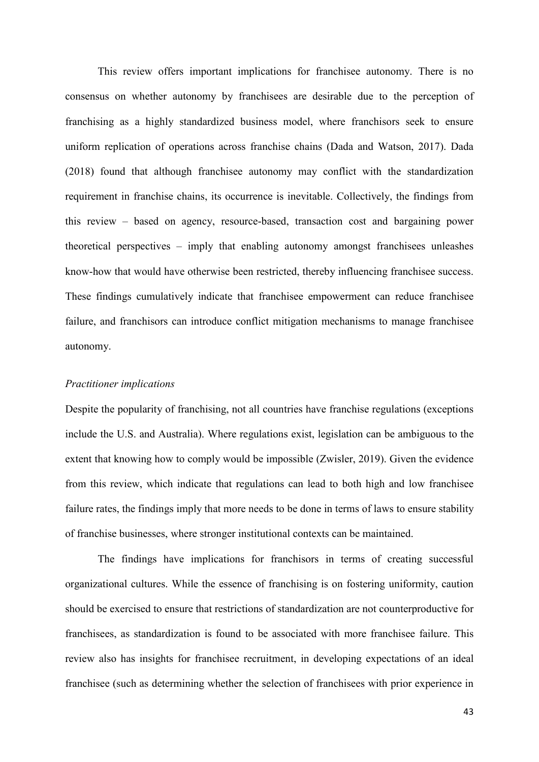This review offers important implications for franchisee autonomy. There is no consensus on whether autonomy by franchisees are desirable due to the perception of franchising as a highly standardized business model, where franchisors seek to ensure uniform replication of operations across franchise chains (Dada and Watson, 2017). Dada (2018) found that although franchisee autonomy may conflict with the standardization requirement in franchise chains, its occurrence is inevitable. Collectively, the findings from this review – based on agency, resource-based, transaction cost and bargaining power theoretical perspectives – imply that enabling autonomy amongst franchisees unleashes know-how that would have otherwise been restricted, thereby influencing franchisee success. These findings cumulatively indicate that franchisee empowerment can reduce franchisee failure, and franchisors can introduce conflict mitigation mechanisms to manage franchisee autonomy.

*Practitioner implications*

Despite the popularity of franchising, not all countries have franchise regulations (exceptions include the U.S. and Australia). Where regulations exist, legislation can be ambiguous to the extent that knowing how to comply would be impossible (Zwisler, 2019). Given the evidence from this review, which indicate that regulations can lead to both high and low franchisee failure rates, the findings imply that more needs to be done in terms of laws to ensure stability of franchise businesses, where stronger institutional contexts can be maintained.

The findings have implications for franchisors in terms of creating successful organizational cultures. While the essence of franchising is on fostering uniformity, caution should be exercised to ensure that restrictions of standardization are not counterproductive for franchisees, as standardization is found to be associated with more franchisee failure. This review also has insights for franchisee recruitment, in developing expectations of an ideal franchisee (such as determining whether the selection of franchisees with prior experience in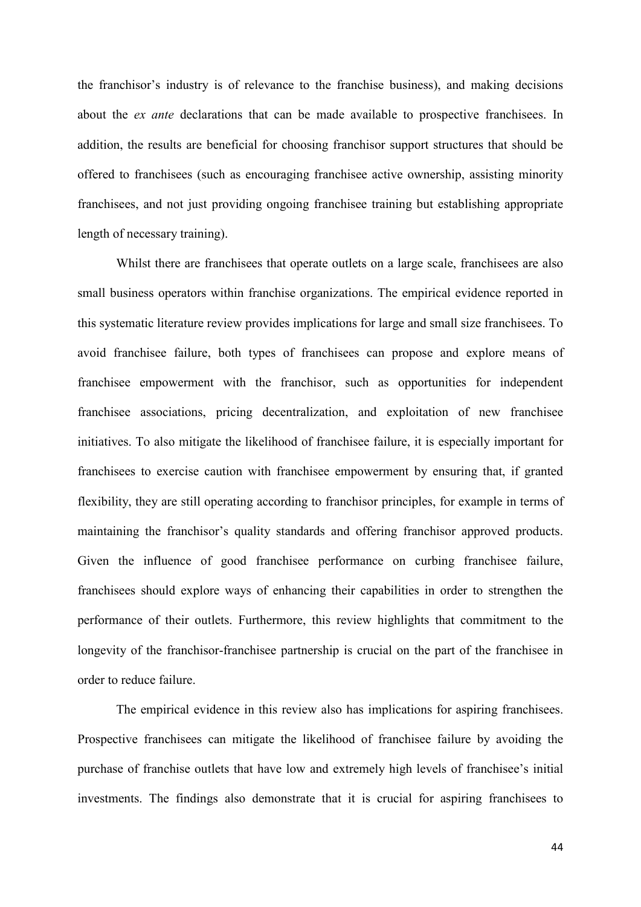the franchisor's industry is of relevance to the franchise business), and making decisions about the *ex ante* declarations that can be made available to prospective franchisees. In addition, the results are beneficial for choosing franchisor support structures that should be offered to franchisees (such as encouraging franchisee active ownership, assisting minority franchisees, and not just providing ongoing franchisee training but establishing appropriate length of necessary training).

Whilst there are franchisees that operate outlets on a large scale, franchisees are also small business operators within franchise organizations. The empirical evidence reported in this systematic literature review provides implications for large and small size franchisees. To avoid franchisee failure, both types of franchisees can propose and explore means of franchisee empowerment with the franchisor, such as opportunities for independent franchisee associations, pricing decentralization, and exploitation of new franchisee initiatives. To also mitigate the likelihood of franchisee failure, it is especially important for franchisees to exercise caution with franchisee empowerment by ensuring that, if granted flexibility, they are still operating according to franchisor principles, for example in terms of maintaining the franchisor's quality standards and offering franchisor approved products. Given the influence of good franchisee performance on curbing franchisee failure, franchisees should explore ways of enhancing their capabilities in order to strengthen the performance of their outlets. Furthermore, this review highlights that commitment to the longevity of the franchisor-franchisee partnership is crucial on the part of the franchisee in order to reduce failure.

The empirical evidence in this review also has implications for aspiring franchisees. Prospective franchisees can mitigate the likelihood of franchisee failure by avoiding the purchase of franchise outlets that have low and extremely high levels of franchisee's initial investments. The findings also demonstrate that it is crucial for aspiring franchisees to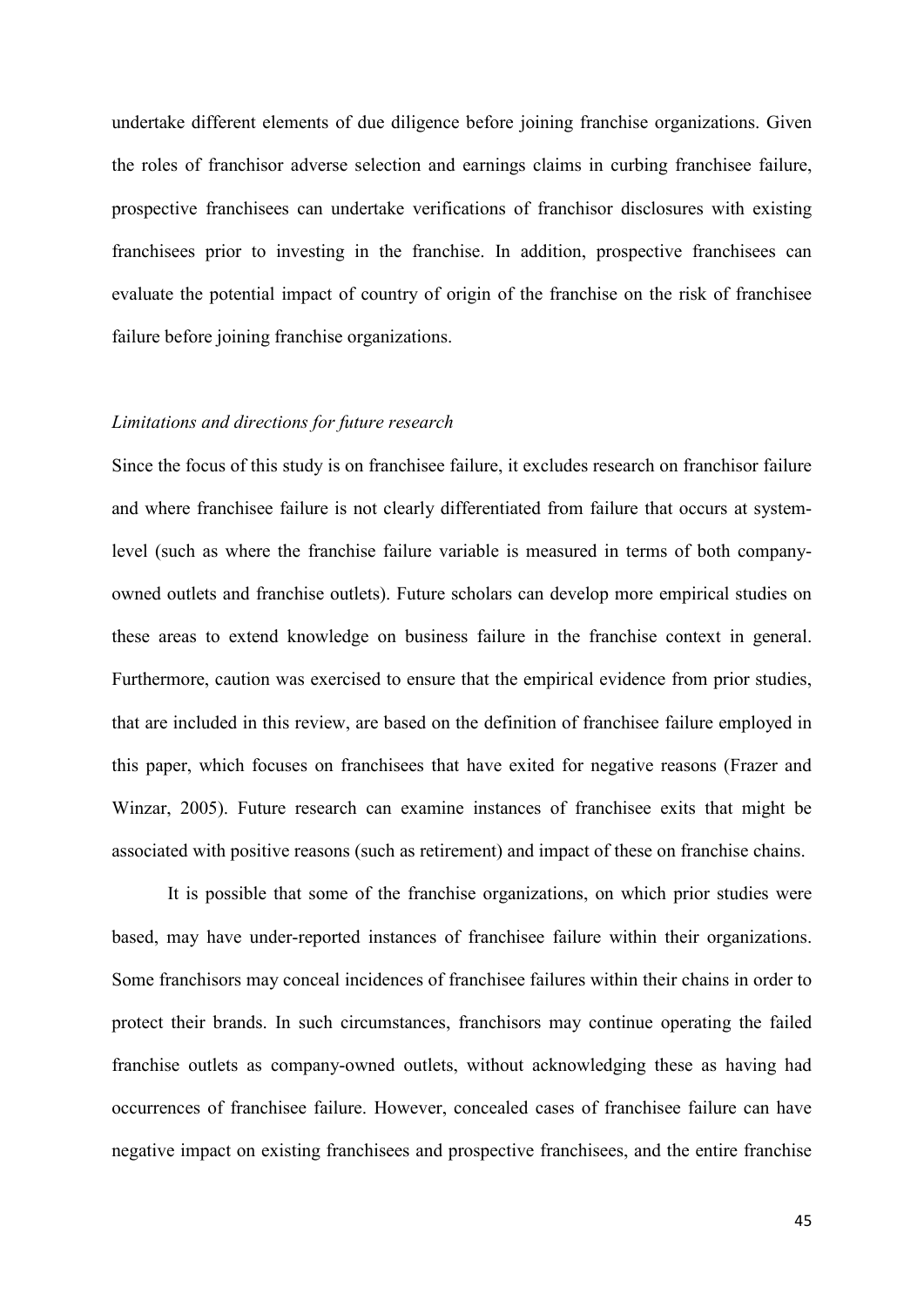undertake different elements of due diligence before joining franchise organizations. Given the roles of franchisor adverse selection and earnings claims in curbing franchisee failure, prospective franchisees can undertake verifications of franchisor disclosures with existing franchisees prior to investing in the franchise. In addition, prospective franchisees can evaluate the potential impact of country of origin of the franchise on the risk of franchisee failure before joining franchise organizations.

*Limitations and directions for future research*

Since the focus of this study is on franchisee failure, it excludes research on franchisor failure and where franchisee failure is not clearly differentiated from failure that occurs at system-level (such as where the franchise failure variable is measured in terms of both company-owned outlets and franchise outlets). Future scholars can develop more empirical studies on these areas to extend knowledge on business failure in the franchise context in general. Furthermore, caution was exercised to ensure that the empirical evidence from prior studies, that are included in this review, are based on the definition of franchisee failure employed in this paper, which focuses on franchisees that have exited for negative reasons (Frazer and Winzar, 2005). Future research can examine instances of franchisee exits that might be associated with positive reasons (such as retirement) and impact of these on franchise chains.

It is possible that some of the franchise organizations, on which prior studies were based, may have under-reported instances of franchisee failure within their organizations. Some franchisors may conceal incidences of franchisee failures within their chains in order to protect their brands. In such circumstances, franchisors may continue operating the failed franchise outlets as company-owned outlets, without acknowledging these as having had occurrences of franchisee failure. However, concealed cases of franchisee failure can have negative impact on existing franchisees and prospective franchisees, and the entire franchise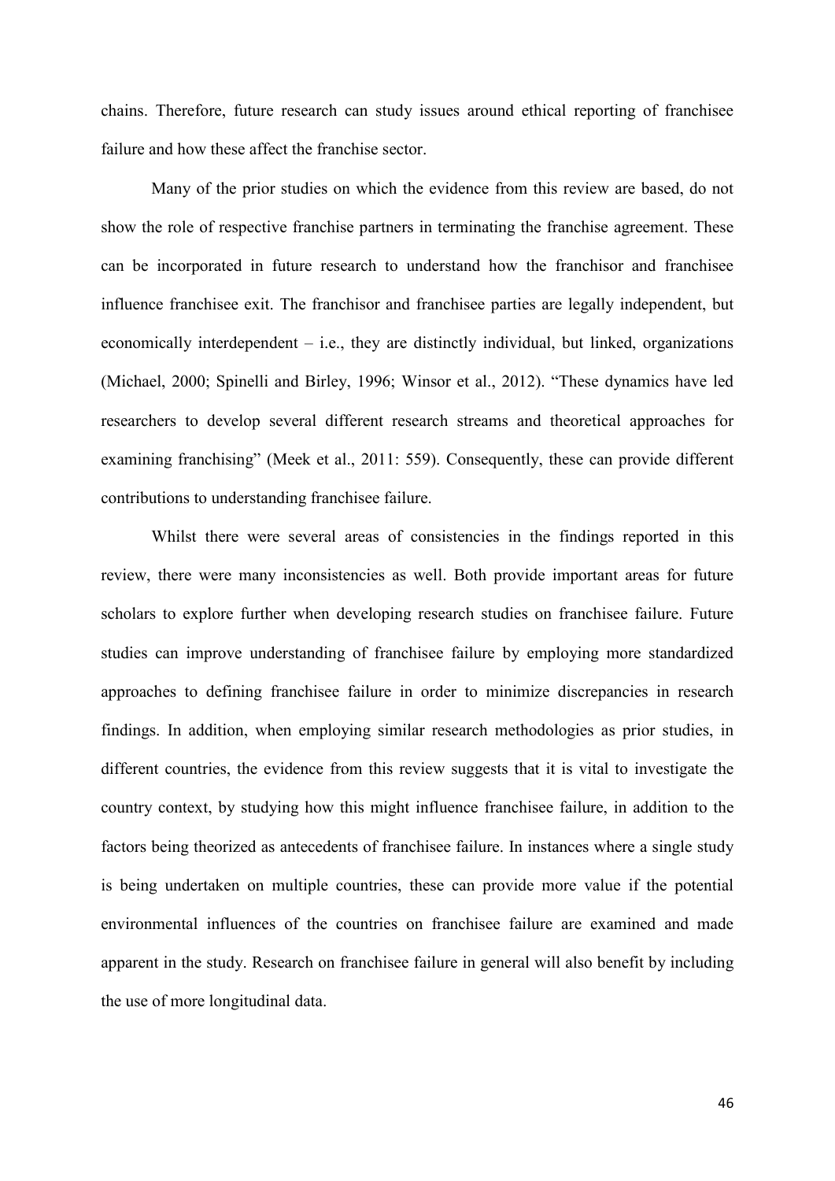chains. Therefore, future research can study issues around ethical reporting of franchisee failure and how these affect the franchise sector.

Many of the prior studies on which the evidence from this review are based, do not show the role of respective franchise partners in terminating the franchise agreement. These can be incorporated in future research to understand how the franchisor and franchisee influence franchisee exit. The franchisor and franchisee parties are legally independent, but economically interdependent – i.e., they are distinctly individual, but linked, organizations (Michael, 2000; Spinelli and Birley, 1996; Winsor et al., 2012). "These dynamics have led researchers to develop several different research streams and theoretical approaches for examining franchising" (Meek et al., 2011: 559). Consequently, these can provide different contributions to understanding franchisee failure.

Whilst there were several areas of consistencies in the findings reported in this review, there were many inconsistencies as well. Both provide important areas for future scholars to explore further when developing research studies on franchisee failure. Future studies can improve understanding of franchisee failure by employing more standardized approaches to defining franchisee failure in order to minimize discrepancies in research findings. In addition, when employing similar research methodologies as prior studies, in different countries, the evidence from this review suggests that it is vital to investigate the country context, by studying how this might influence franchisee failure, in addition to the factors being theorized as antecedents of franchisee failure. In instances where a single study is being undertaken on multiple countries, these can provide more value if the potential environmental influences of the countries on franchisee failure are examined and made apparent in the study. Research on franchisee failure in general will also benefit by including the use of more longitudinal data.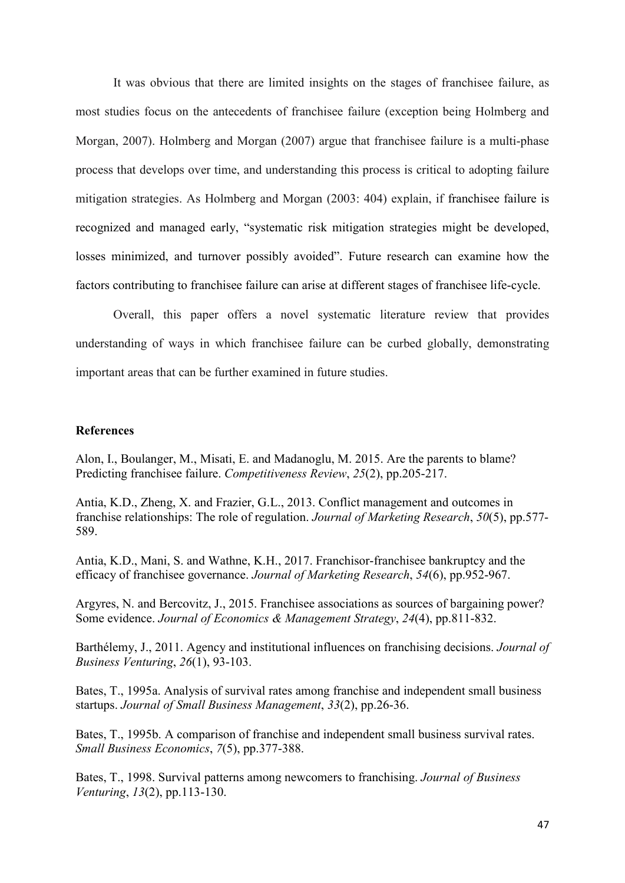It was obvious that there are limited insights on the stages of franchisee failure, as most studies focus on the antecedents of franchisee failure (exception being Holmberg and Morgan, 2007). Holmberg and Morgan (2007) argue that franchisee failure is a multi-phase process that develops over time, and understanding this process is critical to adopting failure mitigation strategies. As Holmberg and Morgan (2003: 404) explain, if franchisee failure is recognized and managed early, "systematic risk mitigation strategies might be developed, losses minimized, and turnover possibly avoided". Future research can examine how the factors contributing to franchisee failure can arise at different stages of franchisee life-cycle.

Overall, this paper offers a novel systematic literature review that provides understanding of ways in which franchisee failure can be curbed globally, demonstrating important areas that can be further examined in future studies.

## References

Alon, I., Boulanger, M., Misati, E. and Madanoglu, M. 2015. Are the parents to blame? Predicting franchisee failure. *Competitiveness Review*, *25*(2), pp.205-217.

Antia, K.D., Zheng, X. and Frazier, G.L., 2013. Conflict management and outcomes in franchise relationships: The role of regulation. *Journal of Marketing Research*, *50*(5), pp.577-589.

Antia, K.D., Mani, S. and Wathne, K.H., 2017. Franchisor-franchisee bankruptcy and the efficacy of franchisee governance. *Journal of Marketing Research*, *54*(6), pp.952-967.

Argyres, N. and Bercovitz, J., 2015. Franchisee associations as sources of bargaining power? Some evidence. *Journal of Economics & Management Strategy*, *24*(4), pp.811-832.

Barthélemy, J., 2011. Agency and institutional influences on franchising decisions. *Journal of Business Venturing*, *26*(1), 93-103.

Bates, T., 1995a. Analysis of survival rates among franchise and independent small business startups. *Journal of Small Business Management*, *33*(2), pp.26-36.

Bates, T., 1995b. A comparison of franchise and independent small business survival rates. *Small Business Economics*, *7*(5), pp.377-388.

Bates, T., 1998. Survival patterns among newcomers to franchising. *Journal of Business Venturing*, *13*(2), pp.113-130.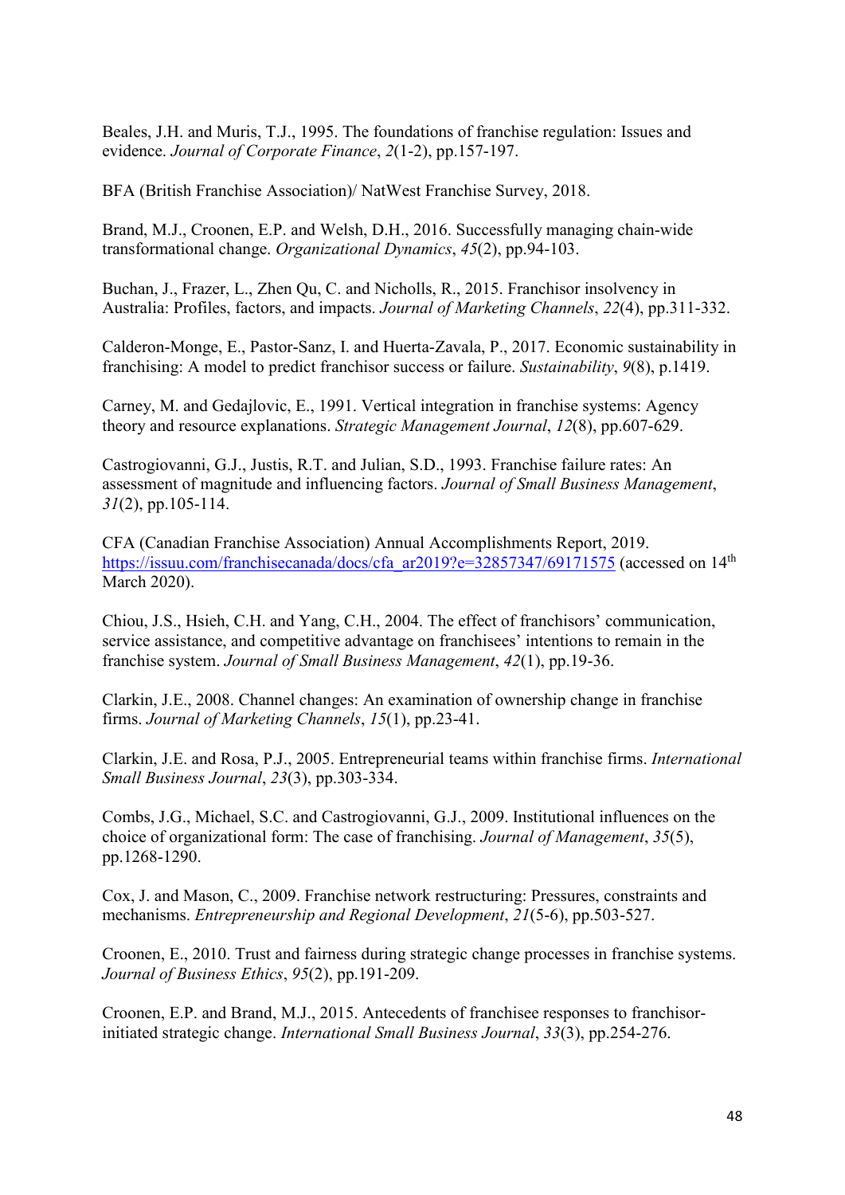Beales, J.H. and Muris, T.J., 1995. The foundations of franchise regulation: Issues and evidence. *Journal of Corporate Finance*, *2*(1-2), pp.157-197.

BFA (British Franchise Association)/ NatWest Franchise Survey, 2018.

Brand, M.J., Croonen, E.P. and Welsh, D.H., 2016. Successfully managing chain-wide transformational change. *Organizational Dynamics*, *45*(2), pp.94-103.

Buchan, J., Frazer, L., Zhen Qu, C. and Nicholls, R., 2015. Franchisor insolvency in Australia: Profiles, factors, and impacts. *Journal of Marketing Channels*, *22*(4), pp.311-332.

Calderon-Monge, E., Pastor-Sanz, I. and Huerta-Zavala, P., 2017. Economic sustainability in franchising: A model to predict franchisor success or failure. *Sustainability*, *9*(8), p.1419.

Carney, M. and Gedajlovic, E., 1991. Vertical integration in franchise systems: Agency theory and resource explanations. *Strategic Management Journal*, *12*(8), pp.607-629.

Castrogiovanni, G.J., Justis, R.T. and Julian, S.D., 1993. Franchise failure rates: An assessment of magnitude and influencing factors. *Journal of Small Business Management*, *31*(2), pp.105-114.

CFA (Canadian Franchise Association) Annual Accomplishments Report, 2019. https://issuu.com/franchisecanada/docs/cfa_ar2019?e=32857347/69171575 (accessed on 14th March 2020).

Chiou, J.S., Hsieh, C.H. and Yang, C.H., 2004. The effect of franchisors' communication, service assistance, and competitive advantage on franchisees' intentions to remain in the franchise system. *Journal of Small Business Management*, *42*(1), pp.19-36.

Clarkin, J.E., 2008. Channel changes: An examination of ownership change in franchise firms. *Journal of Marketing Channels*, *15*(1), pp.23-41.

Clarkin, J.E. and Rosa, P.J., 2005. Entrepreneurial teams within franchise firms. *International Small Business Journal*, *23*(3), pp.303-334.

Combs, J.G., Michael, S.C. and Castrogiovanni, G.J., 2009. Institutional influences on the choice of organizational form: The case of franchising. *Journal of Management*, *35*(5), pp.1268-1290.

Cox, J. and Mason, C., 2009. Franchise network restructuring: Pressures, constraints and mechanisms. *Entrepreneurship and Regional Development*, *21*(5-6), pp.503-527.

Croonen, E., 2010. Trust and fairness during strategic change processes in franchise systems. *Journal of Business Ethics*, *95*(2), pp.191-209.

Croonen, E.P. and Brand, M.J., 2015. Antecedents of franchisee responses to franchisor-initiated strategic change. *International Small Business Journal*, *33*(3), pp.254-276.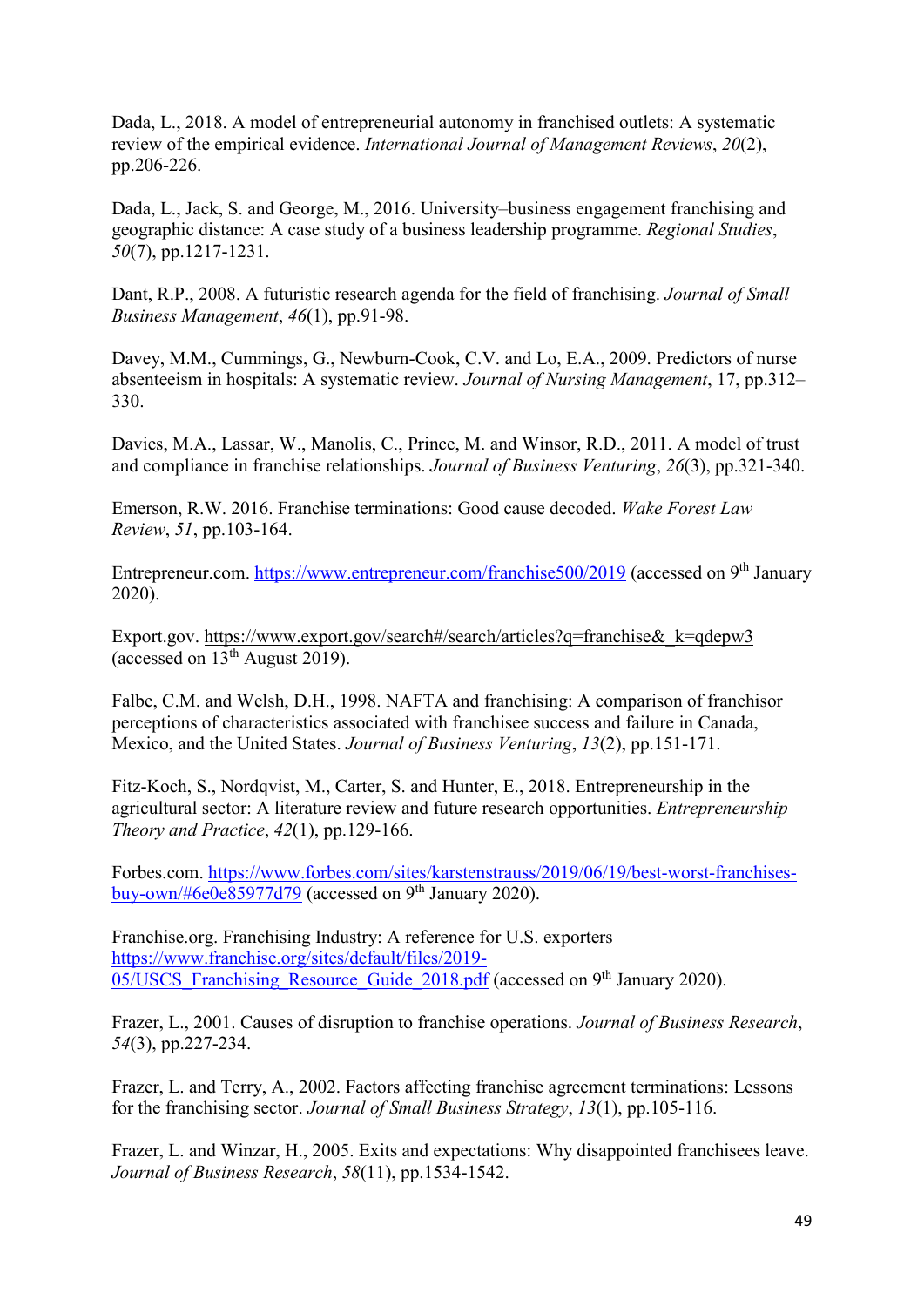Dada, L., 2018. A model of entrepreneurial autonomy in franchised outlets: A systematic review of the empirical evidence. *International Journal of Management Reviews*, *20*(2), pp.206-226.

Dada, L., Jack, S. and George, M., 2016. University–business engagement franchising and geographic distance: A case study of a business leadership programme. *Regional Studies*, *50*(7), pp.1217-1231.

Dant, R.P., 2008. A futuristic research agenda for the field of franchising. *Journal of Small Business Management*, *46*(1), pp.91-98.

Davey, M.M., Cummings, G., Newburn-Cook, C.V. and Lo, E.A., 2009. Predictors of nurse absenteeism in hospitals: A systematic review. *Journal of Nursing Management*, 17, pp.312–330.

Davies, M.A., Lassar, W., Manolis, C., Prince, M. and Winsor, R.D., 2011. A model of trust and compliance in franchise relationships. *Journal of Business Venturing*, *26*(3), pp.321-340.

Emerson, R.W. 2016. Franchise terminations: Good cause decoded. *Wake Forest Law Review*, *51*, pp.103-164.

Entrepreneur.com. https://www.entrepreneur.com/franchise500/2019 (accessed on 9th January 2020).

Export.gov. https://www.export.gov/search#/search/articles?q=franchise&_k=qdepw3 (accessed on 13th August 2019).

Falbe, C.M. and Welsh, D.H., 1998. NAFTA and franchising: A comparison of franchisor perceptions of characteristics associated with franchisee success and failure in Canada, Mexico, and the United States. *Journal of Business Venturing*, *13*(2), pp.151-171.

Fitz-Koch, S., Nordqvist, M., Carter, S. and Hunter, E., 2018. Entrepreneurship in the agricultural sector: A literature review and future research opportunities. *Entrepreneurship Theory and Practice*, *42*(1), pp.129-166.

Forbes.com. https://www.forbes.com/sites/karstenstrauss/2019/06/19/best-worst-franchises-buy-own/#6e0e85977d79 (accessed on 9th January 2020).

Franchise.org. Franchising Industry: A reference for U.S. exporters https://www.franchise.org/sites/default/files/2019-05/USCS_Franchising_Resource_Guide_2018.pdf (accessed on 9th January 2020).

Frazer, L., 2001. Causes of disruption to franchise operations. *Journal of Business Research*, *54*(3), pp.227-234.

Frazer, L. and Terry, A., 2002. Factors affecting franchise agreement terminations: Lessons for the franchising sector. *Journal of Small Business Strategy*, *13*(1), pp.105-116.

Frazer, L. and Winzar, H., 2005. Exits and expectations: Why disappointed franchisees leave. *Journal of Business Research*, *58*(11), pp.1534-1542.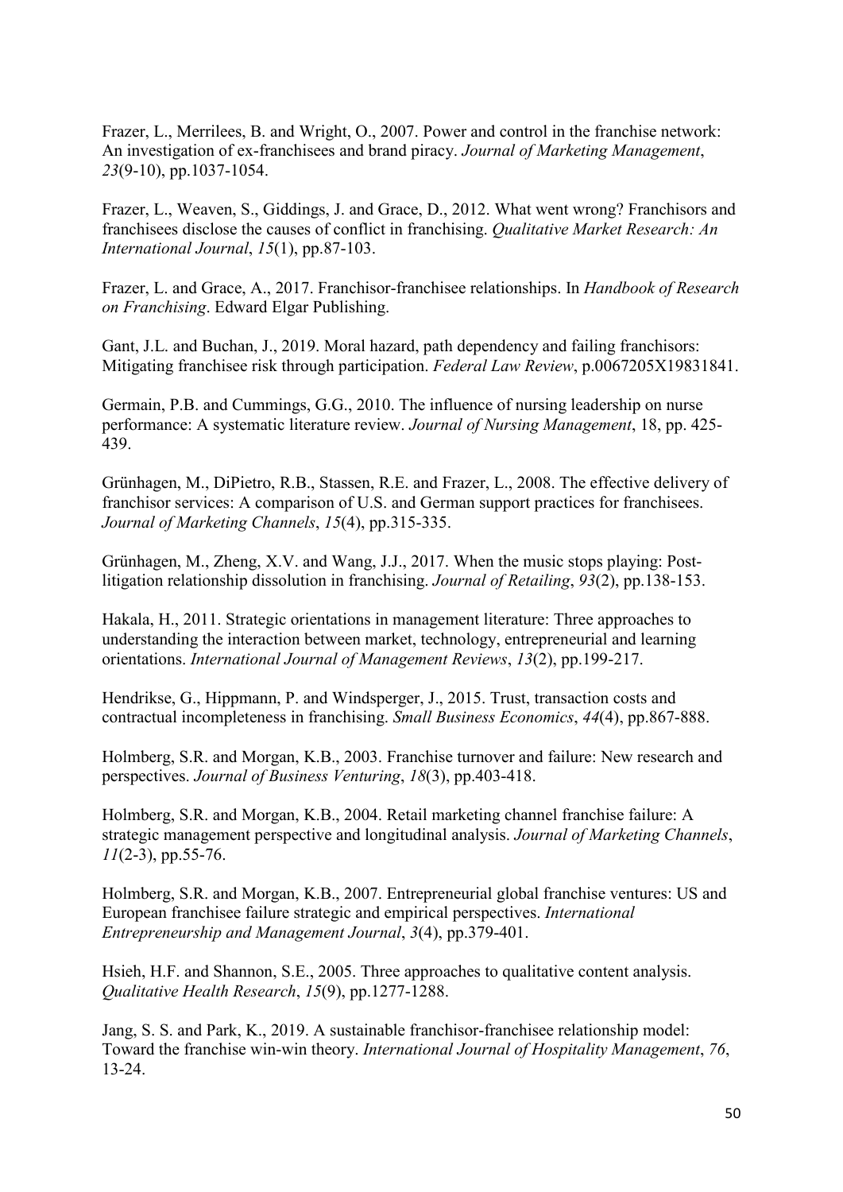Frazer, L., Merrilees, B. and Wright, O., 2007. Power and control in the franchise network: An investigation of ex-franchisees and brand piracy. *Journal of Marketing Management*, *23*(9-10), pp.1037-1054.

Frazer, L., Weaven, S., Giddings, J. and Grace, D., 2012. What went wrong? Franchisors and franchisees disclose the causes of conflict in franchising. *Qualitative Market Research: An International Journal*, *15*(1), pp.87-103.

Frazer, L. and Grace, A., 2017. Franchisor-franchisee relationships. In *Handbook of Research on Franchising*. Edward Elgar Publishing.

Gant, J.L. and Buchan, J., 2019. Moral hazard, path dependency and failing franchisors: Mitigating franchisee risk through participation. *Federal Law Review*, p.0067205X19831841.

Germain, P.B. and Cummings, G.G., 2010. The influence of nursing leadership on nurse performance: A systematic literature review. *Journal of Nursing Management*, 18, pp. 425-439.

Grünhagen, M., DiPietro, R.B., Stassen, R.E. and Frazer, L., 2008. The effective delivery of franchisor services: A comparison of U.S. and German support practices for franchisees. *Journal of Marketing Channels*, *15*(4), pp.315-335.

Grünhagen, M., Zheng, X.V. and Wang, J.J., 2017. When the music stops playing: Post-litigation relationship dissolution in franchising. *Journal of Retailing*, *93*(2), pp.138-153.

Hakala, H., 2011. Strategic orientations in management literature: Three approaches to understanding the interaction between market, technology, entrepreneurial and learning orientations. *International Journal of Management Reviews*, *13*(2), pp.199-217.

Hendrikse, G., Hippmann, P. and Windsperger, J., 2015. Trust, transaction costs and contractual incompleteness in franchising. *Small Business Economics*, *44*(4), pp.867-888.

Holmberg, S.R. and Morgan, K.B., 2003. Franchise turnover and failure: New research and perspectives. *Journal of Business Venturing*, *18*(3), pp.403-418.

Holmberg, S.R. and Morgan, K.B., 2004. Retail marketing channel franchise failure: A strategic management perspective and longitudinal analysis. *Journal of Marketing Channels*, *11*(2-3), pp.55-76.

Holmberg, S.R. and Morgan, K.B., 2007. Entrepreneurial global franchise ventures: US and European franchisee failure strategic and empirical perspectives. *International Entrepreneurship and Management Journal*, *3*(4), pp.379-401.

Hsieh, H.F. and Shannon, S.E., 2005. Three approaches to qualitative content analysis. *Qualitative Health Research*, *15*(9), pp.1277-1288.

Jang, S. S. and Park, K., 2019. A sustainable franchisor-franchisee relationship model: Toward the franchise win-win theory. *International Journal of Hospitality Management*, *76*, 13-24.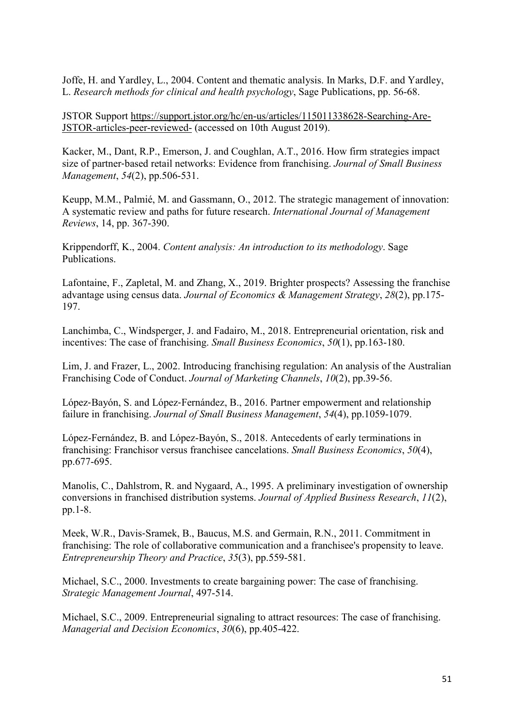Joffe, H. and Yardley, L., 2004. Content and thematic analysis. In Marks, D.F. and Yardley, L. *Research methods for clinical and health psychology*, Sage Publications, pp. 56-68.

JSTOR Support https://support.jstor.org/hc/en-us/articles/115011338628-Searching-Are-JSTOR-articles-peer-reviewed- (accessed on 10th August 2019).

Kacker, M., Dant, R.P., Emerson, J. and Coughlan, A.T., 2016. How firm strategies impact size of partner-based retail networks: Evidence from franchising. *Journal of Small Business Management*, *54*(2), pp.506-531.

Keupp, M.M., Palmié, M. and Gassmann, O., 2012. The strategic management of innovation: A systematic review and paths for future research. *International Journal of Management Reviews*, 14, pp. 367-390.

Krippendorff, K., 2004. *Content analysis: An introduction to its methodology*. Sage Publications.

Lafontaine, F., Zapletal, M. and Zhang, X., 2019. Brighter prospects? Assessing the franchise advantage using census data. *Journal of Economics & Management Strategy*, *28*(2), pp.175-197.

Lanchimba, C., Windsperger, J. and Fadairo, M., 2018. Entrepreneurial orientation, risk and incentives: The case of franchising. *Small Business Economics*, *50*(1), pp.163-180.

Lim, J. and Frazer, L., 2002. Introducing franchising regulation: An analysis of the Australian Franchising Code of Conduct. *Journal of Marketing Channels*, *10*(2), pp.39-56.

López-Bayón, S. and López-Fernández, B., 2016. Partner empowerment and relationship failure in franchising. *Journal of Small Business Management*, *54*(4), pp.1059-1079.

López-Fernández, B. and López-Bayón, S., 2018. Antecedents of early terminations in franchising: Franchisor versus franchisee cancelations. *Small Business Economics*, *50*(4), pp.677-695.

Manolis, C., Dahlstrom, R. and Nygaard, A., 1995. A preliminary investigation of ownership conversions in franchised distribution systems. *Journal of Applied Business Research*, *11*(2), pp.1-8.

Meek, W.R., Davis-Sramek, B., Baucus, M.S. and Germain, R.N., 2011. Commitment in franchising: The role of collaborative communication and a franchisee's propensity to leave. *Entrepreneurship Theory and Practice*, *35*(3), pp.559-581.

Michael, S.C., 2000. Investments to create bargaining power: The case of franchising. *Strategic Management Journal*, 497-514.

Michael, S.C., 2009. Entrepreneurial signaling to attract resources: The case of franchising. *Managerial and Decision Economics*, *30*(6), pp.405-422.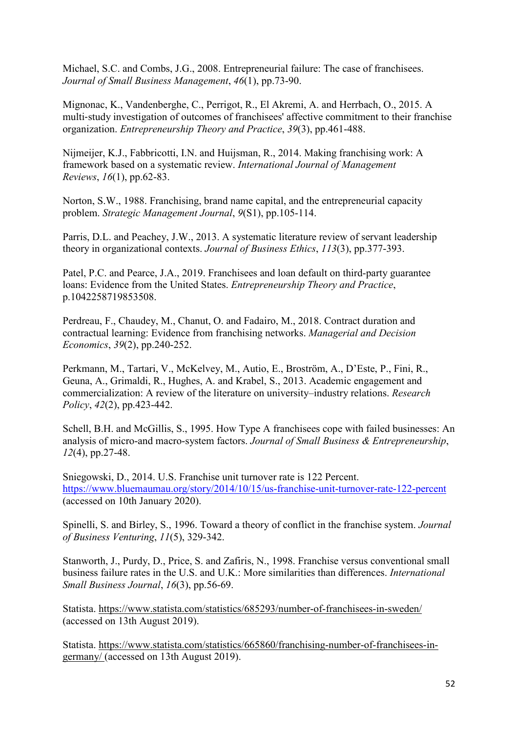Michael, S.C. and Combs, J.G., 2008. Entrepreneurial failure: The case of franchisees. *Journal of Small Business Management*, *46*(1), pp.73-90.

Mignonac, K., Vandenberghe, C., Perrigot, R., El Akremi, A. and Herrbach, O., 2015. A multi-study investigation of outcomes of franchisees' affective commitment to their franchise organization. *Entrepreneurship Theory and Practice*, *39*(3), pp.461-488.

Nijmeijer, K.J., Fabbricotti, I.N. and Huijsman, R., 2014. Making franchising work: A framework based on a systematic review. *International Journal of Management Reviews*, *16*(1), pp.62-83.

Norton, S.W., 1988. Franchising, brand name capital, and the entrepreneurial capacity problem. *Strategic Management Journal*, *9*(S1), pp.105-114.

Parris, D.L. and Peachey, J.W., 2013. A systematic literature review of servant leadership theory in organizational contexts. *Journal of Business Ethics*, *113*(3), pp.377-393.

Patel, P.C. and Pearce, J.A., 2019. Franchisees and loan default on third-party guarantee loans: Evidence from the United States. *Entrepreneurship Theory and Practice*, p.1042258719853508.

Perdreau, F., Chaudey, M., Chanut, O. and Fadairo, M., 2018. Contract duration and contractual learning: Evidence from franchising networks. *Managerial and Decision Economics*, *39*(2), pp.240-252.

Perkmann, M., Tartari, V., McKelvey, M., Autio, E., Broström, A., D'Este, P., Fini, R., Geuna, A., Grimaldi, R., Hughes, A. and Krabel, S., 2013. Academic engagement and commercialization: A review of the literature on university–industry relations. *Research Policy*, *42*(2), pp.423-442.

Schell, B.H. and McGillis, S., 1995. How Type A franchisees cope with failed businesses: An analysis of micro-and macro-system factors. *Journal of Small Business & Entrepreneurship*, *12*(4), pp.27-48.

Sniegowski, D., 2014. U.S. Franchise unit turnover rate is 122 Percent. https://www.bluemaumau.org/story/2014/10/15/us-franchise-unit-turnover-rate-122-percent (accessed on 10th January 2020).

Spinelli, S. and Birley, S., 1996. Toward a theory of conflict in the franchise system. *Journal of Business Venturing*, *11*(5), 329-342.

Stanworth, J., Purdy, D., Price, S. and Zafiris, N., 1998. Franchise versus conventional small business failure rates in the U.S. and U.K.: More similarities than differences. *International Small Business Journal*, *16*(3), pp.56-69.

Statista. https://www.statista.com/statistics/685293/number-of-franchisees-in-sweden/ (accessed on 13th August 2019).

Statista. https://www.statista.com/statistics/665860/franchising-number-of-franchisees-in-germany/ (accessed on 13th August 2019).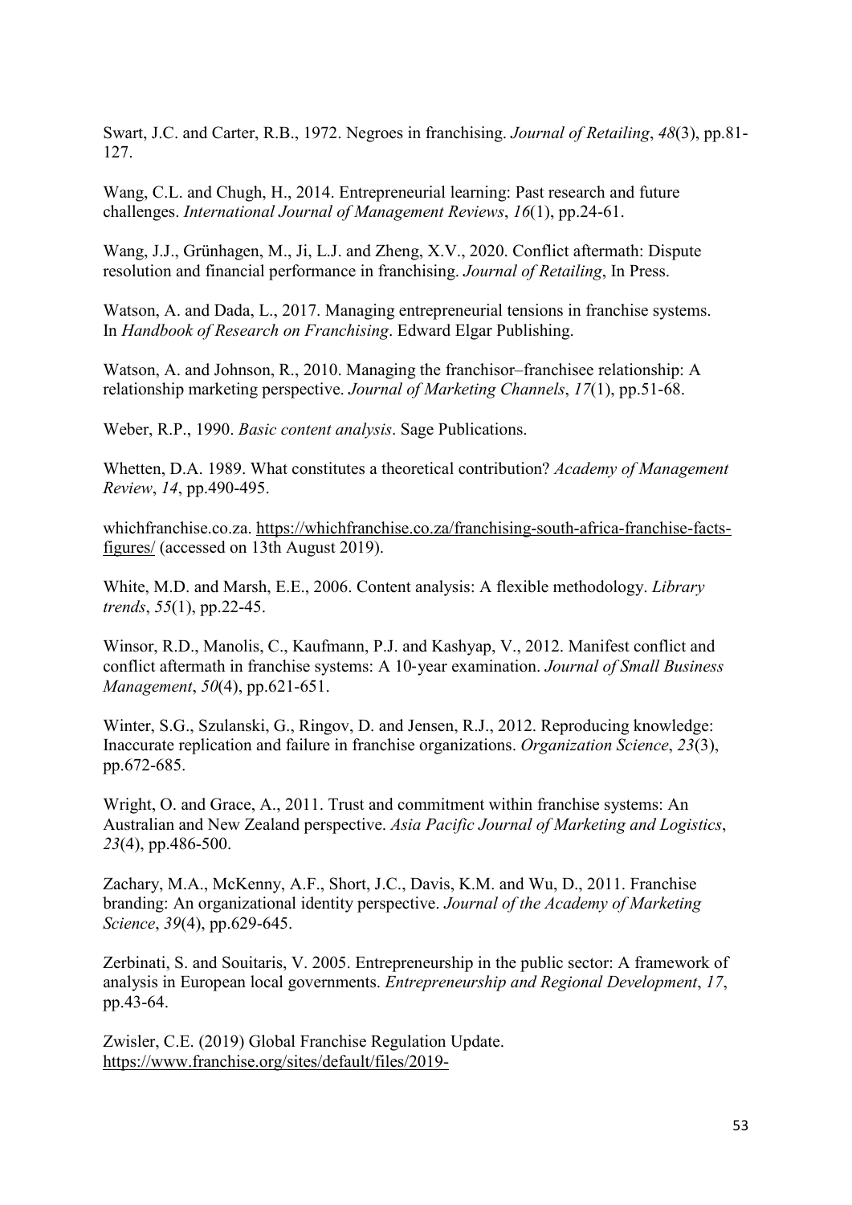Swart, J.C. and Carter, R.B., 1972. Negroes in franchising. *Journal of Retailing*, *48*(3), pp.81-127.

Wang, C.L. and Chugh, H., 2014. Entrepreneurial learning: Past research and future challenges. *International Journal of Management Reviews*, *16*(1), pp.24-61.

Wang, J.J., Grünhagen, M., Ji, L.J. and Zheng, X.V., 2020. Conflict aftermath: Dispute resolution and financial performance in franchising. *Journal of Retailing*, In Press.

Watson, A. and Dada, L., 2017. Managing entrepreneurial tensions in franchise systems. In *Handbook of Research on Franchising*. Edward Elgar Publishing.

Watson, A. and Johnson, R., 2010. Managing the franchisor–franchisee relationship: A relationship marketing perspective. *Journal of Marketing Channels*, *17*(1), pp.51-68.

Weber, R.P., 1990. *Basic content analysis*. Sage Publications.

Whetten, D.A. 1989. What constitutes a theoretical contribution? *Academy of Management Review*, *14*, pp.490-495.

whichfranchise.co.za. https://whichfranchise.co.za/franchising-south-africa-franchise-facts-figures/ (accessed on 13th August 2019).

White, M.D. and Marsh, E.E., 2006. Content analysis: A flexible methodology. *Library trends*, *55*(1), pp.22-45.

Winsor, R.D., Manolis, C., Kaufmann, P.J. and Kashyap, V., 2012. Manifest conflict and conflict aftermath in franchise systems: A 10‐year examination. *Journal of Small Business Management*, *50*(4), pp.621-651.

Winter, S.G., Szulanski, G., Ringov, D. and Jensen, R.J., 2012. Reproducing knowledge: Inaccurate replication and failure in franchise organizations. *Organization Science*, *23*(3), pp.672-685.

Wright, O. and Grace, A., 2011. Trust and commitment within franchise systems: An Australian and New Zealand perspective. *Asia Pacific Journal of Marketing and Logistics*, *23*(4), pp.486-500.

Zachary, M.A., McKenny, A.F., Short, J.C., Davis, K.M. and Wu, D., 2011. Franchise branding: An organizational identity perspective. *Journal of the Academy of Marketing Science*, *39*(4), pp.629-645.

Zerbinati, S. and Souitaris, V. 2005. Entrepreneurship in the public sector: A framework of analysis in European local governments. *Entrepreneurship and Regional Development*, *17*, pp.43-64.

Zwisler, C.E. (2019) Global Franchise Regulation Update. https://www.franchise.org/sites/default/files/2019-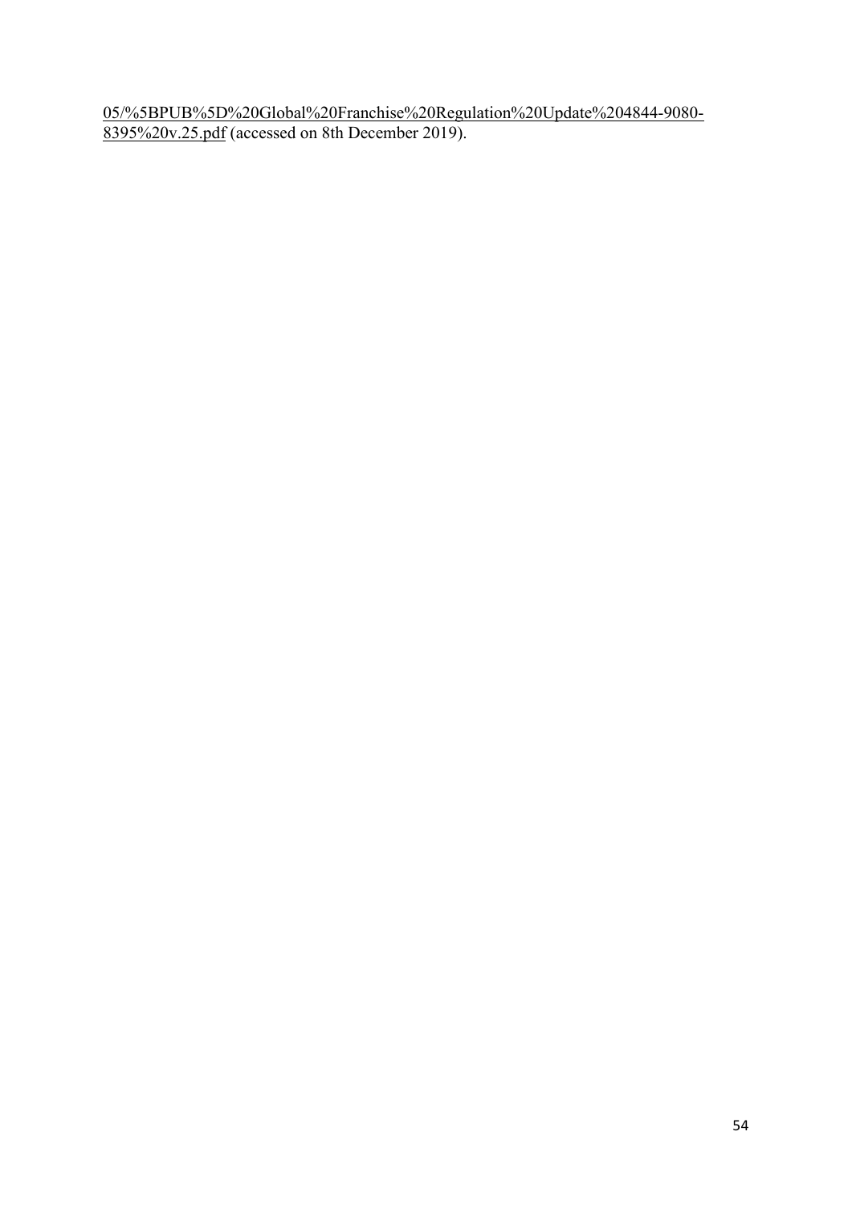05/%5BPUB%5D%20Global%20Franchise%20Regulation%20Update%204844-9080-8395%20v.25.pdf (accessed on 8th December 2019).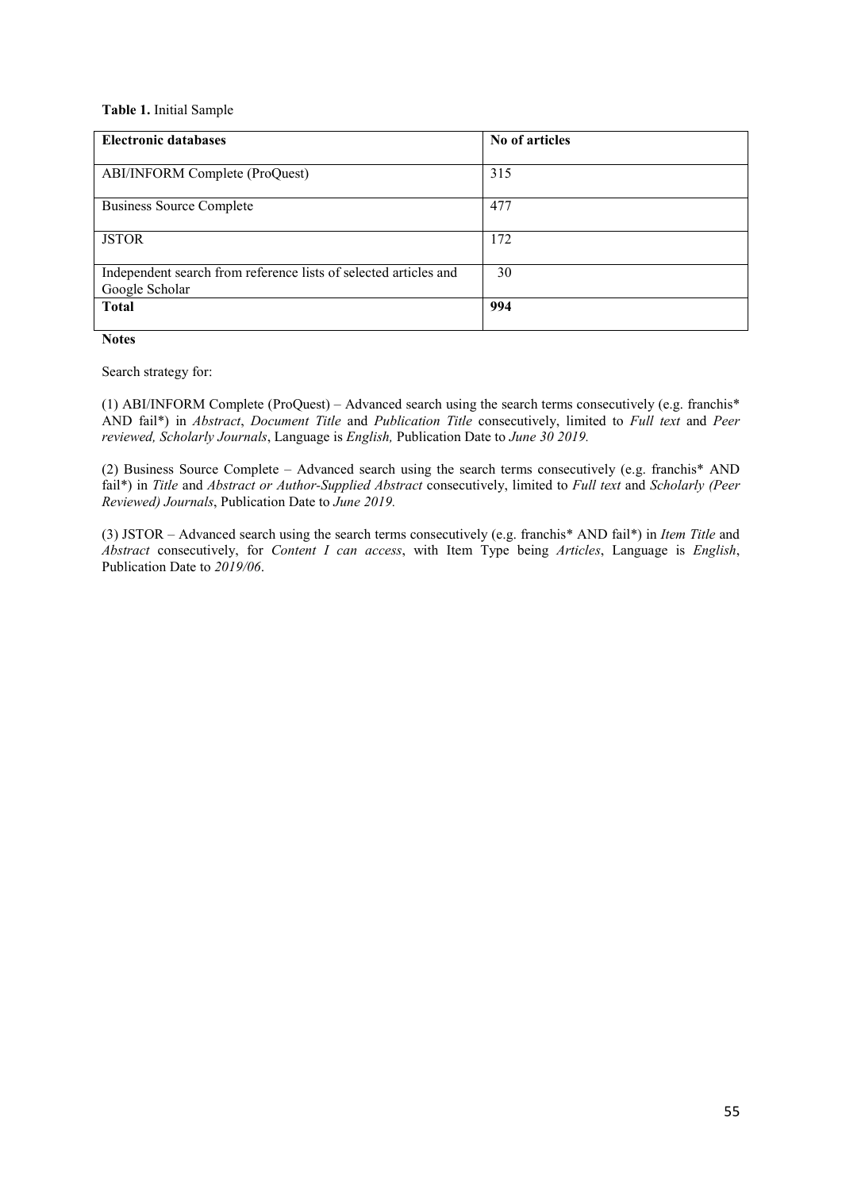**Table 1.** Initial Sample

| **Electronic databases** | **No of articles** |
|---|---|
| ABI/INFORM Complete (ProQuest) | 315 |
| Business Source Complete | 477 |
| JSTOR | 172 |
| Independent search from reference lists of selected articles and Google Scholar | 30 |
| **Total** | **994** |

**Notes**

Search strategy for:

(1) ABI/INFORM Complete (ProQuest) – Advanced search using the search terms consecutively (e.g. franchis* AND fail*) in *Abstract*, *Document Title* and *Publication Title* consecutively, limited to *Full text* and *Peer reviewed, Scholarly Journals*, Language is *English,* Publication Date to *June 30 2019.*

(2) Business Source Complete – Advanced search using the search terms consecutively (e.g. franchis* AND fail*) in *Title* and *Abstract or Author-Supplied Abstract* consecutively, limited to *Full text* and *Scholarly (Peer Reviewed) Journals*, Publication Date to *June 2019.*

(3) JSTOR – Advanced search using the search terms consecutively (e.g. franchis* AND fail*) in *Item Title* and *Abstract* consecutively, for *Content I can access*, with Item Type being *Articles*, Language is *English*, Publication Date to *2019/06*.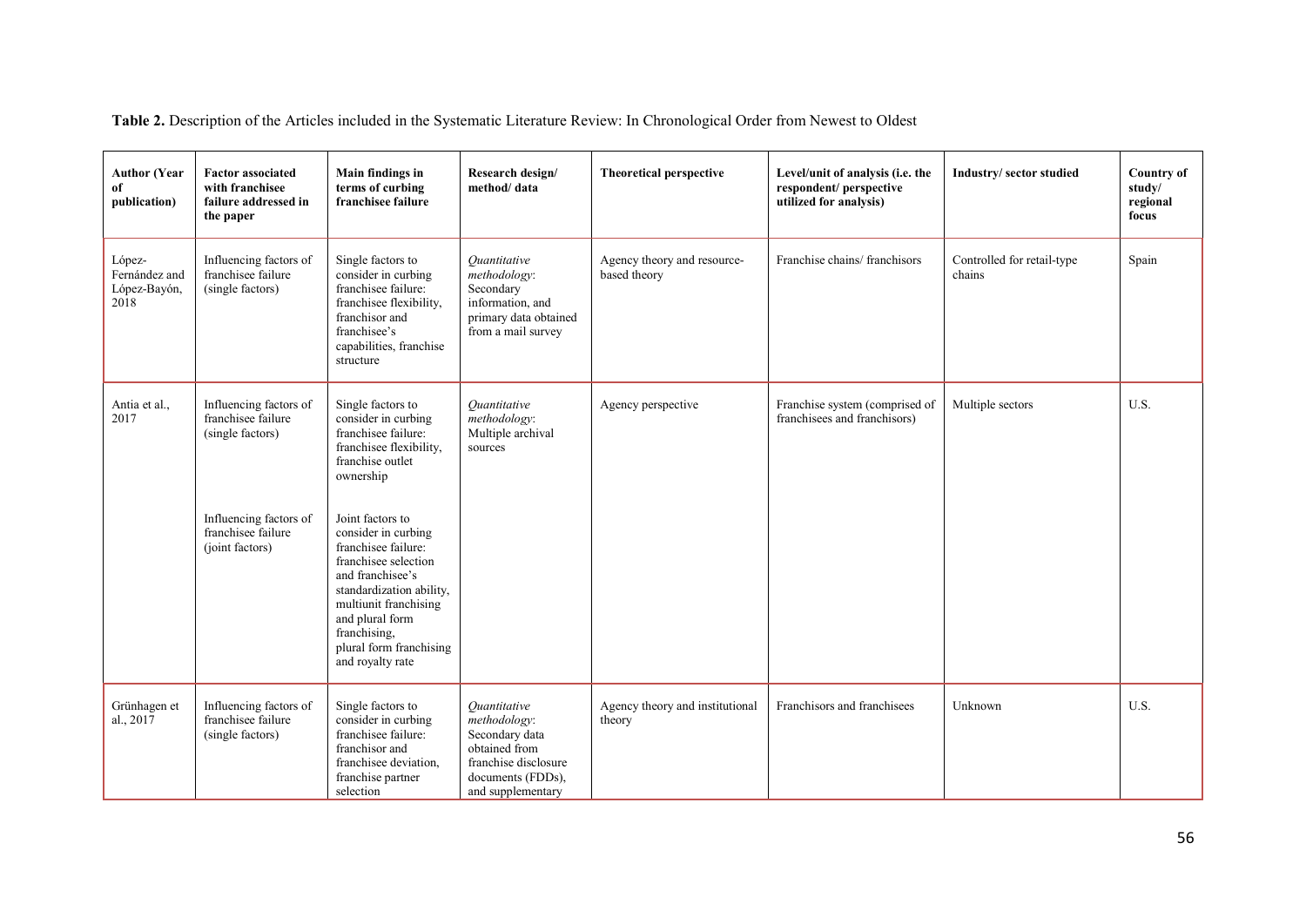**Table 2.** Description of the Articles included in the Systematic Literature Review: In Chronological Order from Newest to Oldest

| Author (Year of publication) | Factor associated with franchisee failure addressed in the paper | Main findings in terms of curbing franchisee failure | Research design/ method/ data | Theoretical perspective | Level/unit of analysis (i.e. the respondent/ perspective utilized for analysis) | Industry/ sector studied | Country of study/ regional focus |
|---|---|---|---|---|---|---|---|
| López-Fernández and López-Bayón, 2018 | Influencing factors of franchisee failure (single factors) | Single factors to consider in curbing franchisee failure: franchisee flexibility, franchisor and franchisee's capabilities, franchise structure | *Quantitative methodology*: Secondary information, and primary data obtained from a mail survey | Agency theory and resource-based theory | Franchise chains/ franchisors | Controlled for retail-type chains | Spain |
| Antia et al., 2017 | Influencing factors of franchisee failure (single factors) | Single factors to consider in curbing franchisee failure: franchisee flexibility, franchise outlet ownership | *Quantitative methodology*: Multiple archival sources | Agency perspective | Franchise system (comprised of franchisees and franchisors) | Multiple sectors | U.S. |
| | Influencing factors of franchisee failure (joint factors) | Joint factors to consider in curbing franchisee failure: franchisee selection and franchisee's standardization ability, multiunit franchising and plural form franchising, plural form franchising and royalty rate | | | | | |
| Grünhagen et al., 2017 | Influencing factors of franchisee failure (single factors) | Single factors to consider in curbing franchisee failure: franchisor and franchisee deviation, franchise partner selection | *Quantitative methodology*: Secondary data obtained from franchise disclosure documents (FDDs), and supplementary | Agency theory and institutional theory | Franchisors and franchisees | Unknown | U.S. |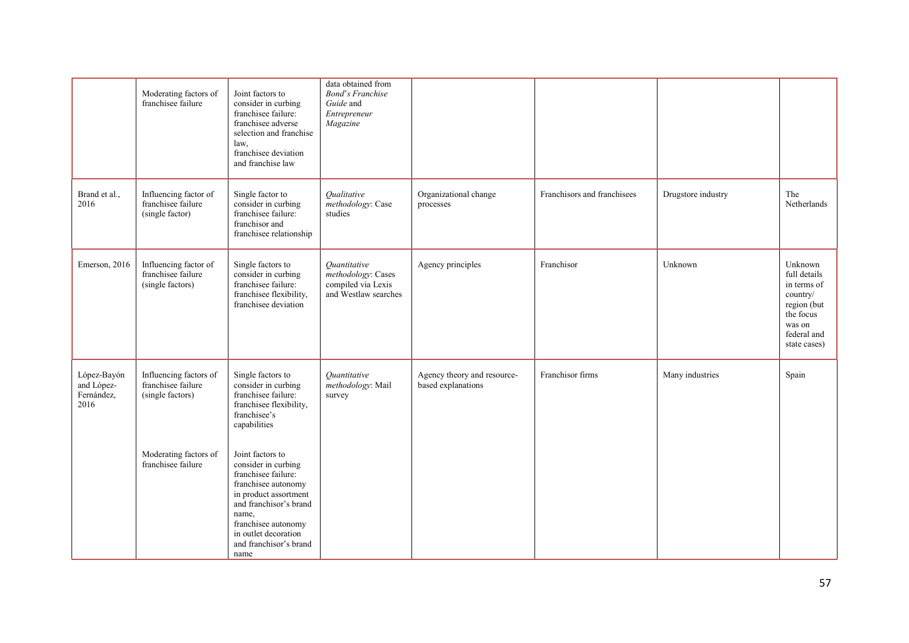| | | | | | | | |
|---|---|---|---|---|---|---|---|
| | Moderating factors of franchisee failure | Joint factors to consider in curbing franchisee failure: franchisee adverse selection and franchise law, franchisee deviation and franchise law | data obtained from *Bond*'*s Franchise Guide* and *Entrepreneur Magazine* | | | | |
| Brand et al., 2016 | Influencing factor of franchisee failure (single factor) | Single factor to consider in curbing franchisee failure: franchisor and franchisee relationship | *Qualitative methodology*: Case studies | Organizational change processes | Franchisors and franchisees | Drugstore industry | The Netherlands |
| Emerson, 2016 | Influencing factor of franchisee failure (single factors) | Single factors to consider in curbing franchisee failure: franchisee flexibility, franchisee deviation | *Quantitative methodology*: Cases compiled via Lexis and Westlaw searches | Agency principles | Franchisor | Unknown | Unknown full details in terms of country/ region (but the focus was on federal and state cases) |
| López-Bayón and López-Fernández, 2016 | Influencing factors of franchisee failure (single factors) | Single factors to consider in curbing franchisee failure: franchisee flexibility, franchisee's capabilities | *Quantitative methodology*: Mail survey | Agency theory and resource-based explanations | Franchisor firms | Many industries | Spain |
| | Moderating factors of franchisee failure | Joint factors to consider in curbing franchisee failure: franchisee autonomy in product assortment and franchisor's brand name, franchisee autonomy in outlet decoration and franchisor's brand name | | | | | |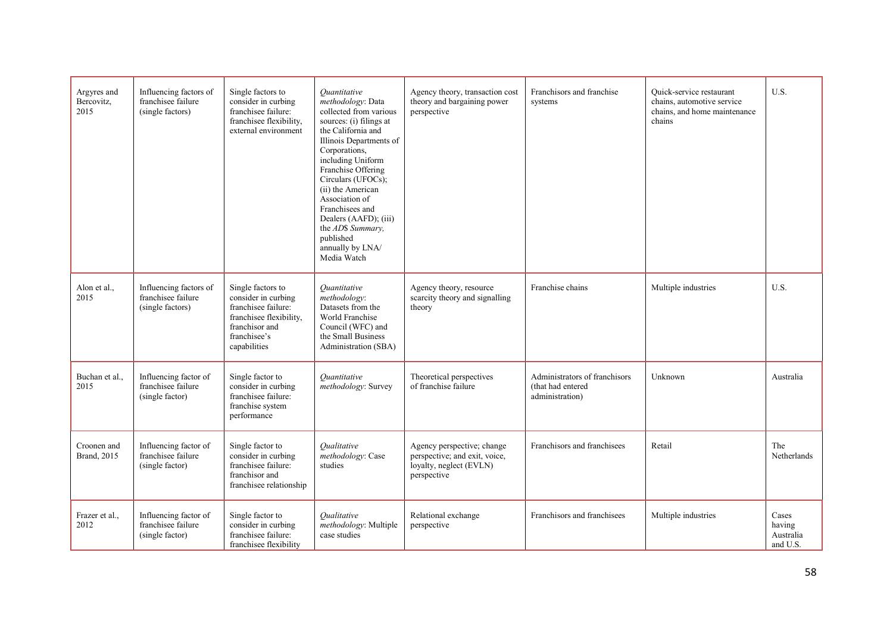| Argyres and Bercovitz, 2015 | Influencing factors of franchisee failure (single factors) | Single factors to consider in curbing franchisee failure: franchisee flexibility, external environment | *Quantitative methodology*: Data collected from various sources: (i) filings at the California and Illinois Departments of Corporations, including Uniform Franchise Offering Circulars (UFOCs); (ii) the American Association of Franchisees and Dealers (AAFD); (iii) the *AD$ Summary,* published annually by LNA/ Media Watch | Agency theory, transaction cost theory and bargaining power perspective | Franchisors and franchise systems | Quick-service restaurant chains, automotive service chains, and home maintenance chains | U.S. |
|---|---|---|---|---|---|---|---|
| Alon et al., 2015 | Influencing factors of franchisee failure (single factors) | Single factors to consider in curbing franchisee failure: franchisee flexibility, franchisor and franchisee's capabilities | *Quantitative methodology*: Datasets from the World Franchise Council (WFC) and the Small Business Administration (SBA) | Agency theory, resource scarcity theory and signalling theory | Franchise chains | Multiple industries | U.S. |
| Buchan et al., 2015 | Influencing factor of franchisee failure (single factor) | Single factor to consider in curbing franchisee failure: franchise system performance | *Quantitative methodology*: Survey | Theoretical perspectives of franchise failure | Administrators of franchisors (that had entered administration) | Unknown | Australia |
| Croonen and Brand, 2015 | Influencing factor of franchisee failure (single factor) | Single factor to consider in curbing franchisee failure: franchisor and franchisee relationship | *Qualitative methodology*: Case studies | Agency perspective; change perspective; and exit, voice, loyalty, neglect (EVLN) perspective | Franchisors and franchisees | Retail | The Netherlands |
| Frazer et al., 2012 | Influencing factor of franchisee failure (single factor) | Single factor to consider in curbing franchisee failure: franchisee flexibility | *Qualitative methodology*: Multiple case studies | Relational exchange perspective | Franchisors and franchisees | Multiple industries | Cases having Australia and U.S. |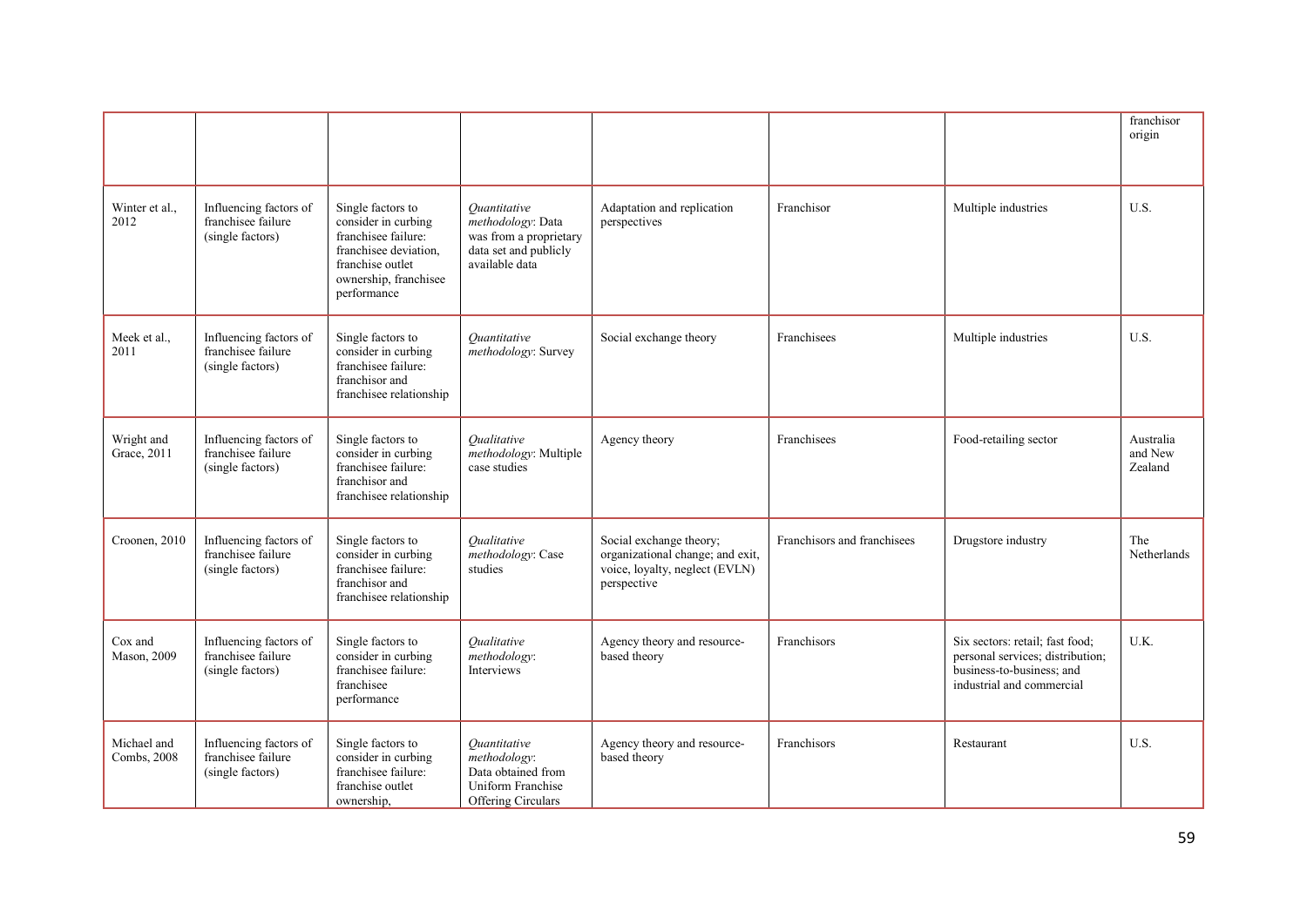| | | | | | | | franchisor origin |
|---|---|---|---|---|---|---|---|
| Winter et al., 2012 | Influencing factors of franchisee failure (single factors) | Single factors to consider in curbing franchisee failure: franchisee deviation, franchise outlet ownership, franchisee performance | *Quantitative methodology*: Data was from a proprietary data set and publicly available data | Adaptation and replication perspectives | Franchisor | Multiple industries | U.S. |
| Meek et al., 2011 | Influencing factors of franchisee failure (single factors) | Single factors to consider in curbing franchisee failure: franchisor and franchisee relationship | *Quantitative methodology*: Survey | Social exchange theory | Franchisees | Multiple industries | U.S. |
| Wright and Grace, 2011 | Influencing factors of franchisee failure (single factors) | Single factors to consider in curbing franchisee failure: franchisor and franchisee relationship | *Qualitative methodology*: Multiple case studies | Agency theory | Franchisees | Food-retailing sector | Australia and New Zealand |
| Croonen, 2010 | Influencing factors of franchisee failure (single factors) | Single factors to consider in curbing franchisee failure: franchisor and franchisee relationship | *Qualitative methodology*: Case studies | Social exchange theory; organizational change; and exit, voice, loyalty, neglect (EVLN) perspective | Franchisors and franchisees | Drugstore industry | The Netherlands |
| Cox and Mason, 2009 | Influencing factors of franchisee failure (single factors) | Single factors to consider in curbing franchisee failure: franchisee performance | *Qualitative methodology*: Interviews | Agency theory and resource-based theory | Franchisors | Six sectors: retail; fast food; personal services; distribution; business-to-business; and industrial and commercial | U.K. |
| Michael and Combs, 2008 | Influencing factors of franchisee failure (single factors) | Single factors to consider in curbing franchisee failure: franchise outlet ownership, | *Quantitative methodology*: Data obtained from Uniform Franchise Offering Circulars | Agency theory and resource-based theory | Franchisors | Restaurant | U.S. |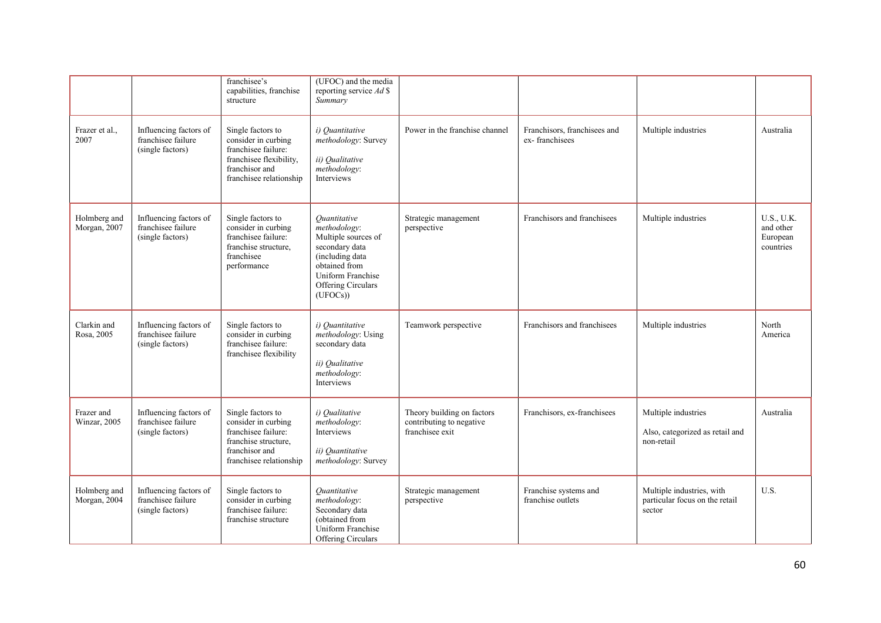| | | franchisee's capabilities, franchise structure | (UFOC) and the media reporting service *Ad $ Summary* | | | | |
|---|---|---|---|---|---|---|---|
| Frazer et al., 2007 | Influencing factors of franchisee failure (single factors) | Single factors to consider in curbing franchisee failure: franchisee flexibility, franchisor and franchisee relationship | *i) Quantitative methodology*: Survey<br><br>*ii) Qualitative methodology*: Interviews | Power in the franchise channel | Franchisors, franchisees and ex- franchisees | Multiple industries | Australia |
| Holmberg and Morgan, 2007 | Influencing factors of franchisee failure (single factors) | Single factors to consider in curbing franchisee failure: franchise structure, franchisee performance | *Quantitative methodology*: Multiple sources of secondary data (including data obtained from Uniform Franchise Offering Circulars (UFOCs)) | Strategic management perspective | Franchisors and franchisees | Multiple industries | U.S., U.K. and other European countries |
| Clarkin and Rosa, 2005 | Influencing factors of franchisee failure (single factors) | Single factors to consider in curbing franchisee failure: franchisee flexibility | *i) Quantitative methodology*: Using secondary data<br><br>*ii) Qualitative methodology*: Interviews | Teamwork perspective | Franchisors and franchisees | Multiple industries | North America |
| Frazer and Winzar, 2005 | Influencing factors of franchisee failure (single factors) | Single factors to consider in curbing franchisee failure: franchise structure, franchisor and franchisee relationship | *i) Qualitative methodology*: Interviews<br><br>*ii) Quantitative methodology*: Survey | Theory building on factors contributing to negative franchisee exit | Franchisors, ex-franchisees | Multiple industries<br><br>Also, categorized as retail and non-retail | Australia |
| Holmberg and Morgan, 2004 | Influencing factors of franchisee failure (single factors) | Single factors to consider in curbing franchisee failure: franchise structure | *Quantitative methodology*: Secondary data (obtained from Uniform Franchise Offering Circulars | Strategic management perspective | Franchise systems and franchise outlets | Multiple industries, with particular focus on the retail sector | U.S. |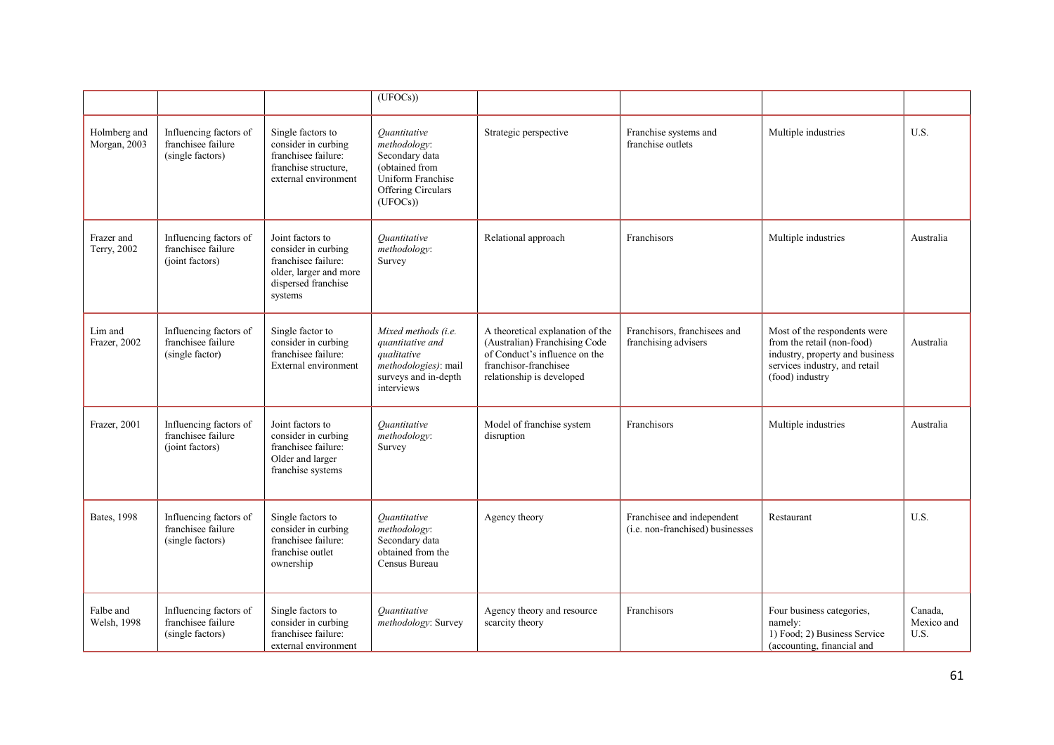| | | | (UFOCs)) | | | | |
|---|---|---|---|---|---|---|---|
| Holmberg and Morgan, 2003 | Influencing factors of franchisee failure (single factors) | Single factors to consider in curbing franchisee failure: franchise structure, external environment | *Quantitative methodology*: Secondary data (obtained from Uniform Franchise Offering Circulars (UFOCs)) | Strategic perspective | Franchise systems and franchise outlets | Multiple industries | U.S. |
| Frazer and Terry, 2002 | Influencing factors of franchisee failure (joint factors) | Joint factors to consider in curbing franchisee failure: older, larger and more dispersed franchise systems | *Quantitative methodology*: Survey | Relational approach | Franchisors | Multiple industries | Australia |
| Lim and Frazer, 2002 | Influencing factors of franchisee failure (single factor) | Single factor to consider in curbing franchisee failure: External environment | *Mixed methods (i.e. quantitative and qualitative methodologies)*: mail surveys and in-depth interviews | A theoretical explanation of the (Australian) Franchising Code of Conduct's influence on the franchisor-franchisee relationship is developed | Franchisors, franchisees and franchising advisers | Most of the respondents were from the retail (non-food) industry, property and business services industry, and retail (food) industry | Australia |
| Frazer, 2001 | Influencing factors of franchisee failure (joint factors) | Joint factors to consider in curbing franchisee failure: Older and larger franchise systems | *Quantitative methodology*: Survey | Model of franchise system disruption | Franchisors | Multiple industries | Australia |
| Bates, 1998 | Influencing factors of franchisee failure (single factors) | Single factors to consider in curbing franchisee failure: franchise outlet ownership | *Quantitative methodology*: Secondary data obtained from the Census Bureau | Agency theory | Franchisee and independent (i.e. non-franchised) businesses | Restaurant | U.S. |
| Falbe and Welsh, 1998 | Influencing factors of franchisee failure (single factors) | Single factors to consider in curbing franchisee failure: external environment | *Quantitative methodology*: Survey | Agency theory and resource scarcity theory | Franchisors | Four business categories, namely: 1) Food; 2) Business Service (accounting, financial and | Canada, Mexico and U.S. |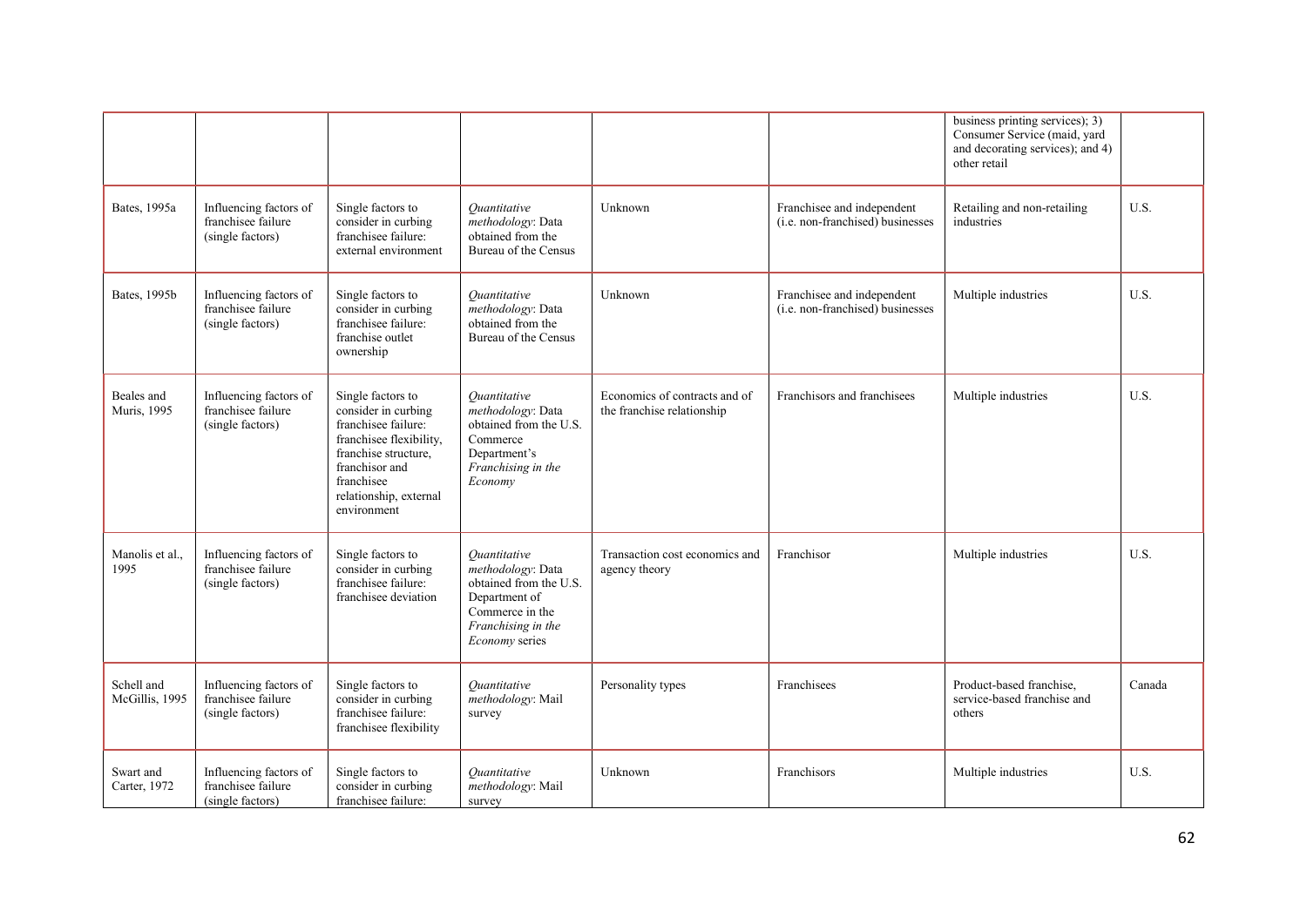| | | | | | | | |
|---|---|---|---|---|---|---|---|
| | | | | | | business printing services); 3) Consumer Service (maid, yard and decorating services); and 4) other retail | |
| Bates, 1995a | Influencing factors of franchisee failure (single factors) | Single factors to consider in curbing franchisee failure: external environment | *Quantitative methodology*: Data obtained from the Bureau of the Census | Unknown | Franchisee and independent (i.e. non-franchised) businesses | Retailing and non-retailing industries | U.S. |
| Bates, 1995b | Influencing factors of franchisee failure (single factors) | Single factors to consider in curbing franchisee failure: franchise outlet ownership | *Quantitative methodology*: Data obtained from the Bureau of the Census | Unknown | Franchisee and independent (i.e. non-franchised) businesses | Multiple industries | U.S. |
| Beales and Muris, 1995 | Influencing factors of franchisee failure (single factors) | Single factors to consider in curbing franchisee failure: franchisee flexibility, franchise structure, franchisor and franchisee relationship, external environment | *Quantitative methodology*: Data obtained from the U.S. Commerce Department's *Franchising in the Economy* | Economics of contracts and of the franchise relationship | Franchisors and franchisees | Multiple industries | U.S. |
| Manolis et al., 1995 | Influencing factors of franchisee failure (single factors) | Single factors to consider in curbing franchisee failure: franchisee deviation | *Quantitative methodology*: Data obtained from the U.S. Department of Commerce in the *Franchising in the Economy* series | Transaction cost economics and agency theory | Franchisor | Multiple industries | U.S. |
| Schell and McGillis, 1995 | Influencing factors of franchisee failure (single factors) | Single factors to consider in curbing franchisee failure: franchisee flexibility | *Quantitative methodology*: Mail survey | Personality types | Franchisees | Product-based franchise, service-based franchise and others | Canada |
| Swart and Carter, 1972 | Influencing factors of franchisee failure (single factors) | Single factors to consider in curbing franchisee failure: | *Quantitative methodology*: Mail survey | Unknown | Franchisors | Multiple industries | U.S. |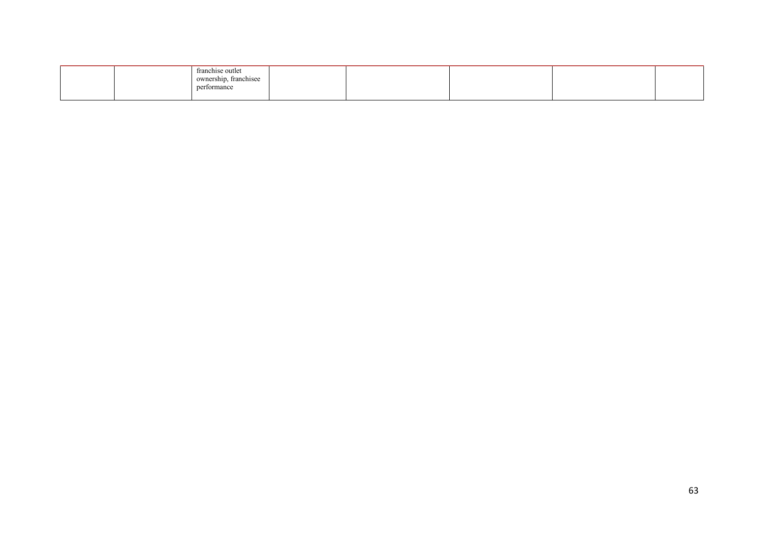| | | | | | | | |
|---|---|---|---|---|---|---|---|
| | | franchise outlet ownership, franchisee performance | | | | | |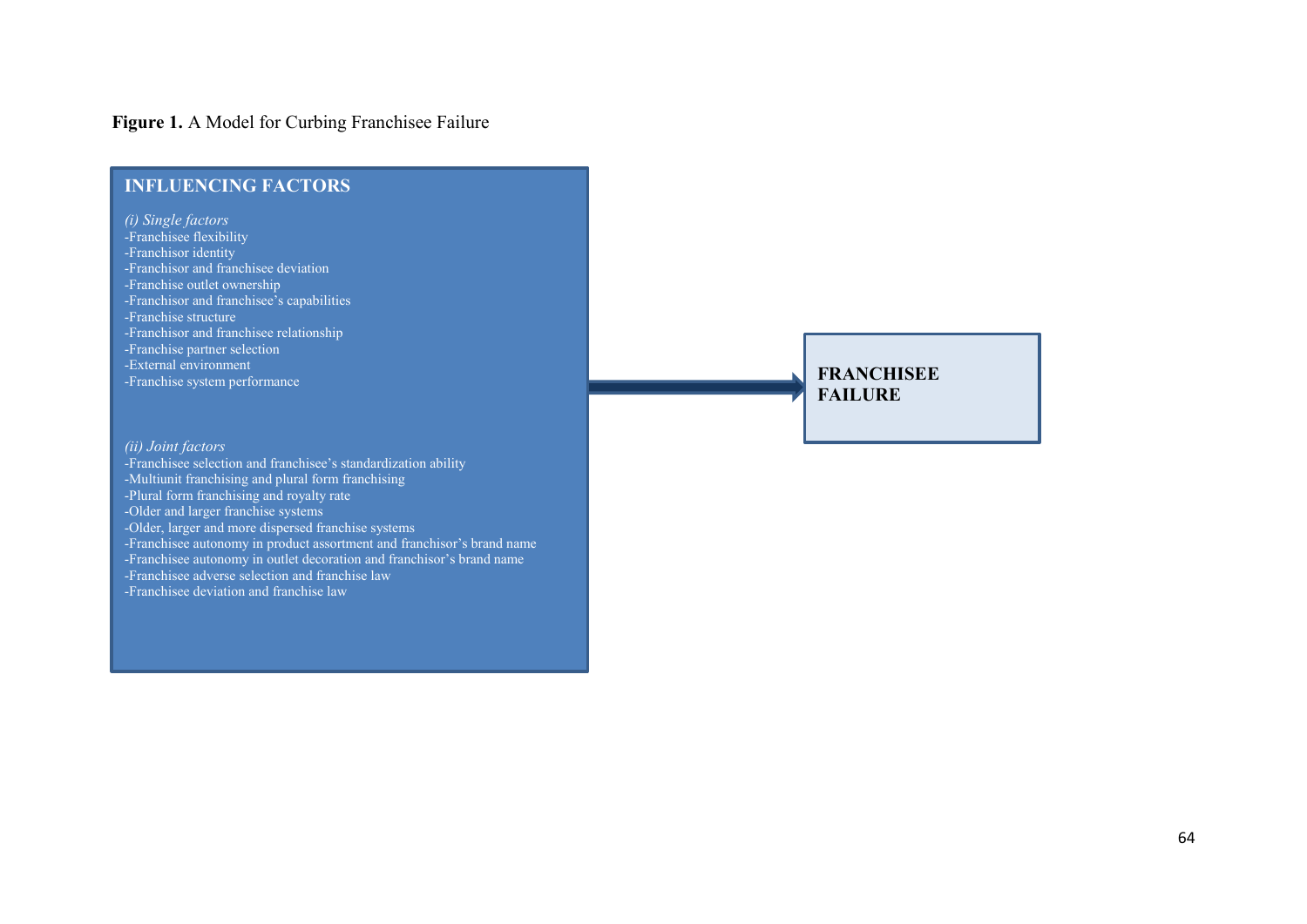**Figure 1.** A Model for Curbing Franchisee Failure

INFLUENCING FACTORS

*(i) Single factors*

-Franchisee flexibility
-Franchisor identity
-Franchisor and franchisee deviation
-Franchise outlet ownership
-Franchisor and franchisee's capabilities
-Franchise structure
-Franchisor and franchisee relationship
-Franchise partner selection
-External environment
-Franchise system performance

*(ii) Joint factors*

-Franchisee selection and franchisee's standardization ability
-Multiunit franchising and plural form franchising
-Plural form franchising and royalty rate
-Older and larger franchise systems
-Older, larger and more dispersed franchise systems
-Franchisee autonomy in product assortment and franchisor's brand name
-Franchisee autonomy in outlet decoration and franchisor's brand name
-Franchisee adverse selection and franchise law
-Franchisee deviation and franchise law

FRANCHISEE FAILURE